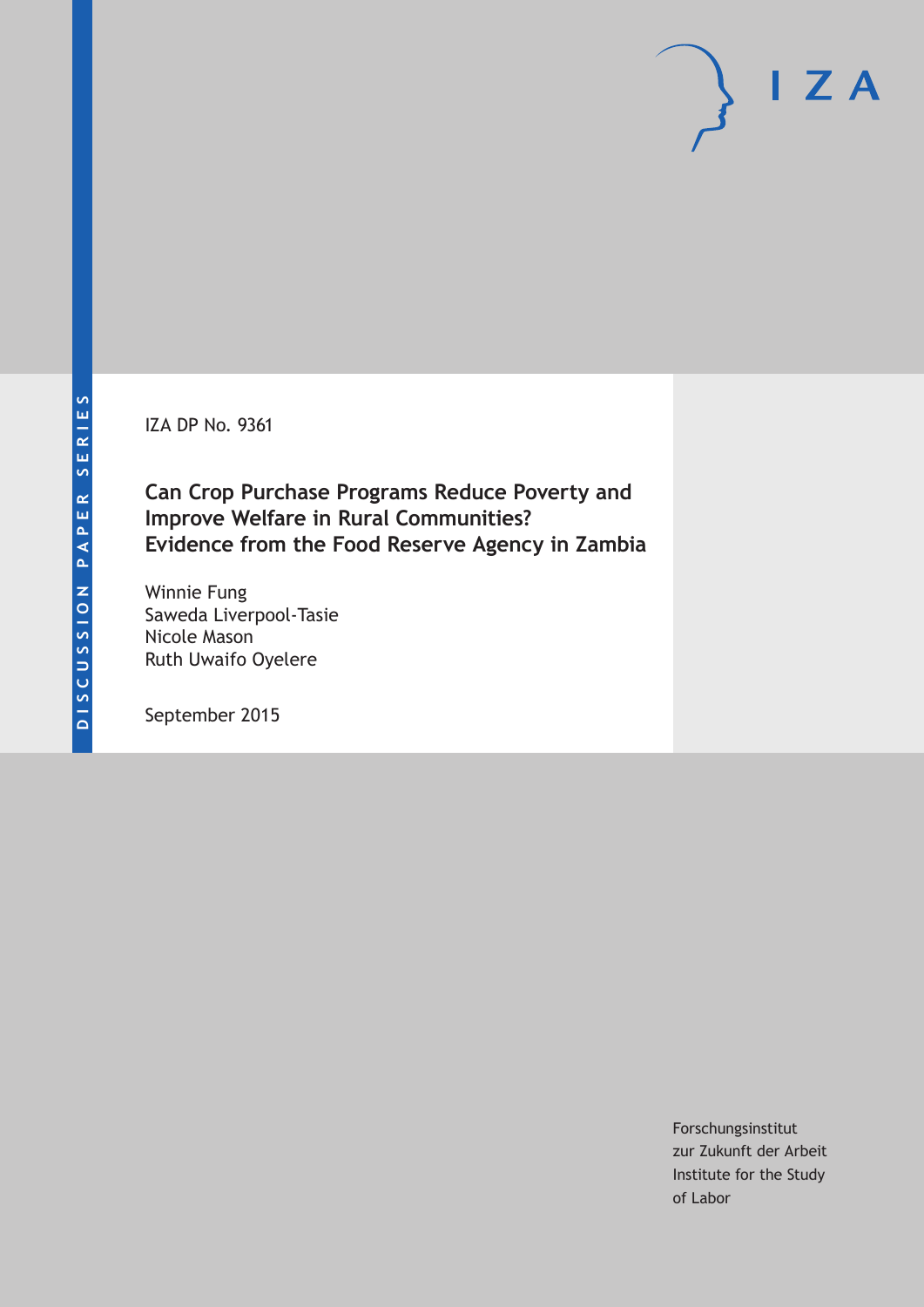DISCUSSION PAPER SERIES

IZA DP No. 9361

# Can Crop Purchase Programs Reduce Poverty and Improve Welfare in Rural Communities? Evidence from the Food Reserve Agency in Zambia

Winnie Fung
Saweda Liverpool-Tasie
Nicole Mason
Ruth Uwaifo Oyelere

September 2015

Forschungsinstitut
zur Zukunft der Arbeit
Institute for the Study
of Labor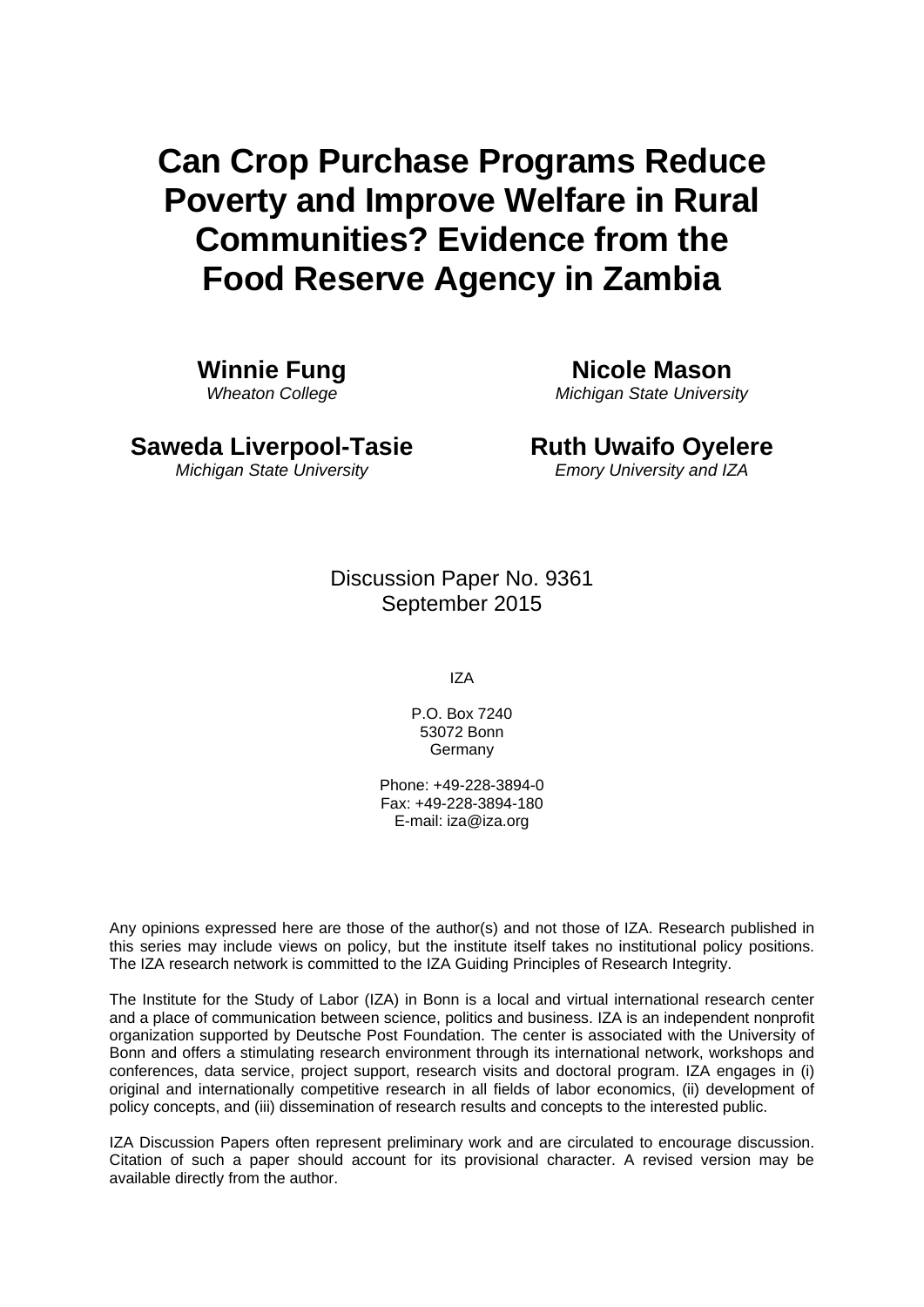# Can Crop Purchase Programs Reduce Poverty and Improve Welfare in Rural Communities? Evidence from the Food Reserve Agency in Zambia

**Winnie Fung**
*Wheaton College*

**Nicole Mason**
*Michigan State University*

**Saweda Liverpool-Tasie**
*Michigan State University*

**Ruth Uwaifo Oyelere**
*Emory University and IZA*

Discussion Paper No. 9361
September 2015

IZA

P.O. Box 7240
53072 Bonn
Germany

Phone: +49-228-3894-0
Fax: +49-228-3894-180
E-mail: iza@iza.org

Any opinions expressed here are those of the author(s) and not those of IZA. Research published in this series may include views on policy, but the institute itself takes no institutional policy positions. The IZA research network is committed to the IZA Guiding Principles of Research Integrity.

The Institute for the Study of Labor (IZA) in Bonn is a local and virtual international research center and a place of communication between science, politics and business. IZA is an independent nonprofit organization supported by Deutsche Post Foundation. The center is associated with the University of Bonn and offers a stimulating research environment through its international network, workshops and conferences, data service, project support, research visits and doctoral program. IZA engages in (i) original and internationally competitive research in all fields of labor economics, (ii) development of policy concepts, and (iii) dissemination of research results and concepts to the interested public.

IZA Discussion Papers often represent preliminary work and are circulated to encourage discussion. Citation of such a paper should account for its provisional character. A revised version may be available directly from the author.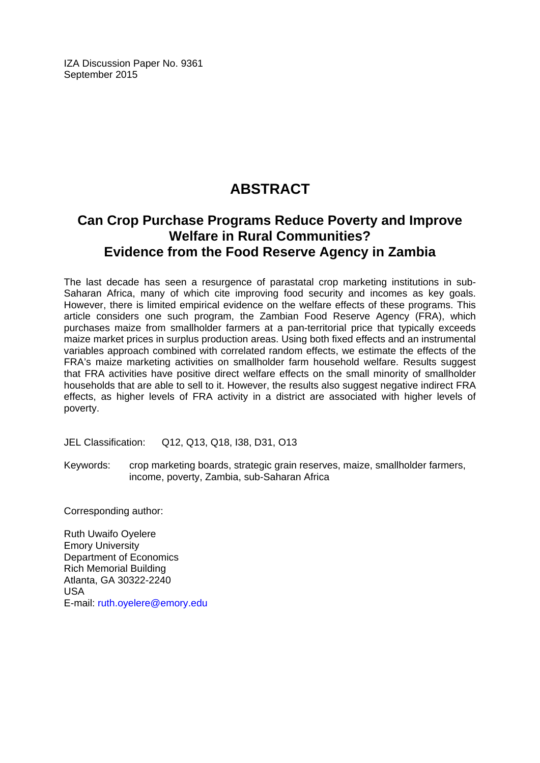IZA Discussion Paper No. 9361
September 2015

# ABSTRACT

## Can Crop Purchase Programs Reduce Poverty and Improve Welfare in Rural Communities? Evidence from the Food Reserve Agency in Zambia

The last decade has seen a resurgence of parastatal crop marketing institutions in sub-Saharan Africa, many of which cite improving food security and incomes as key goals. However, there is limited empirical evidence on the welfare effects of these programs. This article considers one such program, the Zambian Food Reserve Agency (FRA), which purchases maize from smallholder farmers at a pan-territorial price that typically exceeds maize market prices in surplus production areas. Using both fixed effects and an instrumental variables approach combined with correlated random effects, we estimate the effects of the FRA's maize marketing activities on smallholder farm household welfare. Results suggest that FRA activities have positive direct welfare effects on the small minority of smallholder households that are able to sell to it. However, the results also suggest negative indirect FRA effects, as higher levels of FRA activity in a district are associated with higher levels of poverty.

JEL Classification: Q12, Q13, Q18, I38, D31, O13

Keywords: crop marketing boards, strategic grain reserves, maize, smallholder farmers, income, poverty, Zambia, sub-Saharan Africa

Corresponding author:

Ruth Uwaifo Oyelere
Emory University
Department of Economics
Rich Memorial Building
Atlanta, GA 30322-2240
USA
E-mail: ruth.oyelere@emory.edu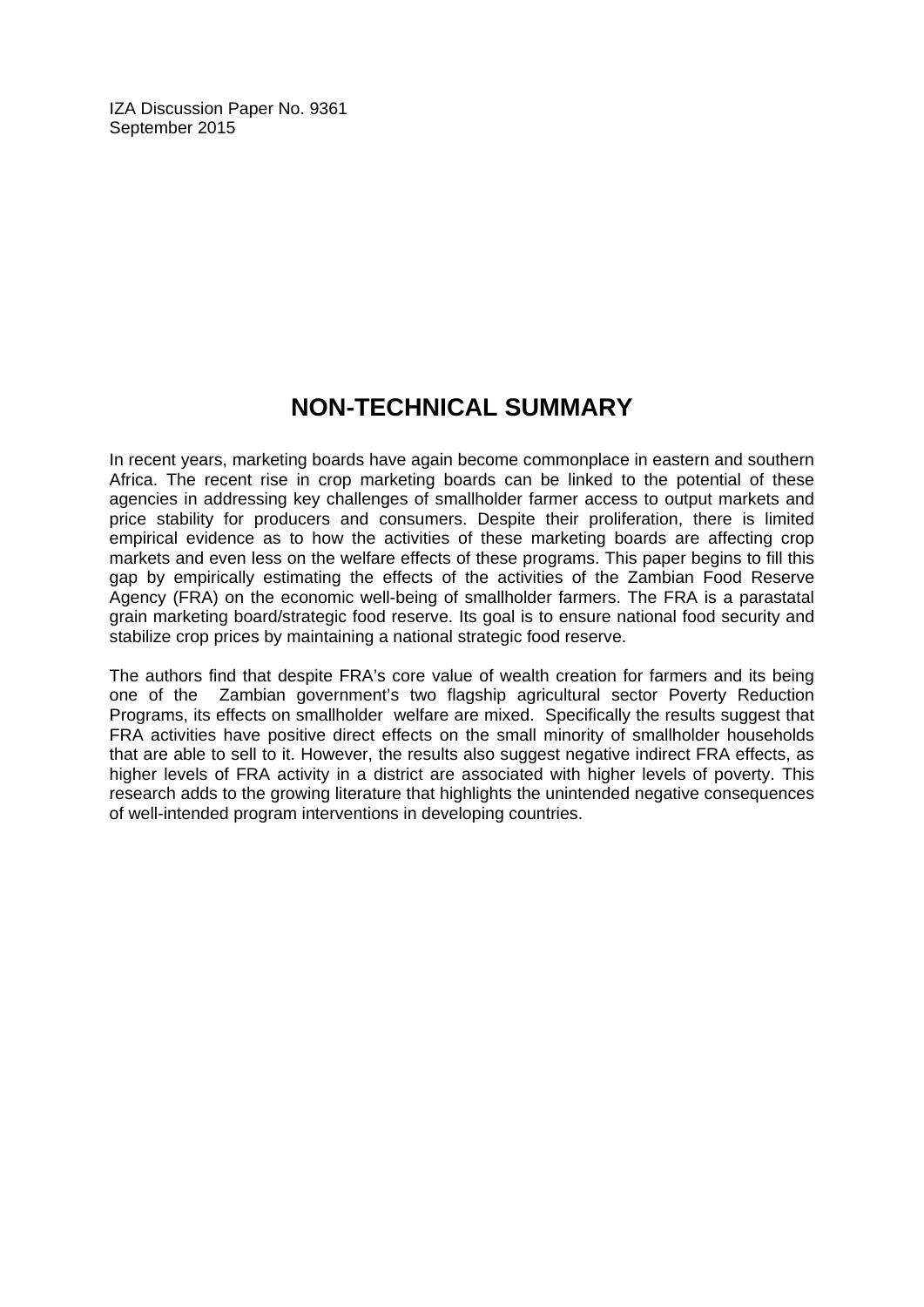IZA Discussion Paper No. 9361
September 2015

# NON-TECHNICAL SUMMARY

In recent years, marketing boards have again become commonplace in eastern and southern Africa. The recent rise in crop marketing boards can be linked to the potential of these agencies in addressing key challenges of smallholder farmer access to output markets and price stability for producers and consumers. Despite their proliferation, there is limited empirical evidence as to how the activities of these marketing boards are affecting crop markets and even less on the welfare effects of these programs. This paper begins to fill this gap by empirically estimating the effects of the activities of the Zambian Food Reserve Agency (FRA) on the economic well-being of smallholder farmers. The FRA is a parastatal grain marketing board/strategic food reserve. Its goal is to ensure national food security and stabilize crop prices by maintaining a national strategic food reserve.

The authors find that despite FRA's core value of wealth creation for farmers and its being one of the Zambian government's two flagship agricultural sector Poverty Reduction Programs, its effects on smallholder welfare are mixed. Specifically the results suggest that FRA activities have positive direct effects on the small minority of smallholder households that are able to sell to it. However, the results also suggest negative indirect FRA effects, as higher levels of FRA activity in a district are associated with higher levels of poverty. This research adds to the growing literature that highlights the unintended negative consequences of well-intended program interventions in developing countries.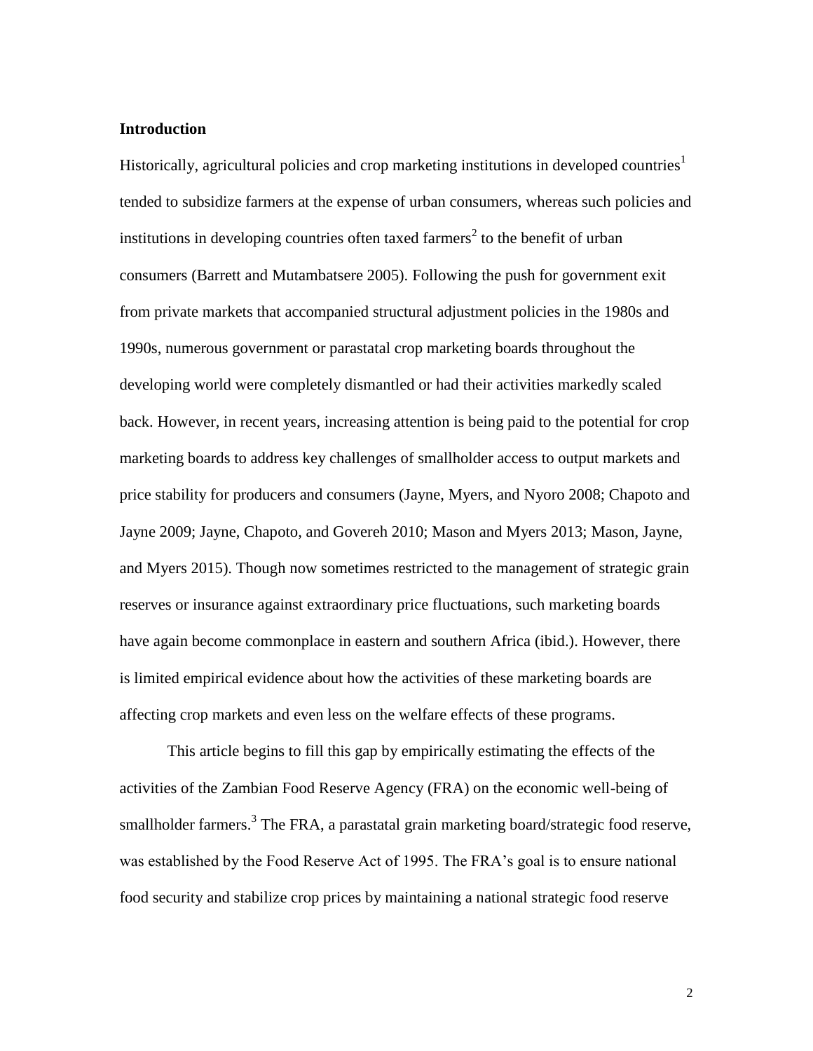## Introduction

Historically, agricultural policies and crop marketing institutions in developed countries[1] tended to subsidize farmers at the expense of urban consumers, whereas such policies and institutions in developing countries often taxed farmers[2] to the benefit of urban consumers (Barrett and Mutambatsere 2005). Following the push for government exit from private markets that accompanied structural adjustment policies in the 1980s and 1990s, numerous government or parastatal crop marketing boards throughout the developing world were completely dismantled or had their activities markedly scaled back. However, in recent years, increasing attention is being paid to the potential for crop marketing boards to address key challenges of smallholder access to output markets and price stability for producers and consumers (Jayne, Myers, and Nyoro 2008; Chapoto and Jayne 2009; Jayne, Chapoto, and Govereh 2010; Mason and Myers 2013; Mason, Jayne, and Myers 2015). Though now sometimes restricted to the management of strategic grain reserves or insurance against extraordinary price fluctuations, such marketing boards have again become commonplace in eastern and southern Africa (ibid.). However, there is limited empirical evidence about how the activities of these marketing boards are affecting crop markets and even less on the welfare effects of these programs.

This article begins to fill this gap by empirically estimating the effects of the activities of the Zambian Food Reserve Agency (FRA) on the economic well-being of smallholder farmers.[3] The FRA, a parastatal grain marketing board/strategic food reserve, was established by the Food Reserve Act of 1995. The FRA's goal is to ensure national food security and stabilize crop prices by maintaining a national strategic food reserve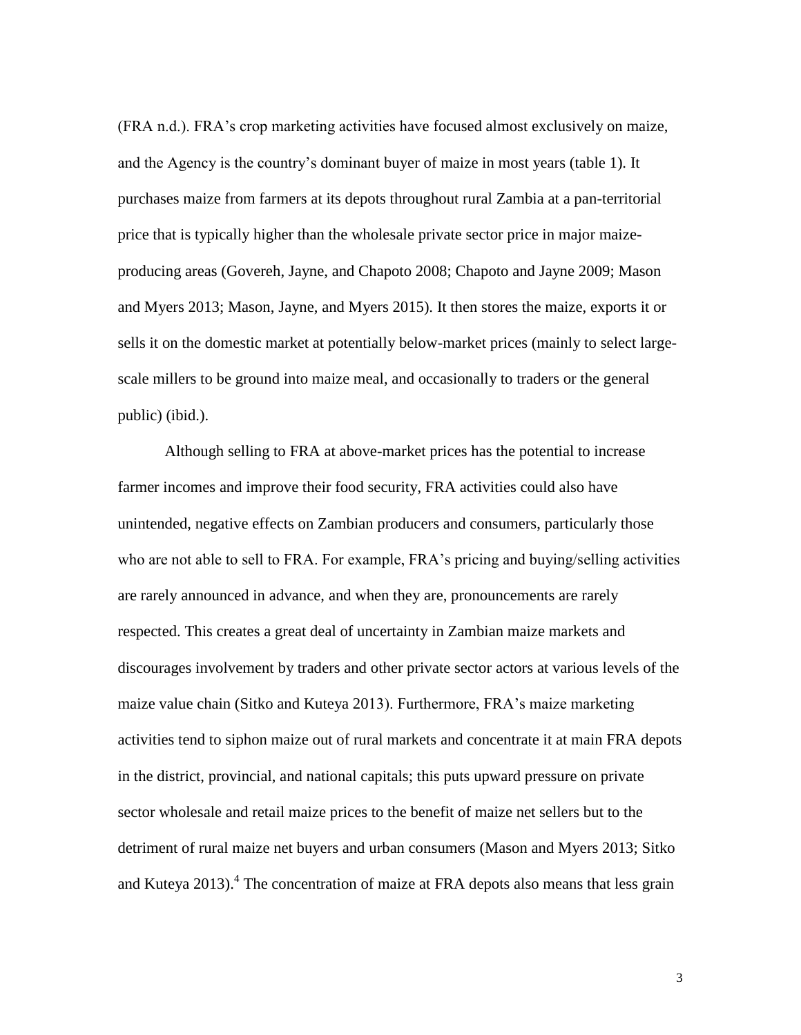(FRA n.d.). FRA's crop marketing activities have focused almost exclusively on maize, and the Agency is the country's dominant buyer of maize in most years (table 1). It purchases maize from farmers at its depots throughout rural Zambia at a pan-territorial price that is typically higher than the wholesale private sector price in major maize-producing areas (Govereh, Jayne, and Chapoto 2008; Chapoto and Jayne 2009; Mason and Myers 2013; Mason, Jayne, and Myers 2015). It then stores the maize, exports it or sells it on the domestic market at potentially below-market prices (mainly to select large-scale millers to be ground into maize meal, and occasionally to traders or the general public) (ibid.).

Although selling to FRA at above-market prices has the potential to increase farmer incomes and improve their food security, FRA activities could also have unintended, negative effects on Zambian producers and consumers, particularly those who are not able to sell to FRA. For example, FRA's pricing and buying/selling activities are rarely announced in advance, and when they are, pronouncements are rarely respected. This creates a great deal of uncertainty in Zambian maize markets and discourages involvement by traders and other private sector actors at various levels of the maize value chain (Sitko and Kuteya 2013). Furthermore, FRA's maize marketing activities tend to siphon maize out of rural markets and concentrate it at main FRA depots in the district, provincial, and national capitals; this puts upward pressure on private sector wholesale and retail maize prices to the benefit of maize net sellers but to the detriment of rural maize net buyers and urban consumers (Mason and Myers 2013; Sitko and Kuteya 2013).[4] The concentration of maize at FRA depots also means that less grain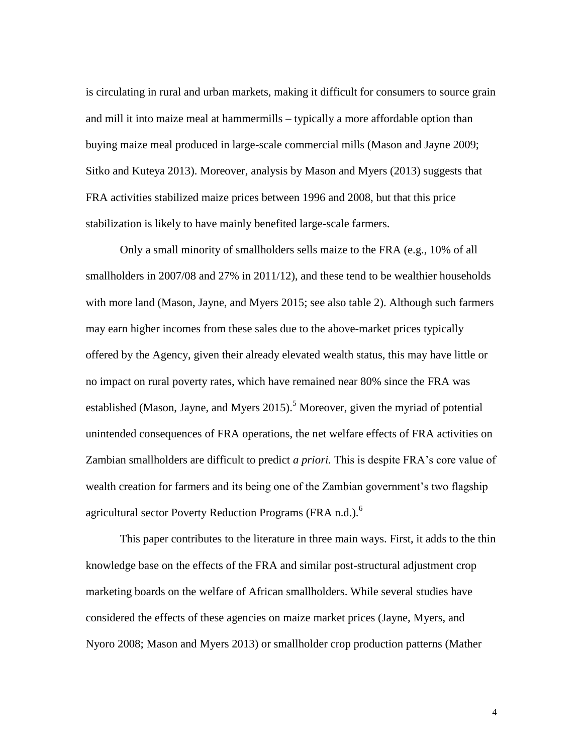is circulating in rural and urban markets, making it difficult for consumers to source grain and mill it into maize meal at hammermills – typically a more affordable option than buying maize meal produced in large-scale commercial mills (Mason and Jayne 2009; Sitko and Kuteya 2013). Moreover, analysis by Mason and Myers (2013) suggests that FRA activities stabilized maize prices between 1996 and 2008, but that this price stabilization is likely to have mainly benefited large-scale farmers.

Only a small minority of smallholders sells maize to the FRA (e.g., 10% of all smallholders in 2007/08 and 27% in 2011/12), and these tend to be wealthier households with more land (Mason, Jayne, and Myers 2015; see also table 2). Although such farmers may earn higher incomes from these sales due to the above-market prices typically offered by the Agency, given their already elevated wealth status, this may have little or no impact on rural poverty rates, which have remained near 80% since the FRA was established (Mason, Jayne, and Myers 2015).[5] Moreover, given the myriad of potential unintended consequences of FRA operations, the net welfare effects of FRA activities on Zambian smallholders are difficult to predict *a priori.* This is despite FRA's core value of wealth creation for farmers and its being one of the Zambian government's two flagship agricultural sector Poverty Reduction Programs (FRA n.d.).[6]

This paper contributes to the literature in three main ways. First, it adds to the thin knowledge base on the effects of the FRA and similar post-structural adjustment crop marketing boards on the welfare of African smallholders. While several studies have considered the effects of these agencies on maize market prices (Jayne, Myers, and Nyoro 2008; Mason and Myers 2013) or smallholder crop production patterns (Mather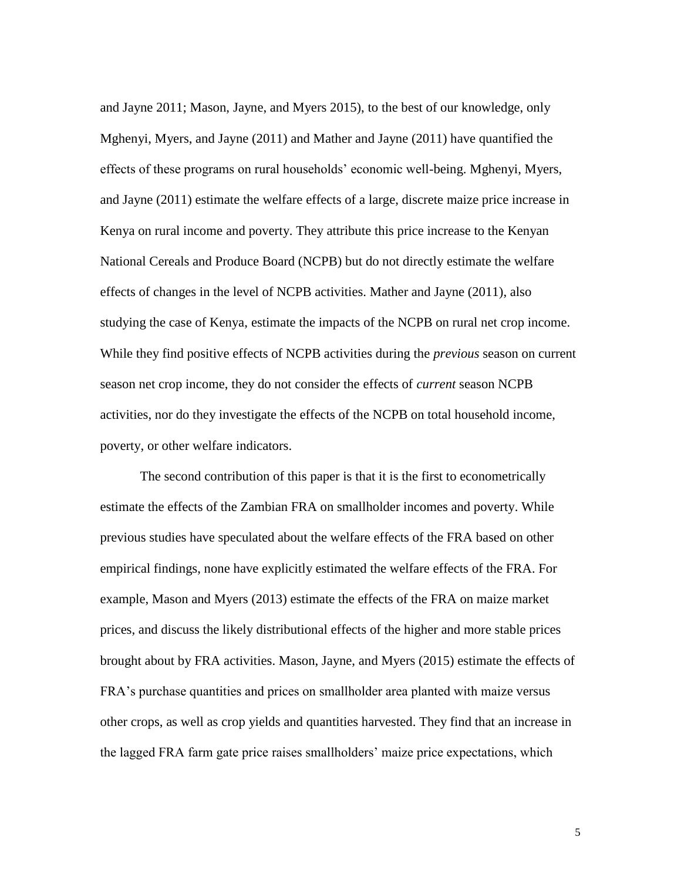and Jayne 2011; Mason, Jayne, and Myers 2015), to the best of our knowledge, only Mghenyi, Myers, and Jayne (2011) and Mather and Jayne (2011) have quantified the effects of these programs on rural households' economic well-being. Mghenyi, Myers, and Jayne (2011) estimate the welfare effects of a large, discrete maize price increase in Kenya on rural income and poverty. They attribute this price increase to the Kenyan National Cereals and Produce Board (NCPB) but do not directly estimate the welfare effects of changes in the level of NCPB activities. Mather and Jayne (2011), also studying the case of Kenya, estimate the impacts of the NCPB on rural net crop income. While they find positive effects of NCPB activities during the *previous* season on current season net crop income, they do not consider the effects of *current* season NCPB activities, nor do they investigate the effects of the NCPB on total household income, poverty, or other welfare indicators.

The second contribution of this paper is that it is the first to econometrically estimate the effects of the Zambian FRA on smallholder incomes and poverty. While previous studies have speculated about the welfare effects of the FRA based on other empirical findings, none have explicitly estimated the welfare effects of the FRA. For example, Mason and Myers (2013) estimate the effects of the FRA on maize market prices, and discuss the likely distributional effects of the higher and more stable prices brought about by FRA activities. Mason, Jayne, and Myers (2015) estimate the effects of FRA's purchase quantities and prices on smallholder area planted with maize versus other crops, as well as crop yields and quantities harvested. They find that an increase in the lagged FRA farm gate price raises smallholders' maize price expectations, which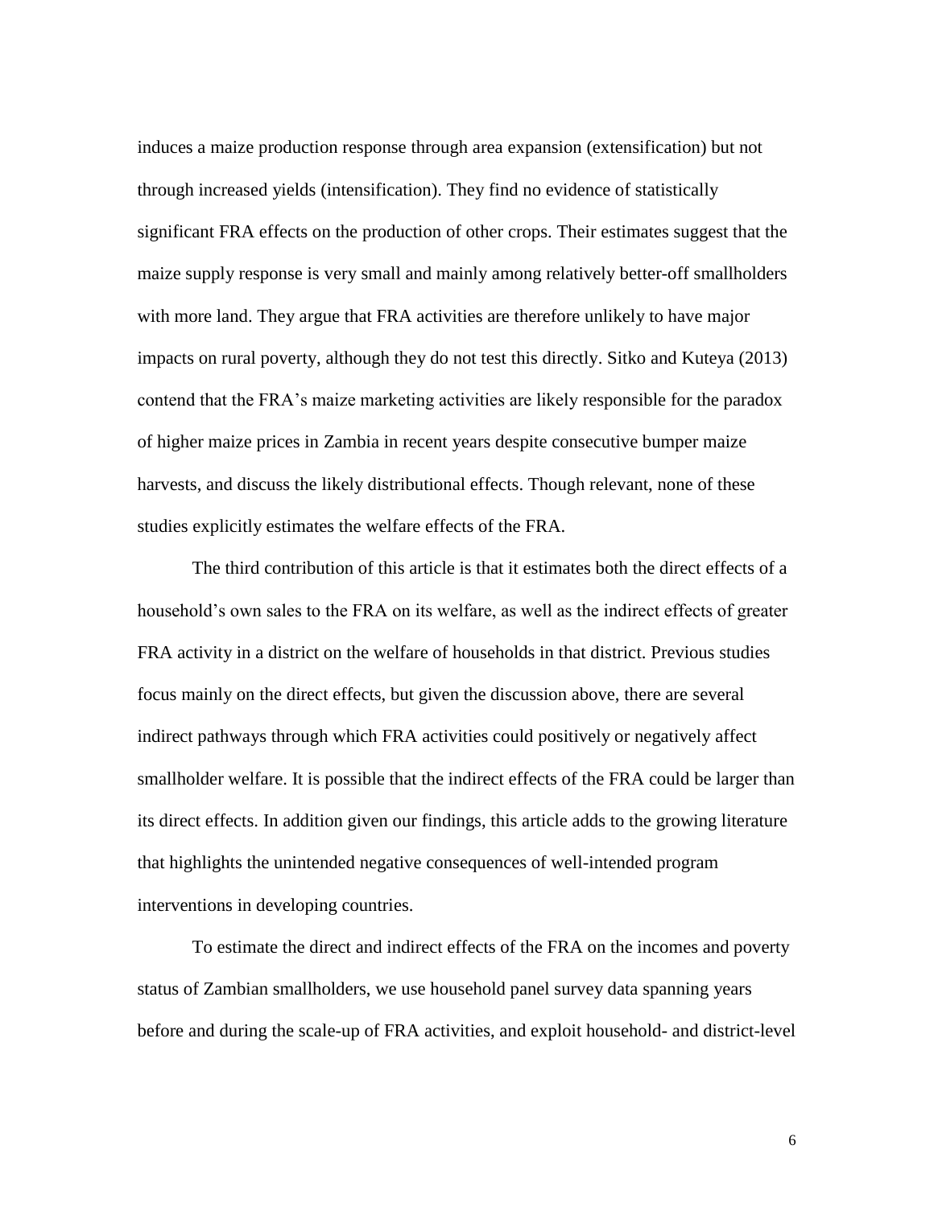induces a maize production response through area expansion (extensification) but not through increased yields (intensification). They find no evidence of statistically significant FRA effects on the production of other crops. Their estimates suggest that the maize supply response is very small and mainly among relatively better-off smallholders with more land. They argue that FRA activities are therefore unlikely to have major impacts on rural poverty, although they do not test this directly. Sitko and Kuteya (2013) contend that the FRA's maize marketing activities are likely responsible for the paradox of higher maize prices in Zambia in recent years despite consecutive bumper maize harvests, and discuss the likely distributional effects. Though relevant, none of these studies explicitly estimates the welfare effects of the FRA.

The third contribution of this article is that it estimates both the direct effects of a household's own sales to the FRA on its welfare, as well as the indirect effects of greater FRA activity in a district on the welfare of households in that district. Previous studies focus mainly on the direct effects, but given the discussion above, there are several indirect pathways through which FRA activities could positively or negatively affect smallholder welfare. It is possible that the indirect effects of the FRA could be larger than its direct effects. In addition given our findings, this article adds to the growing literature that highlights the unintended negative consequences of well-intended program interventions in developing countries.

To estimate the direct and indirect effects of the FRA on the incomes and poverty status of Zambian smallholders, we use household panel survey data spanning years before and during the scale-up of FRA activities, and exploit household- and district-level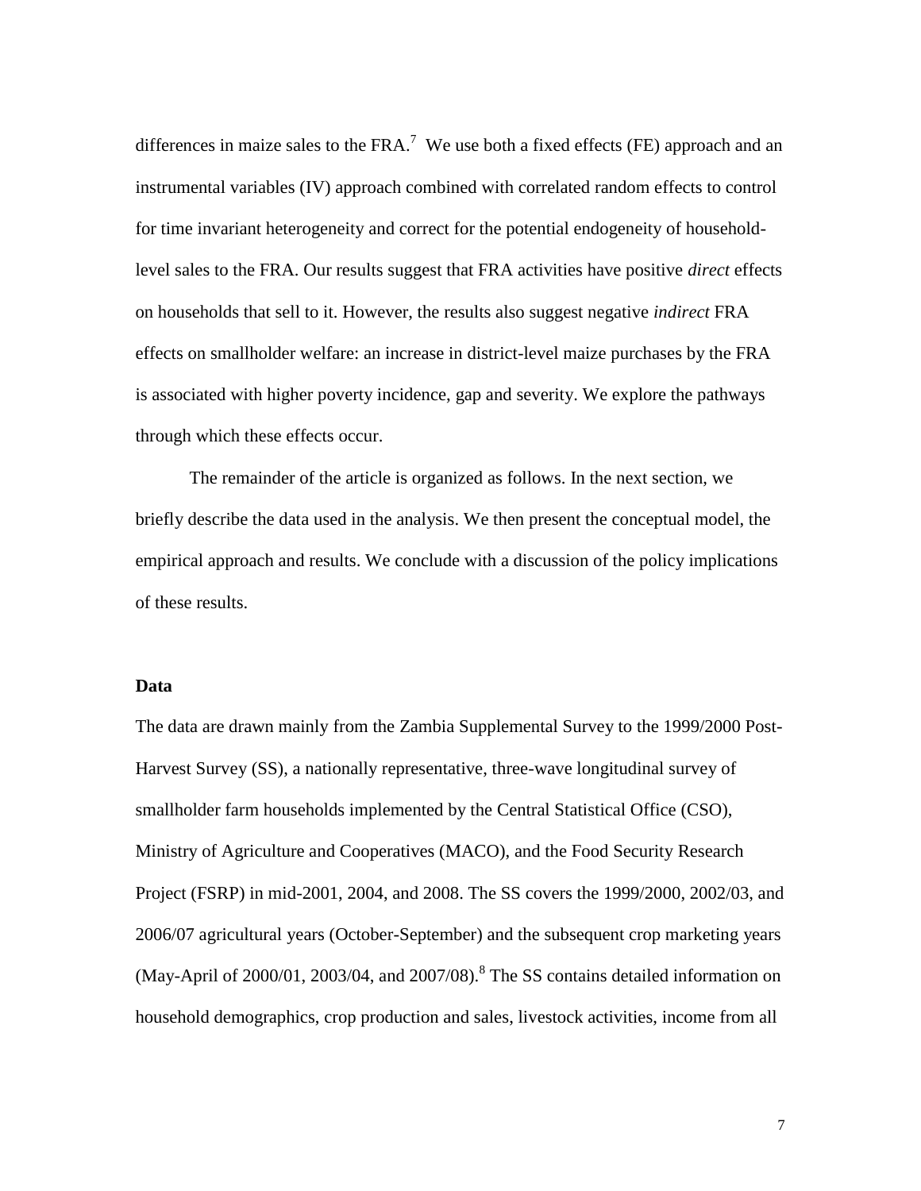differences in maize sales to the FRA.[7] We use both a fixed effects (FE) approach and an instrumental variables (IV) approach combined with correlated random effects to control for time invariant heterogeneity and correct for the potential endogeneity of household-level sales to the FRA. Our results suggest that FRA activities have positive *direct* effects on households that sell to it. However, the results also suggest negative *indirect* FRA effects on smallholder welfare: an increase in district-level maize purchases by the FRA is associated with higher poverty incidence, gap and severity. We explore the pathways through which these effects occur.

The remainder of the article is organized as follows. In the next section, we briefly describe the data used in the analysis. We then present the conceptual model, the empirical approach and results. We conclude with a discussion of the policy implications of these results.

## Data

The data are drawn mainly from the Zambia Supplemental Survey to the 1999/2000 Post-Harvest Survey (SS), a nationally representative, three-wave longitudinal survey of smallholder farm households implemented by the Central Statistical Office (CSO), Ministry of Agriculture and Cooperatives (MACO), and the Food Security Research Project (FSRP) in mid-2001, 2004, and 2008. The SS covers the 1999/2000, 2002/03, and 2006/07 agricultural years (October-September) and the subsequent crop marketing years (May-April of 2000/01, 2003/04, and 2007/08).[8] The SS contains detailed information on household demographics, crop production and sales, livestock activities, income from all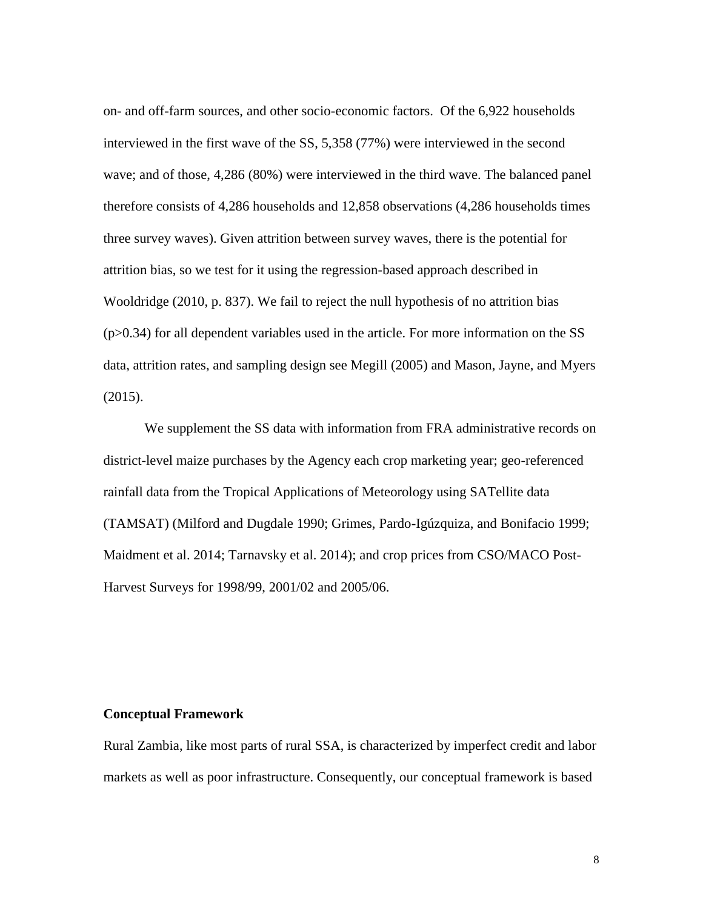on- and off-farm sources, and other socio-economic factors. Of the 6,922 households interviewed in the first wave of the SS, 5,358 (77%) were interviewed in the second wave; and of those, 4,286 (80%) were interviewed in the third wave. The balanced panel therefore consists of 4,286 households and 12,858 observations (4,286 households times three survey waves). Given attrition between survey waves, there is the potential for attrition bias, so we test for it using the regression-based approach described in Wooldridge (2010, p. 837). We fail to reject the null hypothesis of no attrition bias ($p>0.34$) for all dependent variables used in the article. For more information on the SS data, attrition rates, and sampling design see Megill (2005) and Mason, Jayne, and Myers (2015).

We supplement the SS data with information from FRA administrative records on district-level maize purchases by the Agency each crop marketing year; geo-referenced rainfall data from the Tropical Applications of Meteorology using SATellite data (TAMSAT) (Milford and Dugdale 1990; Grimes, Pardo-Igúzquiza, and Bonifacio 1999; Maidment et al. 2014; Tarnavsky et al. 2014); and crop prices from CSO/MACO Post-Harvest Surveys for 1998/99, 2001/02 and 2005/06.

## Conceptual Framework

Rural Zambia, like most parts of rural SSA, is characterized by imperfect credit and labor markets as well as poor infrastructure. Consequently, our conceptual framework is based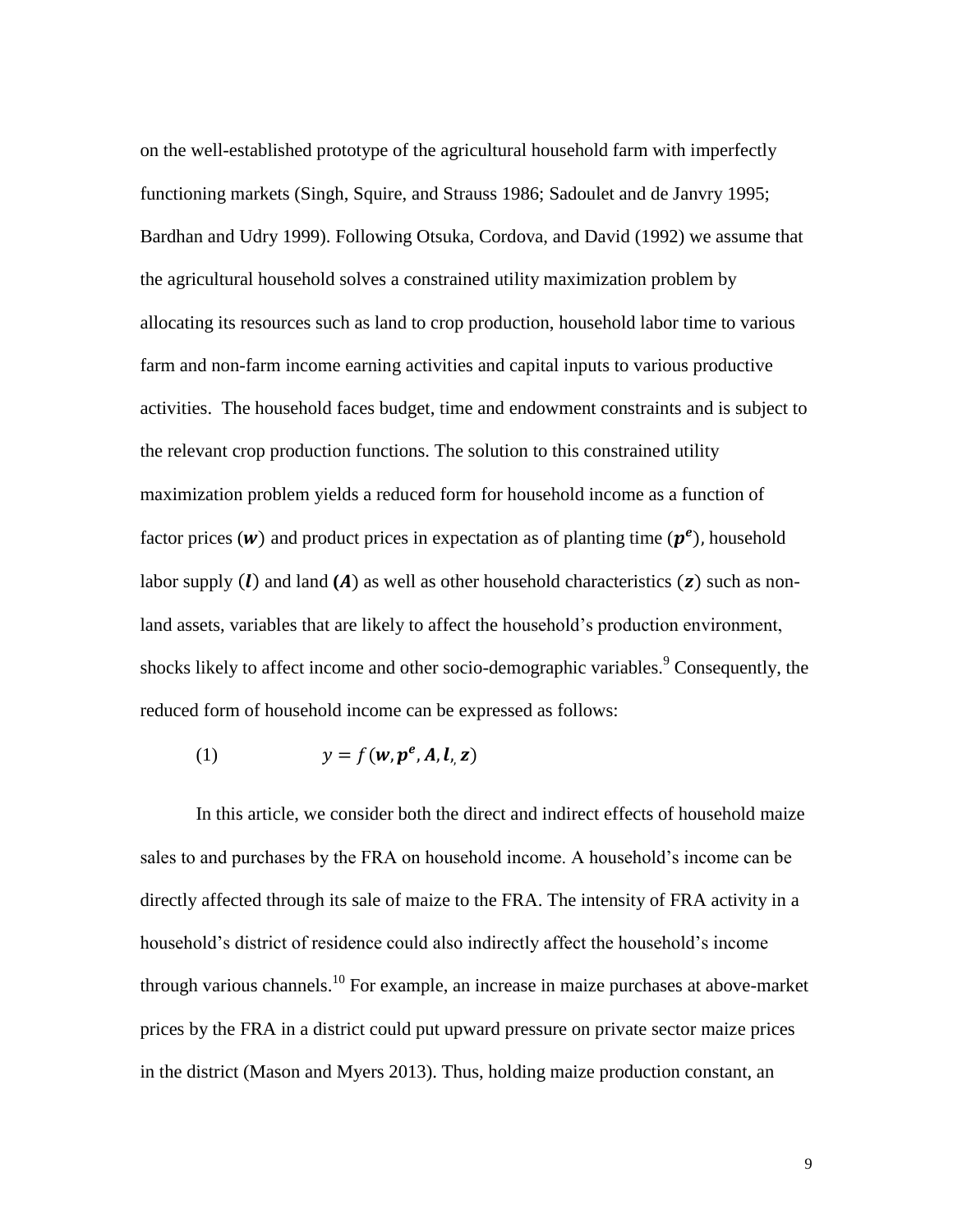on the well-established prototype of the agricultural household farm with imperfectly functioning markets (Singh, Squire, and Strauss 1986; Sadoulet and de Janvry 1995; Bardhan and Udry 1999). Following Otsuka, Cordova, and David (1992) we assume that the agricultural household solves a constrained utility maximization problem by allocating its resources such as land to crop production, household labor time to various farm and non-farm income earning activities and capital inputs to various productive activities. The household faces budget, time and endowment constraints and is subject to the relevant crop production functions. The solution to this constrained utility maximization problem yields a reduced form for household income as a function of factor prices ($\boldsymbol{w}$) and product prices in expectation as of planting time ($\boldsymbol{p^e}$), household labor supply ($\boldsymbol{l}$) and land ($\boldsymbol{A}$) as well as other household characteristics ($\boldsymbol{z}$) such as non-land assets, variables that are likely to affect the household's production environment, shocks likely to affect income and other socio-demographic variables.[9] Consequently, the reduced form of household income can be expressed as follows:

$$(1) \qquad y = f(\boldsymbol{w}, \boldsymbol{p^e}, \boldsymbol{A}, \boldsymbol{l}, \boldsymbol{z})$$

In this article, we consider both the direct and indirect effects of household maize sales to and purchases by the FRA on household income. A household's income can be directly affected through its sale of maize to the FRA. The intensity of FRA activity in a household's district of residence could also indirectly affect the household's income through various channels.[10] For example, an increase in maize purchases at above-market prices by the FRA in a district could put upward pressure on private sector maize prices in the district (Mason and Myers 2013). Thus, holding maize production constant, an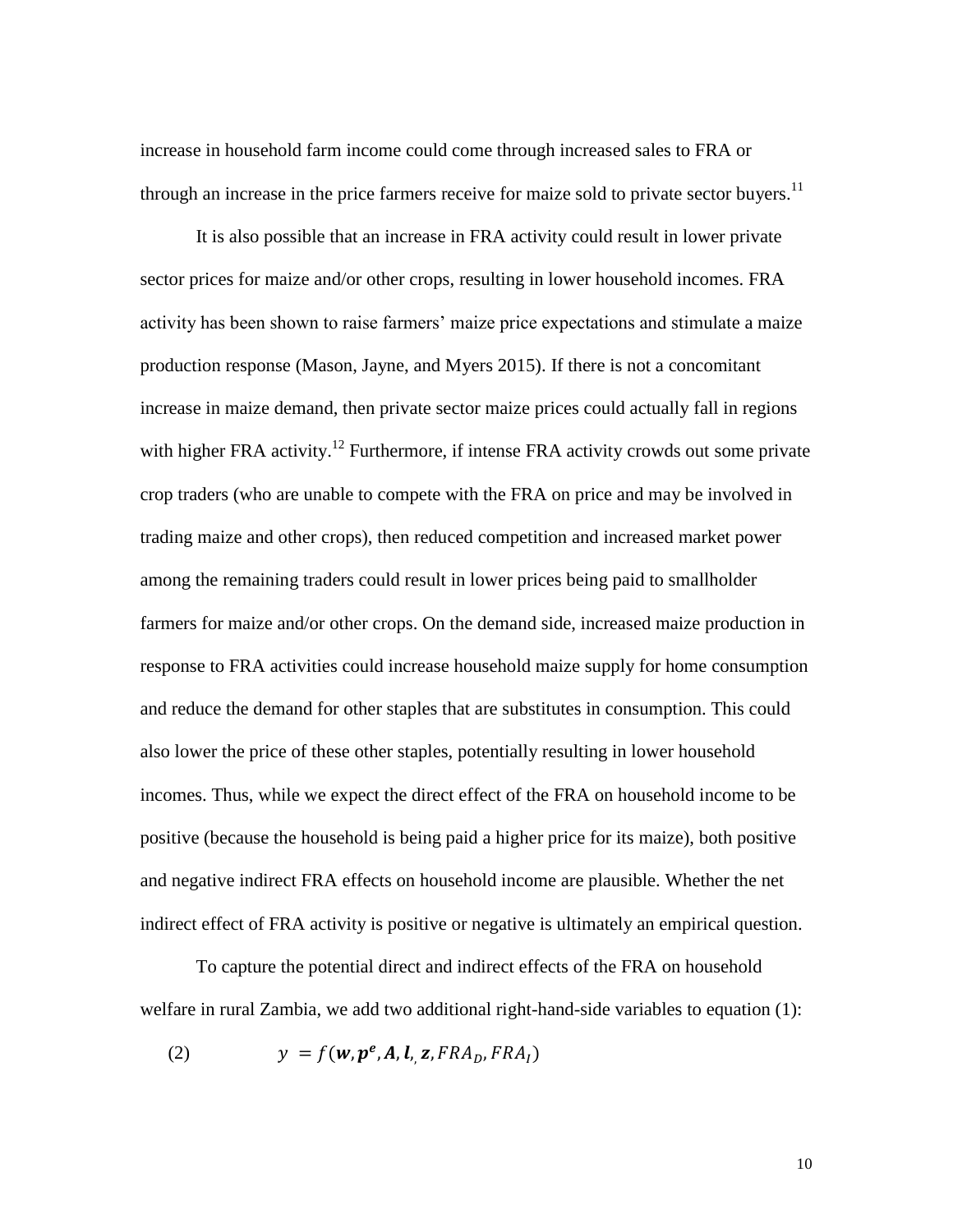increase in household farm income could come through increased sales to FRA or through an increase in the price farmers receive for maize sold to private sector buyers.[11]

It is also possible that an increase in FRA activity could result in lower private sector prices for maize and/or other crops, resulting in lower household incomes. FRA activity has been shown to raise farmers' maize price expectations and stimulate a maize production response (Mason, Jayne, and Myers 2015). If there is not a concomitant increase in maize demand, then private sector maize prices could actually fall in regions with higher FRA activity.[12] Furthermore, if intense FRA activity crowds out some private crop traders (who are unable to compete with the FRA on price and may be involved in trading maize and other crops), then reduced competition and increased market power among the remaining traders could result in lower prices being paid to smallholder farmers for maize and/or other crops. On the demand side, increased maize production in response to FRA activities could increase household maize supply for home consumption and reduce the demand for other staples that are substitutes in consumption. This could also lower the price of these other staples, potentially resulting in lower household incomes. Thus, while we expect the direct effect of the FRA on household income to be positive (because the household is being paid a higher price for its maize), both positive and negative indirect FRA effects on household income are plausible. Whether the net indirect effect of FRA activity is positive or negative is ultimately an empirical question.

To capture the potential direct and indirect effects of the FRA on household welfare in rural Zambia, we add two additional right-hand-side variables to equation (1):

$$y = f(\boldsymbol{w}, \boldsymbol{p^e}, \boldsymbol{A}, \boldsymbol{l}, \boldsymbol{z}, FRA_D, FRA_I) \tag{2}$$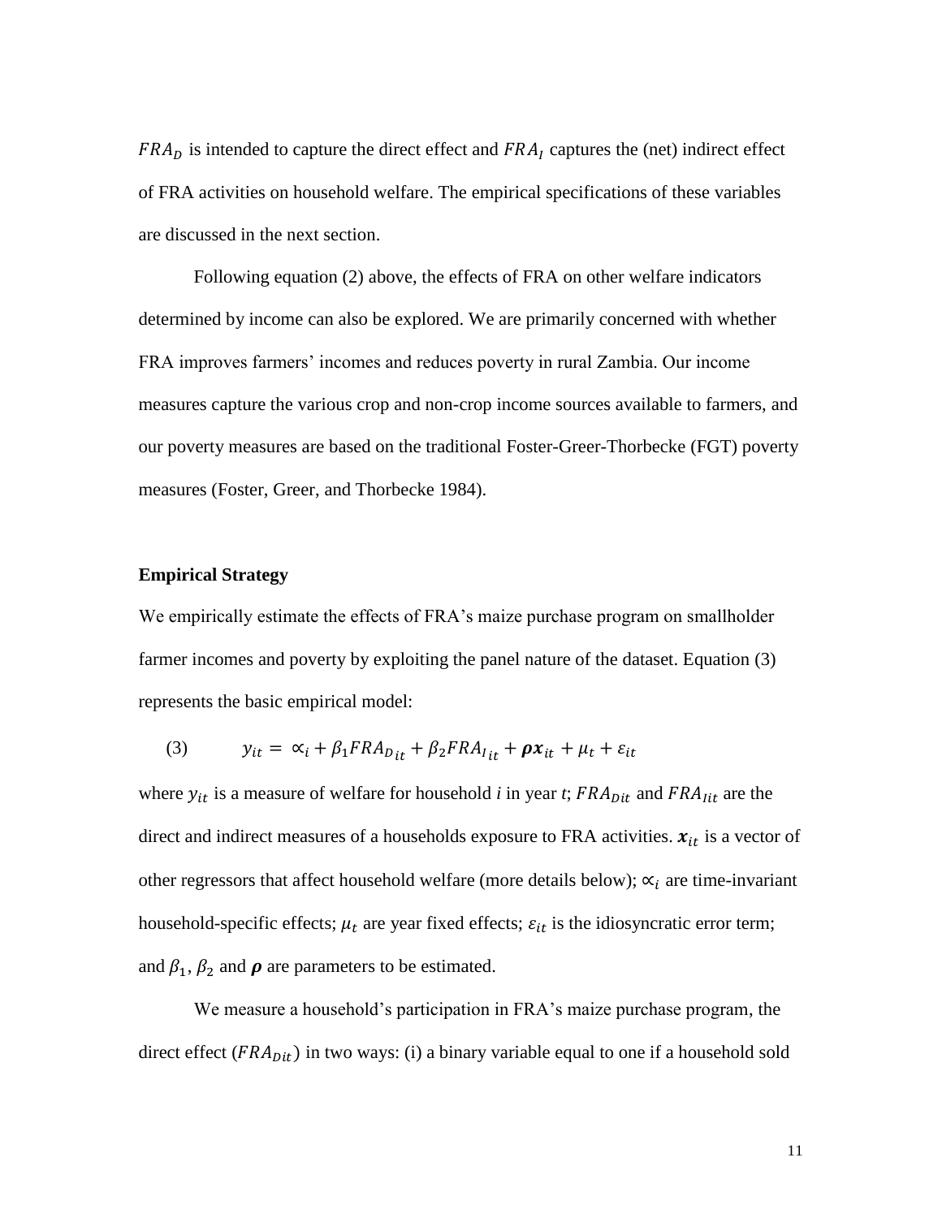$FRA_D$ is intended to capture the direct effect and $FRA_I$ captures the (net) indirect effect of FRA activities on household welfare. The empirical specifications of these variables are discussed in the next section.

Following equation (2) above, the effects of FRA on other welfare indicators determined by income can also be explored. We are primarily concerned with whether FRA improves farmers' incomes and reduces poverty in rural Zambia. Our income measures capture the various crop and non-crop income sources available to farmers, and our poverty measures are based on the traditional Foster-Greer-Thorbecke (FGT) poverty measures (Foster, Greer, and Thorbecke 1984).

## Empirical Strategy

We empirically estimate the effects of FRA's maize purchase program on smallholder farmer incomes and poverty by exploiting the panel nature of the dataset. Equation (3) represents the basic empirical model:

$$(3) \qquad y_{it} = \propto_i + \beta_1 FRA_{D_{it}} + \beta_2 FRA_{I_{it}} + \boldsymbol{\rho}\boldsymbol{x}_{it} + \mu_t + \varepsilon_{it}$$

where $y_{it}$ is a measure of welfare for household *i* in year *t*; $FRA_{Dit}$ and $FRA_{Iit}$ are the direct and indirect measures of a households exposure to FRA activities. $\boldsymbol{x}_{it}$ is a vector of other regressors that affect household welfare (more details below); $\propto_i$ are time-invariant household-specific effects; $\mu_t$ are year fixed effects; $\varepsilon_{it}$ is the idiosyncratic error term; and $\beta_1$, $\beta_2$ and $\boldsymbol{\rho}$ are parameters to be estimated.

We measure a household's participation in FRA's maize purchase program, the direct effect ($FRA_{Dit}$) in two ways: (i) a binary variable equal to one if a household sold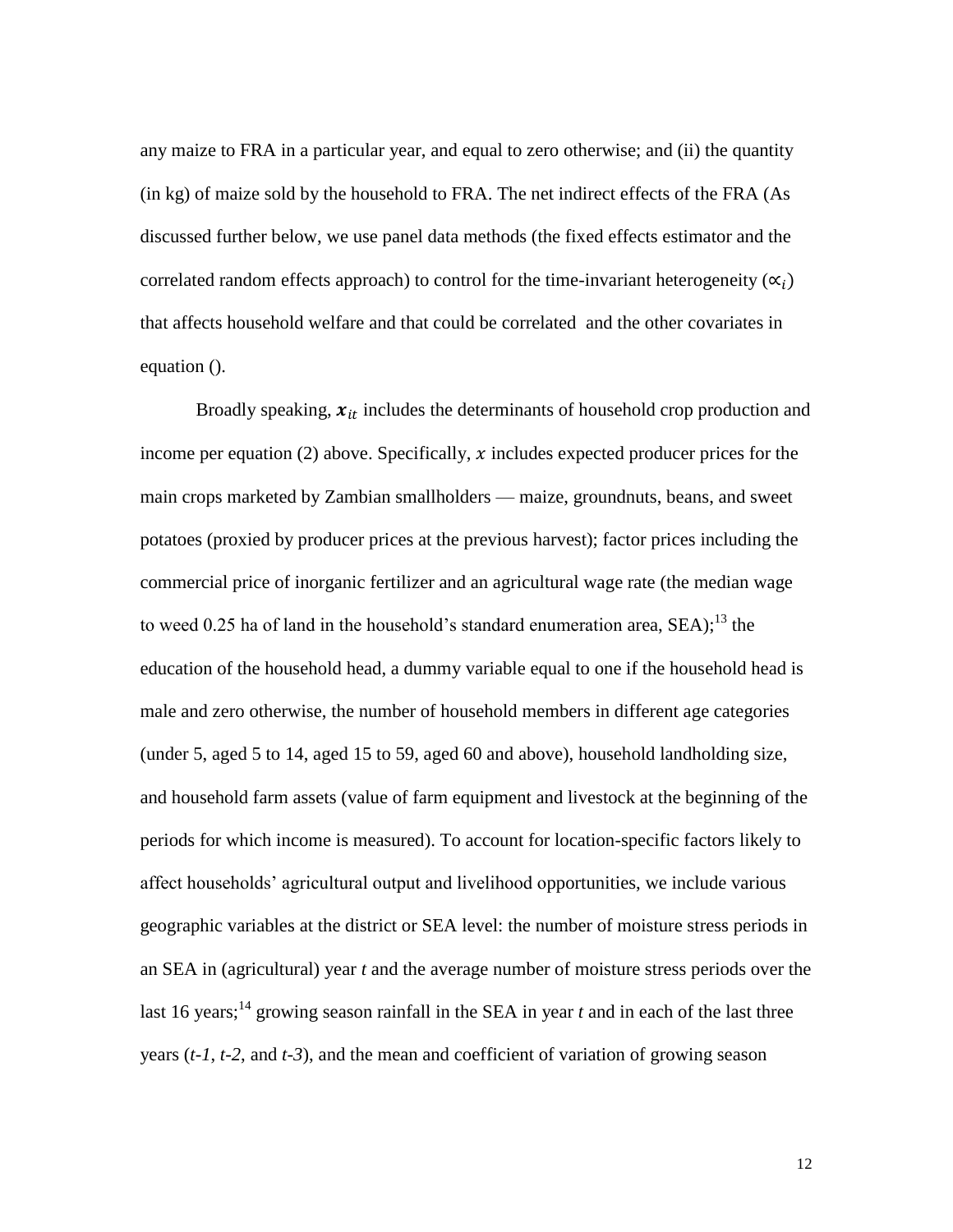any maize to FRA in a particular year, and equal to zero otherwise; and (ii) the quantity (in kg) of maize sold by the household to FRA. The net indirect effects of the FRA (As discussed further below, we use panel data methods (the fixed effects estimator and the correlated random effects approach) to control for the time-invariant heterogeneity ($\propto_i$) that affects household welfare and that could be correlated and the other covariates in equation ().

Broadly speaking, $\boldsymbol{x}_{it}$ includes the determinants of household crop production and income per equation (2) above. Specifically, $x$ includes expected producer prices for the main crops marketed by Zambian smallholders — maize, groundnuts, beans, and sweet potatoes (proxied by producer prices at the previous harvest); factor prices including the commercial price of inorganic fertilizer and an agricultural wage rate (the median wage to weed 0.25 ha of land in the household's standard enumeration area, SEA);[13] the education of the household head, a dummy variable equal to one if the household head is male and zero otherwise, the number of household members in different age categories (under 5, aged 5 to 14, aged 15 to 59, aged 60 and above), household landholding size, and household farm assets (value of farm equipment and livestock at the beginning of the periods for which income is measured). To account for location-specific factors likely to affect households' agricultural output and livelihood opportunities, we include various geographic variables at the district or SEA level: the number of moisture stress periods in an SEA in (agricultural) year *t* and the average number of moisture stress periods over the last 16 years;[14] growing season rainfall in the SEA in year *t* and in each of the last three years (*t-1*, *t-2*, and *t-3*), and the mean and coefficient of variation of growing season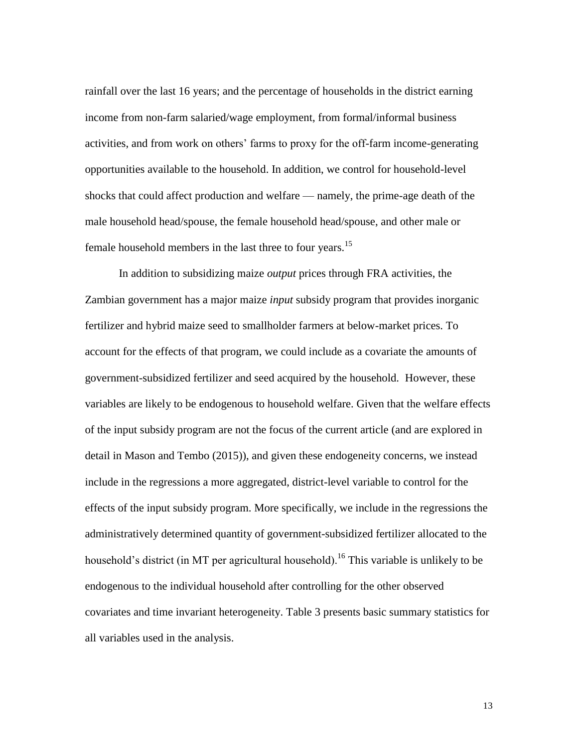rainfall over the last 16 years; and the percentage of households in the district earning income from non-farm salaried/wage employment, from formal/informal business activities, and from work on others' farms to proxy for the off-farm income-generating opportunities available to the household. In addition, we control for household-level shocks that could affect production and welfare — namely, the prime-age death of the male household head/spouse, the female household head/spouse, and other male or female household members in the last three to four years.[15]

In addition to subsidizing maize *output* prices through FRA activities, the Zambian government has a major maize *input* subsidy program that provides inorganic fertilizer and hybrid maize seed to smallholder farmers at below-market prices. To account for the effects of that program, we could include as a covariate the amounts of government-subsidized fertilizer and seed acquired by the household. However, these variables are likely to be endogenous to household welfare. Given that the welfare effects of the input subsidy program are not the focus of the current article (and are explored in detail in Mason and Tembo (2015)), and given these endogeneity concerns, we instead include in the regressions a more aggregated, district-level variable to control for the effects of the input subsidy program. More specifically, we include in the regressions the administratively determined quantity of government-subsidized fertilizer allocated to the household's district (in MT per agricultural household).[16] This variable is unlikely to be endogenous to the individual household after controlling for the other observed covariates and time invariant heterogeneity. Table 3 presents basic summary statistics for all variables used in the analysis.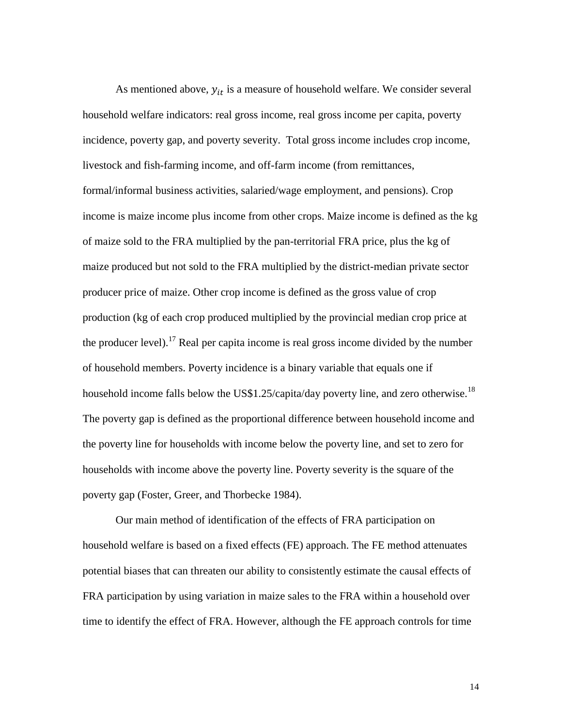As mentioned above, $y_{it}$ is a measure of household welfare. We consider several household welfare indicators: real gross income, real gross income per capita, poverty incidence, poverty gap, and poverty severity. Total gross income includes crop income, livestock and fish-farming income, and off-farm income (from remittances, formal/informal business activities, salaried/wage employment, and pensions). Crop income is maize income plus income from other crops. Maize income is defined as the kg of maize sold to the FRA multiplied by the pan-territorial FRA price, plus the kg of maize produced but not sold to the FRA multiplied by the district-median private sector producer price of maize. Other crop income is defined as the gross value of crop production (kg of each crop produced multiplied by the provincial median crop price at the producer level).[17] Real per capita income is real gross income divided by the number of household members. Poverty incidence is a binary variable that equals one if household income falls below the US$1.25/capita/day poverty line, and zero otherwise.[18] The poverty gap is defined as the proportional difference between household income and the poverty line for households with income below the poverty line, and set to zero for households with income above the poverty line. Poverty severity is the square of the poverty gap (Foster, Greer, and Thorbecke 1984).

Our main method of identification of the effects of FRA participation on household welfare is based on a fixed effects (FE) approach. The FE method attenuates potential biases that can threaten our ability to consistently estimate the causal effects of FRA participation by using variation in maize sales to the FRA within a household over time to identify the effect of FRA. However, although the FE approach controls for time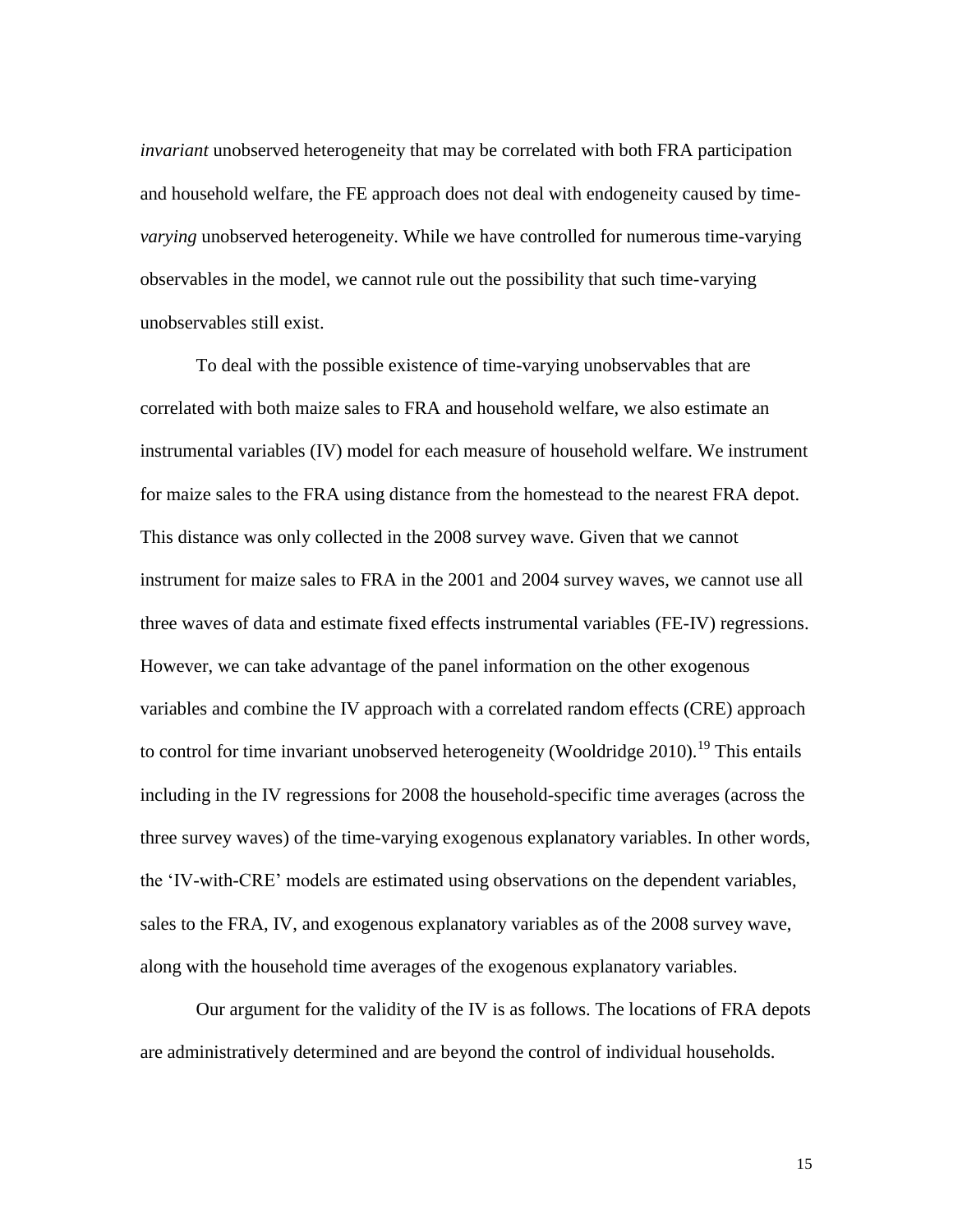*invariant* unobserved heterogeneity that may be correlated with both FRA participation and household welfare, the FE approach does not deal with endogeneity caused by time-*varying* unobserved heterogeneity. While we have controlled for numerous time-varying observables in the model, we cannot rule out the possibility that such time-varying unobservables still exist.

To deal with the possible existence of time-varying unobservables that are correlated with both maize sales to FRA and household welfare, we also estimate an instrumental variables (IV) model for each measure of household welfare. We instrument for maize sales to the FRA using distance from the homestead to the nearest FRA depot. This distance was only collected in the 2008 survey wave. Given that we cannot instrument for maize sales to FRA in the 2001 and 2004 survey waves, we cannot use all three waves of data and estimate fixed effects instrumental variables (FE-IV) regressions. However, we can take advantage of the panel information on the other exogenous variables and combine the IV approach with a correlated random effects (CRE) approach to control for time invariant unobserved heterogeneity (Wooldridge 2010).[19] This entails including in the IV regressions for 2008 the household-specific time averages (across the three survey waves) of the time-varying exogenous explanatory variables. In other words, the 'IV-with-CRE' models are estimated using observations on the dependent variables, sales to the FRA, IV, and exogenous explanatory variables as of the 2008 survey wave, along with the household time averages of the exogenous explanatory variables.

Our argument for the validity of the IV is as follows. The locations of FRA depots are administratively determined and are beyond the control of individual households.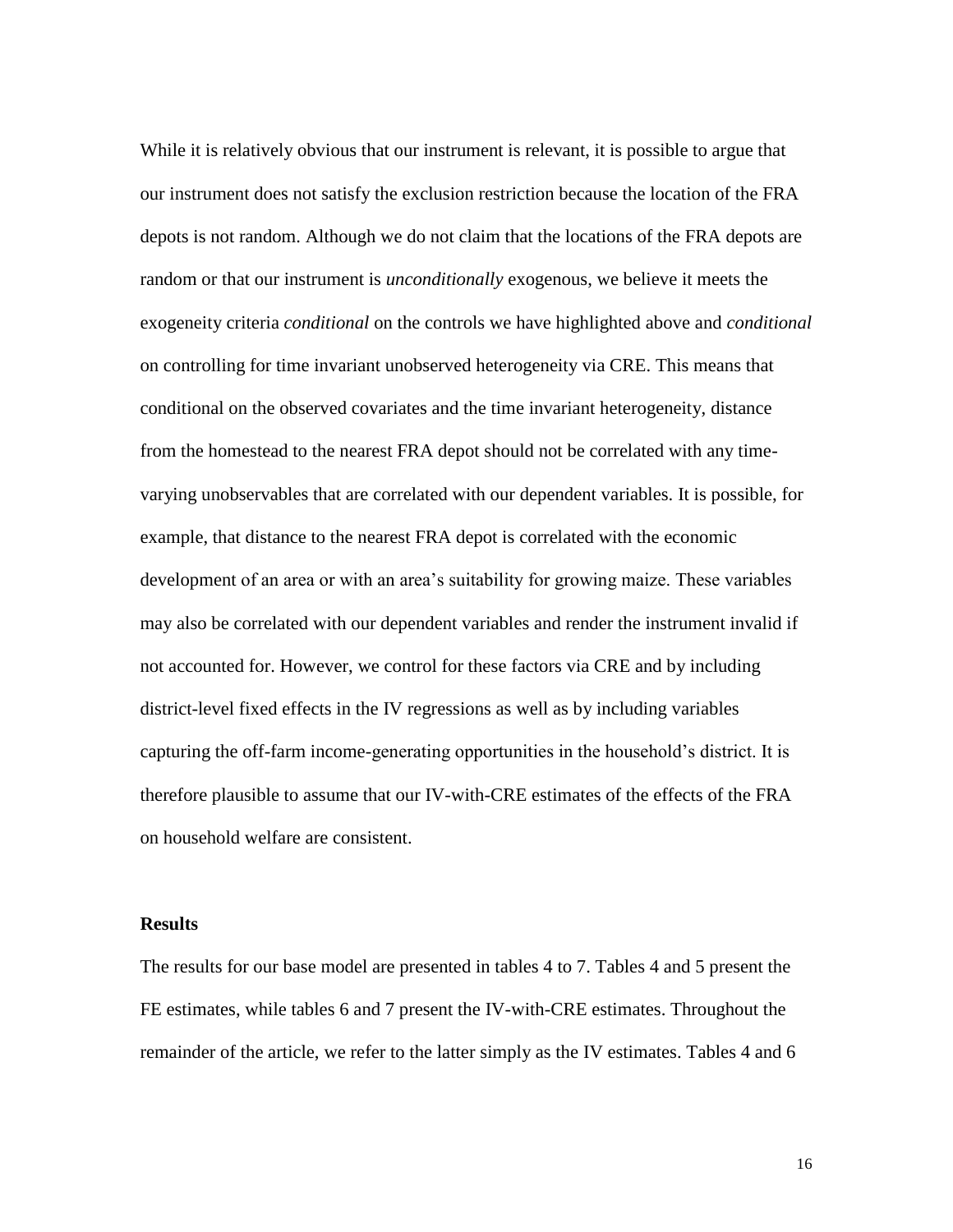While it is relatively obvious that our instrument is relevant, it is possible to argue that our instrument does not satisfy the exclusion restriction because the location of the FRA depots is not random. Although we do not claim that the locations of the FRA depots are random or that our instrument is *unconditionally* exogenous, we believe it meets the exogeneity criteria *conditional* on the controls we have highlighted above and *conditional* on controlling for time invariant unobserved heterogeneity via CRE. This means that conditional on the observed covariates and the time invariant heterogeneity, distance from the homestead to the nearest FRA depot should not be correlated with any time-varying unobservables that are correlated with our dependent variables. It is possible, for example, that distance to the nearest FRA depot is correlated with the economic development of an area or with an area's suitability for growing maize. These variables may also be correlated with our dependent variables and render the instrument invalid if not accounted for. However, we control for these factors via CRE and by including district-level fixed effects in the IV regressions as well as by including variables capturing the off-farm income-generating opportunities in the household's district. It is therefore plausible to assume that our IV-with-CRE estimates of the effects of the FRA on household welfare are consistent.

## Results

The results for our base model are presented in tables 4 to 7. Tables 4 and 5 present the FE estimates, while tables 6 and 7 present the IV-with-CRE estimates. Throughout the remainder of the article, we refer to the latter simply as the IV estimates. Tables 4 and 6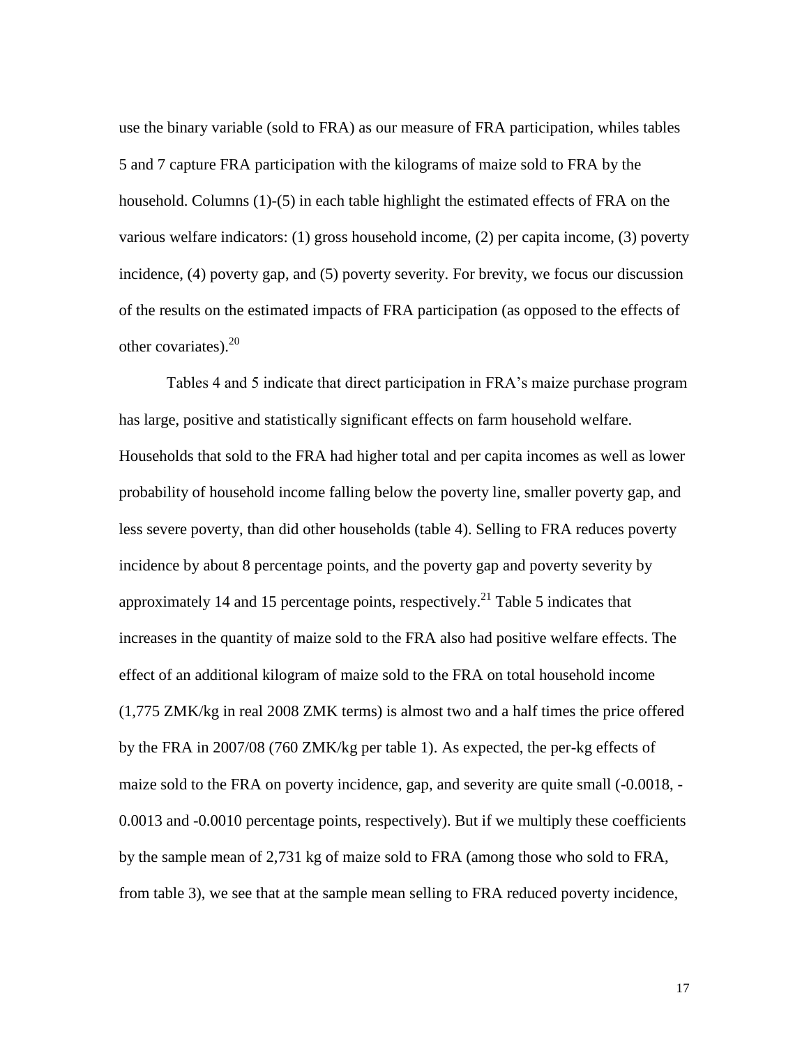use the binary variable (sold to FRA) as our measure of FRA participation, whiles tables 5 and 7 capture FRA participation with the kilograms of maize sold to FRA by the household. Columns (1)-(5) in each table highlight the estimated effects of FRA on the various welfare indicators: (1) gross household income, (2) per capita income, (3) poverty incidence, (4) poverty gap, and (5) poverty severity. For brevity, we focus our discussion of the results on the estimated impacts of FRA participation (as opposed to the effects of other covariates).[20]

Tables 4 and 5 indicate that direct participation in FRA's maize purchase program has large, positive and statistically significant effects on farm household welfare. Households that sold to the FRA had higher total and per capita incomes as well as lower probability of household income falling below the poverty line, smaller poverty gap, and less severe poverty, than did other households (table 4). Selling to FRA reduces poverty incidence by about 8 percentage points, and the poverty gap and poverty severity by approximately 14 and 15 percentage points, respectively.[21] Table 5 indicates that increases in the quantity of maize sold to the FRA also had positive welfare effects. The effect of an additional kilogram of maize sold to the FRA on total household income (1,775 ZMK/kg in real 2008 ZMK terms) is almost two and a half times the price offered by the FRA in 2007/08 (760 ZMK/kg per table 1). As expected, the per-kg effects of maize sold to the FRA on poverty incidence, gap, and severity are quite small (-0.0018, -0.0013 and -0.0010 percentage points, respectively). But if we multiply these coefficients by the sample mean of 2,731 kg of maize sold to FRA (among those who sold to FRA, from table 3), we see that at the sample mean selling to FRA reduced poverty incidence,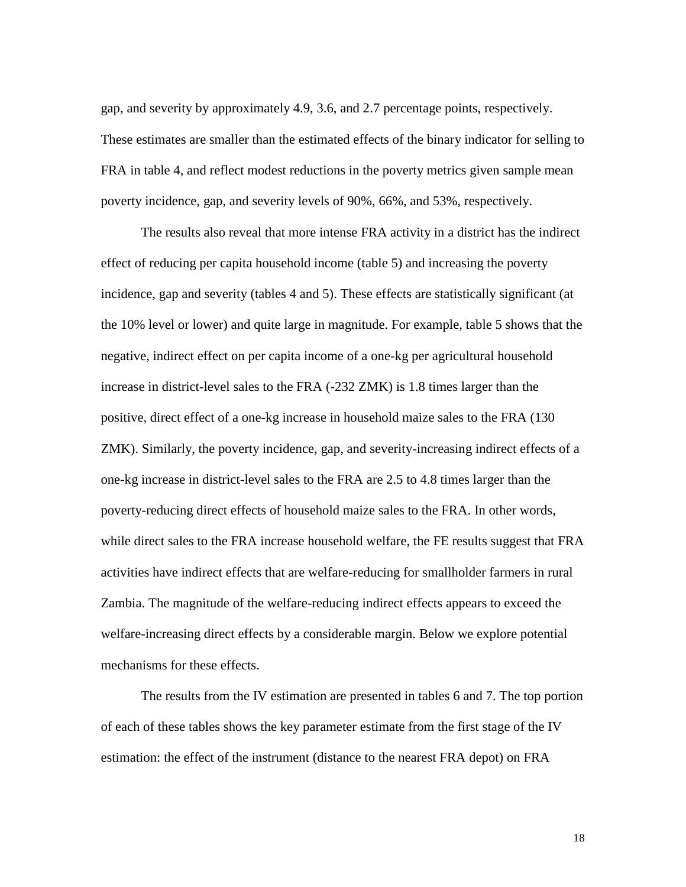gap, and severity by approximately 4.9, 3.6, and 2.7 percentage points, respectively. These estimates are smaller than the estimated effects of the binary indicator for selling to FRA in table 4, and reflect modest reductions in the poverty metrics given sample mean poverty incidence, gap, and severity levels of 90%, 66%, and 53%, respectively.

The results also reveal that more intense FRA activity in a district has the indirect effect of reducing per capita household income (table 5) and increasing the poverty incidence, gap and severity (tables 4 and 5). These effects are statistically significant (at the 10% level or lower) and quite large in magnitude. For example, table 5 shows that the negative, indirect effect on per capita income of a one-kg per agricultural household increase in district-level sales to the FRA (-232 ZMK) is 1.8 times larger than the positive, direct effect of a one-kg increase in household maize sales to the FRA (130 ZMK). Similarly, the poverty incidence, gap, and severity-increasing indirect effects of a one-kg increase in district-level sales to the FRA are 2.5 to 4.8 times larger than the poverty-reducing direct effects of household maize sales to the FRA. In other words, while direct sales to the FRA increase household welfare, the FE results suggest that FRA activities have indirect effects that are welfare-reducing for smallholder farmers in rural Zambia. The magnitude of the welfare-reducing indirect effects appears to exceed the welfare-increasing direct effects by a considerable margin. Below we explore potential mechanisms for these effects.

The results from the IV estimation are presented in tables 6 and 7. The top portion of each of these tables shows the key parameter estimate from the first stage of the IV estimation: the effect of the instrument (distance to the nearest FRA depot) on FRA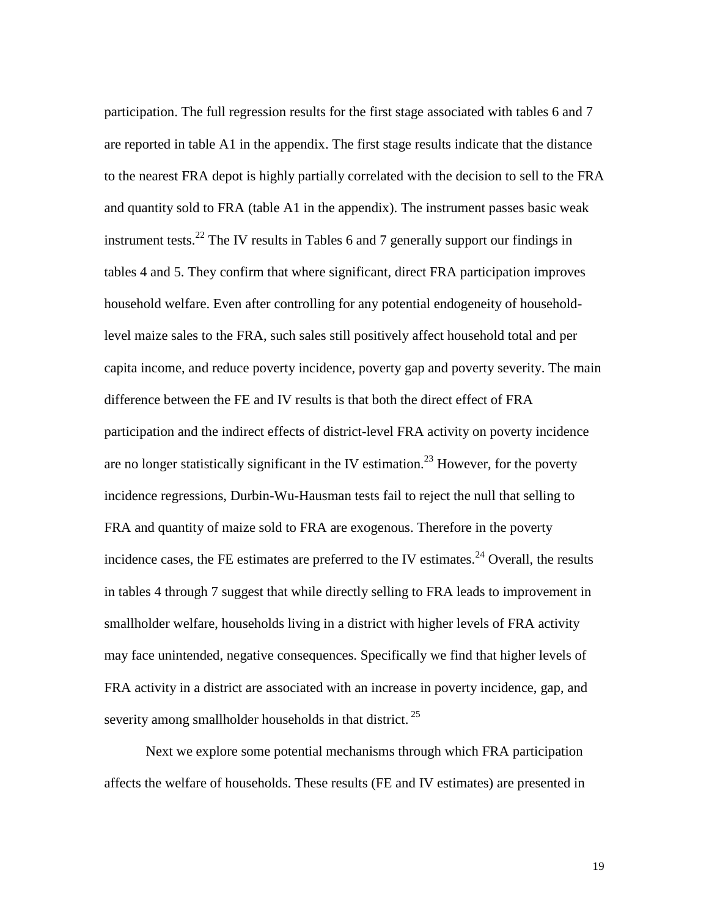participation. The full regression results for the first stage associated with tables 6 and 7 are reported in table A1 in the appendix. The first stage results indicate that the distance to the nearest FRA depot is highly partially correlated with the decision to sell to the FRA and quantity sold to FRA (table A1 in the appendix). The instrument passes basic weak instrument tests.[22] The IV results in Tables 6 and 7 generally support our findings in tables 4 and 5. They confirm that where significant, direct FRA participation improves household welfare. Even after controlling for any potential endogeneity of household-level maize sales to the FRA, such sales still positively affect household total and per capita income, and reduce poverty incidence, poverty gap and poverty severity. The main difference between the FE and IV results is that both the direct effect of FRA participation and the indirect effects of district-level FRA activity on poverty incidence are no longer statistically significant in the IV estimation.[23] However, for the poverty incidence regressions, Durbin-Wu-Hausman tests fail to reject the null that selling to FRA and quantity of maize sold to FRA are exogenous. Therefore in the poverty incidence cases, the FE estimates are preferred to the IV estimates.[24] Overall, the results in tables 4 through 7 suggest that while directly selling to FRA leads to improvement in smallholder welfare, households living in a district with higher levels of FRA activity may face unintended, negative consequences. Specifically we find that higher levels of FRA activity in a district are associated with an increase in poverty incidence, gap, and severity among smallholder households in that district.[25]

Next we explore some potential mechanisms through which FRA participation affects the welfare of households. These results (FE and IV estimates) are presented in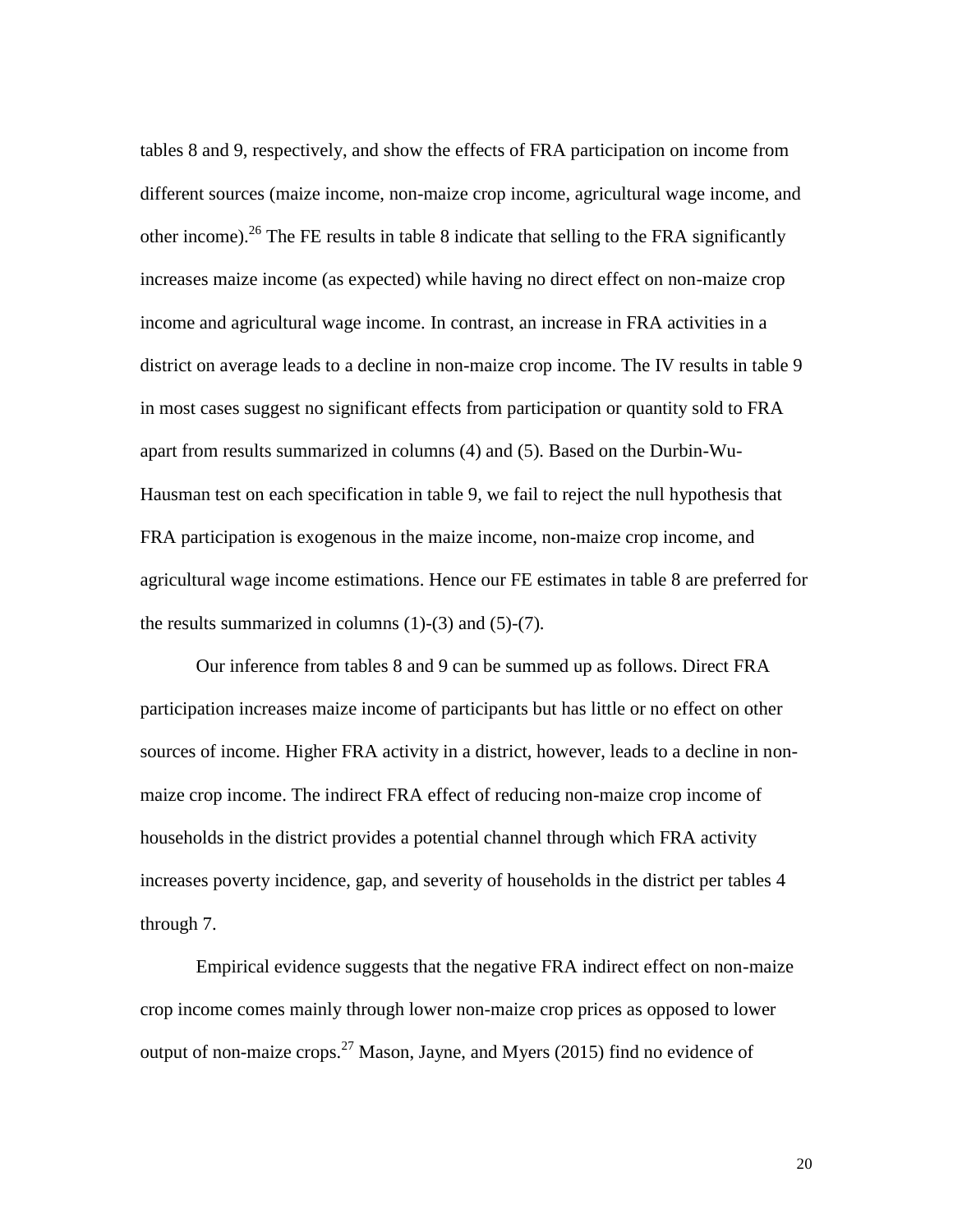tables 8 and 9, respectively, and show the effects of FRA participation on income from different sources (maize income, non-maize crop income, agricultural wage income, and other income).[26] The FE results in table 8 indicate that selling to the FRA significantly increases maize income (as expected) while having no direct effect on non-maize crop income and agricultural wage income. In contrast, an increase in FRA activities in a district on average leads to a decline in non-maize crop income. The IV results in table 9 in most cases suggest no significant effects from participation or quantity sold to FRA apart from results summarized in columns (4) and (5). Based on the Durbin-Wu-Hausman test on each specification in table 9, we fail to reject the null hypothesis that FRA participation is exogenous in the maize income, non-maize crop income, and agricultural wage income estimations. Hence our FE estimates in table 8 are preferred for the results summarized in columns (1)-(3) and (5)-(7).

Our inference from tables 8 and 9 can be summed up as follows. Direct FRA participation increases maize income of participants but has little or no effect on other sources of income. Higher FRA activity in a district, however, leads to a decline in non-maize crop income. The indirect FRA effect of reducing non-maize crop income of households in the district provides a potential channel through which FRA activity increases poverty incidence, gap, and severity of households in the district per tables 4 through 7.

Empirical evidence suggests that the negative FRA indirect effect on non-maize crop income comes mainly through lower non-maize crop prices as opposed to lower output of non-maize crops.[27] Mason, Jayne, and Myers (2015) find no evidence of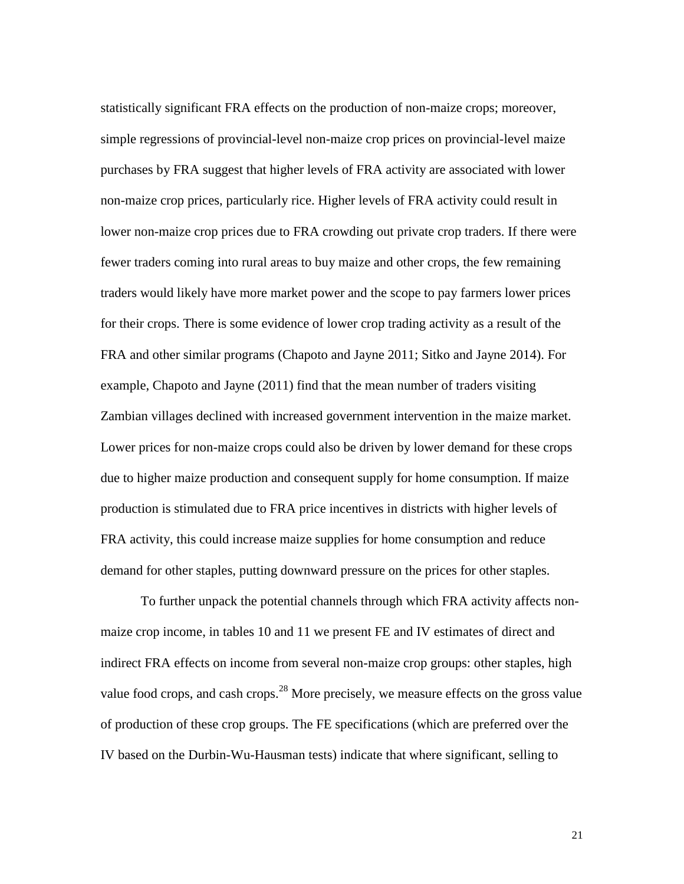statistically significant FRA effects on the production of non-maize crops; moreover, simple regressions of provincial-level non-maize crop prices on provincial-level maize purchases by FRA suggest that higher levels of FRA activity are associated with lower non-maize crop prices, particularly rice. Higher levels of FRA activity could result in lower non-maize crop prices due to FRA crowding out private crop traders. If there were fewer traders coming into rural areas to buy maize and other crops, the few remaining traders would likely have more market power and the scope to pay farmers lower prices for their crops. There is some evidence of lower crop trading activity as a result of the FRA and other similar programs (Chapoto and Jayne 2011; Sitko and Jayne 2014). For example, Chapoto and Jayne (2011) find that the mean number of traders visiting Zambian villages declined with increased government intervention in the maize market. Lower prices for non-maize crops could also be driven by lower demand for these crops due to higher maize production and consequent supply for home consumption. If maize production is stimulated due to FRA price incentives in districts with higher levels of FRA activity, this could increase maize supplies for home consumption and reduce demand for other staples, putting downward pressure on the prices for other staples.

To further unpack the potential channels through which FRA activity affects non-maize crop income, in tables 10 and 11 we present FE and IV estimates of direct and indirect FRA effects on income from several non-maize crop groups: other staples, high value food crops, and cash crops.[28] More precisely, we measure effects on the gross value of production of these crop groups. The FE specifications (which are preferred over the IV based on the Durbin-Wu-Hausman tests) indicate that where significant, selling to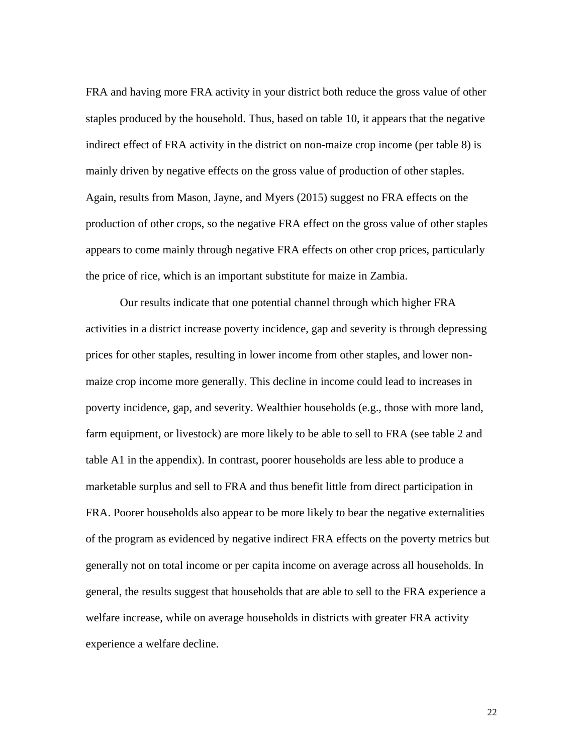FRA and having more FRA activity in your district both reduce the gross value of other staples produced by the household. Thus, based on table 10, it appears that the negative indirect effect of FRA activity in the district on non-maize crop income (per table 8) is mainly driven by negative effects on the gross value of production of other staples. Again, results from Mason, Jayne, and Myers (2015) suggest no FRA effects on the production of other crops, so the negative FRA effect on the gross value of other staples appears to come mainly through negative FRA effects on other crop prices, particularly the price of rice, which is an important substitute for maize in Zambia.

Our results indicate that one potential channel through which higher FRA activities in a district increase poverty incidence, gap and severity is through depressing prices for other staples, resulting in lower income from other staples, and lower non-maize crop income more generally. This decline in income could lead to increases in poverty incidence, gap, and severity. Wealthier households (e.g., those with more land, farm equipment, or livestock) are more likely to be able to sell to FRA (see table 2 and table A1 in the appendix). In contrast, poorer households are less able to produce a marketable surplus and sell to FRA and thus benefit little from direct participation in FRA. Poorer households also appear to be more likely to bear the negative externalities of the program as evidenced by negative indirect FRA effects on the poverty metrics but generally not on total income or per capita income on average across all households. In general, the results suggest that households that are able to sell to the FRA experience a welfare increase, while on average households in districts with greater FRA activity experience a welfare decline.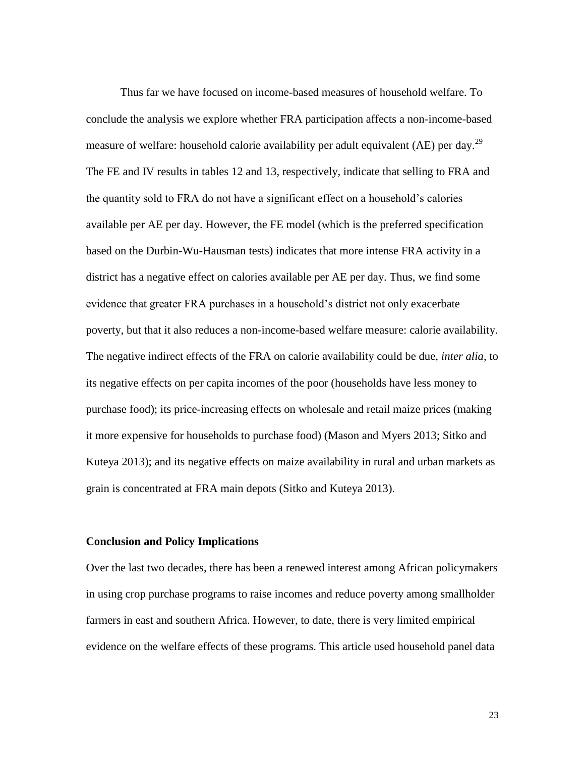Thus far we have focused on income-based measures of household welfare. To conclude the analysis we explore whether FRA participation affects a non-income-based measure of welfare: household calorie availability per adult equivalent (AE) per day.[29] The FE and IV results in tables 12 and 13, respectively, indicate that selling to FRA and the quantity sold to FRA do not have a significant effect on a household's calories available per AE per day. However, the FE model (which is the preferred specification based on the Durbin-Wu-Hausman tests) indicates that more intense FRA activity in a district has a negative effect on calories available per AE per day. Thus, we find some evidence that greater FRA purchases in a household's district not only exacerbate poverty, but that it also reduces a non-income-based welfare measure: calorie availability. The negative indirect effects of the FRA on calorie availability could be due, *inter alia*, to its negative effects on per capita incomes of the poor (households have less money to purchase food); its price-increasing effects on wholesale and retail maize prices (making it more expensive for households to purchase food) (Mason and Myers 2013; Sitko and Kuteya 2013); and its negative effects on maize availability in rural and urban markets as grain is concentrated at FRA main depots (Sitko and Kuteya 2013).

## Conclusion and Policy Implications

Over the last two decades, there has been a renewed interest among African policymakers in using crop purchase programs to raise incomes and reduce poverty among smallholder farmers in east and southern Africa. However, to date, there is very limited empirical evidence on the welfare effects of these programs. This article used household panel data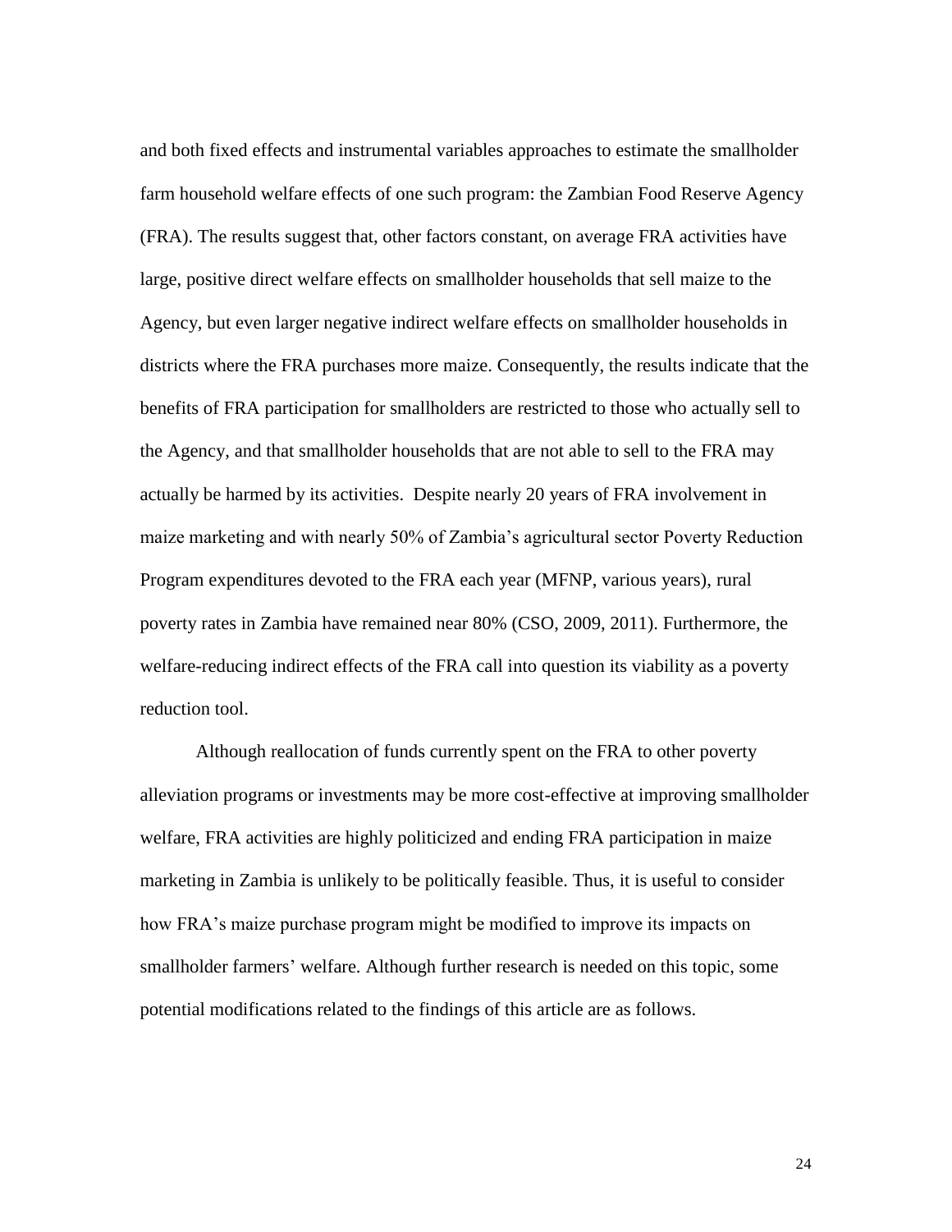and both fixed effects and instrumental variables approaches to estimate the smallholder farm household welfare effects of one such program: the Zambian Food Reserve Agency (FRA). The results suggest that, other factors constant, on average FRA activities have large, positive direct welfare effects on smallholder households that sell maize to the Agency, but even larger negative indirect welfare effects on smallholder households in districts where the FRA purchases more maize. Consequently, the results indicate that the benefits of FRA participation for smallholders are restricted to those who actually sell to the Agency, and that smallholder households that are not able to sell to the FRA may actually be harmed by its activities. Despite nearly 20 years of FRA involvement in maize marketing and with nearly 50% of Zambia's agricultural sector Poverty Reduction Program expenditures devoted to the FRA each year (MFNP, various years), rural poverty rates in Zambia have remained near 80% (CSO, 2009, 2011). Furthermore, the welfare-reducing indirect effects of the FRA call into question its viability as a poverty reduction tool.

Although reallocation of funds currently spent on the FRA to other poverty alleviation programs or investments may be more cost-effective at improving smallholder welfare, FRA activities are highly politicized and ending FRA participation in maize marketing in Zambia is unlikely to be politically feasible. Thus, it is useful to consider how FRA's maize purchase program might be modified to improve its impacts on smallholder farmers' welfare. Although further research is needed on this topic, some potential modifications related to the findings of this article are as follows.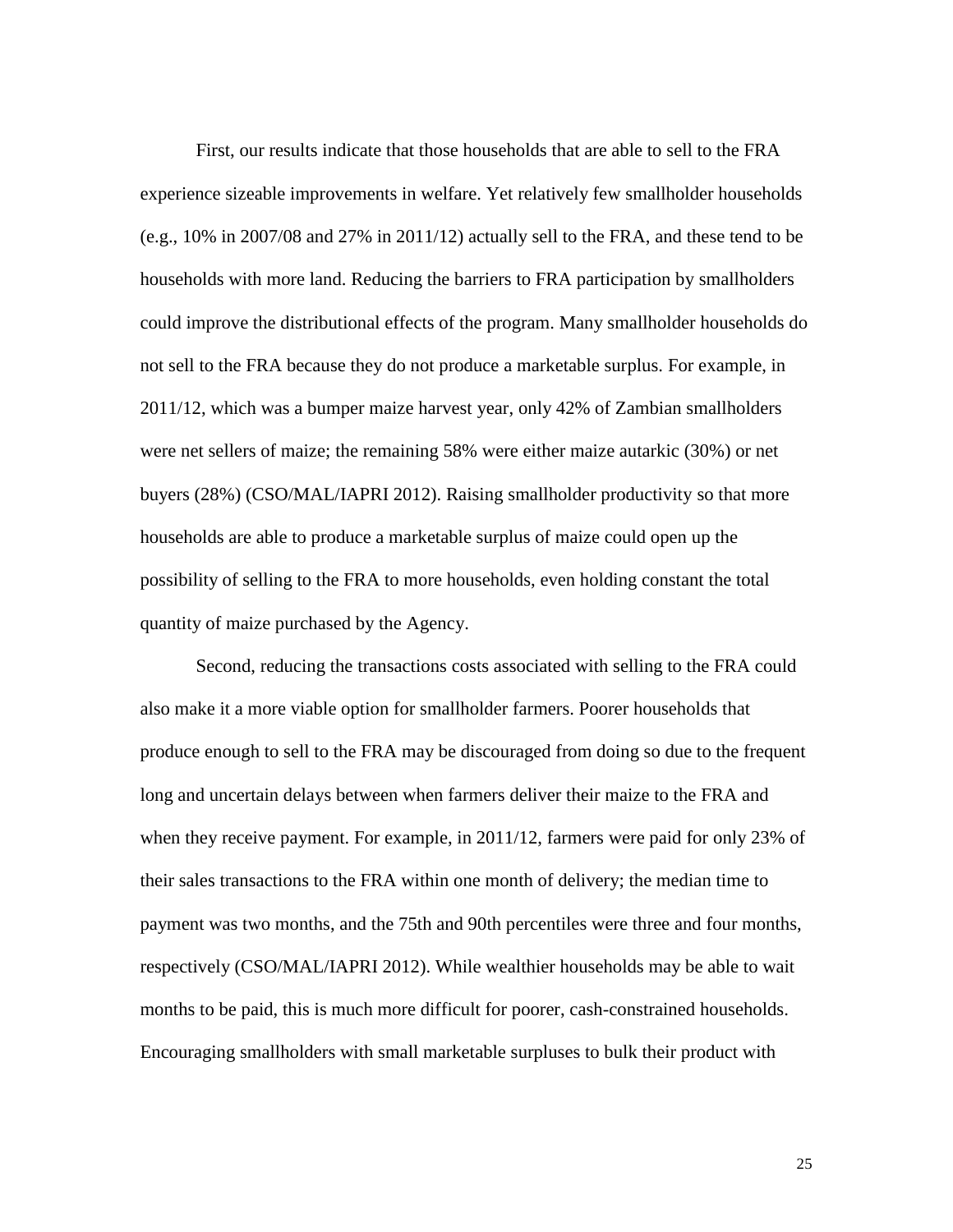First, our results indicate that those households that are able to sell to the FRA experience sizeable improvements in welfare. Yet relatively few smallholder households (e.g., 10% in 2007/08 and 27% in 2011/12) actually sell to the FRA, and these tend to be households with more land. Reducing the barriers to FRA participation by smallholders could improve the distributional effects of the program. Many smallholder households do not sell to the FRA because they do not produce a marketable surplus. For example, in 2011/12, which was a bumper maize harvest year, only 42% of Zambian smallholders were net sellers of maize; the remaining 58% were either maize autarkic (30%) or net buyers (28%) (CSO/MAL/IAPRI 2012). Raising smallholder productivity so that more households are able to produce a marketable surplus of maize could open up the possibility of selling to the FRA to more households, even holding constant the total quantity of maize purchased by the Agency.

Second, reducing the transactions costs associated with selling to the FRA could also make it a more viable option for smallholder farmers. Poorer households that produce enough to sell to the FRA may be discouraged from doing so due to the frequent long and uncertain delays between when farmers deliver their maize to the FRA and when they receive payment. For example, in 2011/12, farmers were paid for only 23% of their sales transactions to the FRA within one month of delivery; the median time to payment was two months, and the 75th and 90th percentiles were three and four months, respectively (CSO/MAL/IAPRI 2012). While wealthier households may be able to wait months to be paid, this is much more difficult for poorer, cash-constrained households. Encouraging smallholders with small marketable surpluses to bulk their product with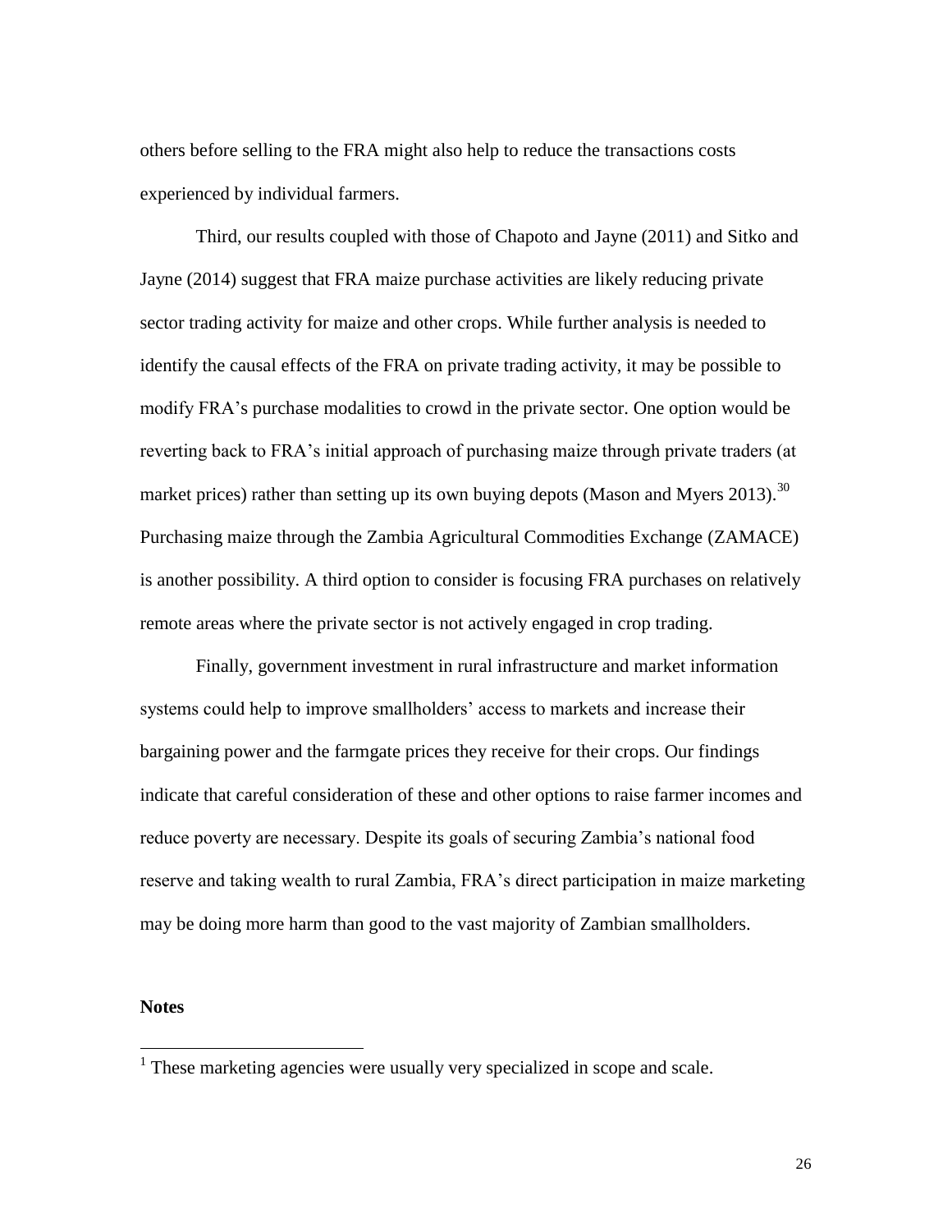others before selling to the FRA might also help to reduce the transactions costs experienced by individual farmers.

Third, our results coupled with those of Chapoto and Jayne (2011) and Sitko and Jayne (2014) suggest that FRA maize purchase activities are likely reducing private sector trading activity for maize and other crops. While further analysis is needed to identify the causal effects of the FRA on private trading activity, it may be possible to modify FRA's purchase modalities to crowd in the private sector. One option would be reverting back to FRA's initial approach of purchasing maize through private traders (at market prices) rather than setting up its own buying depots (Mason and Myers 2013).[30] Purchasing maize through the Zambia Agricultural Commodities Exchange (ZAMACE) is another possibility. A third option to consider is focusing FRA purchases on relatively remote areas where the private sector is not actively engaged in crop trading.

Finally, government investment in rural infrastructure and market information systems could help to improve smallholders' access to markets and increase their bargaining power and the farmgate prices they receive for their crops. Our findings indicate that careful consideration of these and other options to raise farmer incomes and reduce poverty are necessary. Despite its goals of securing Zambia's national food reserve and taking wealth to rural Zambia, FRA's direct participation in maize marketing may be doing more harm than good to the vast majority of Zambian smallholders.

**Notes**

[1] These marketing agencies were usually very specialized in scope and scale.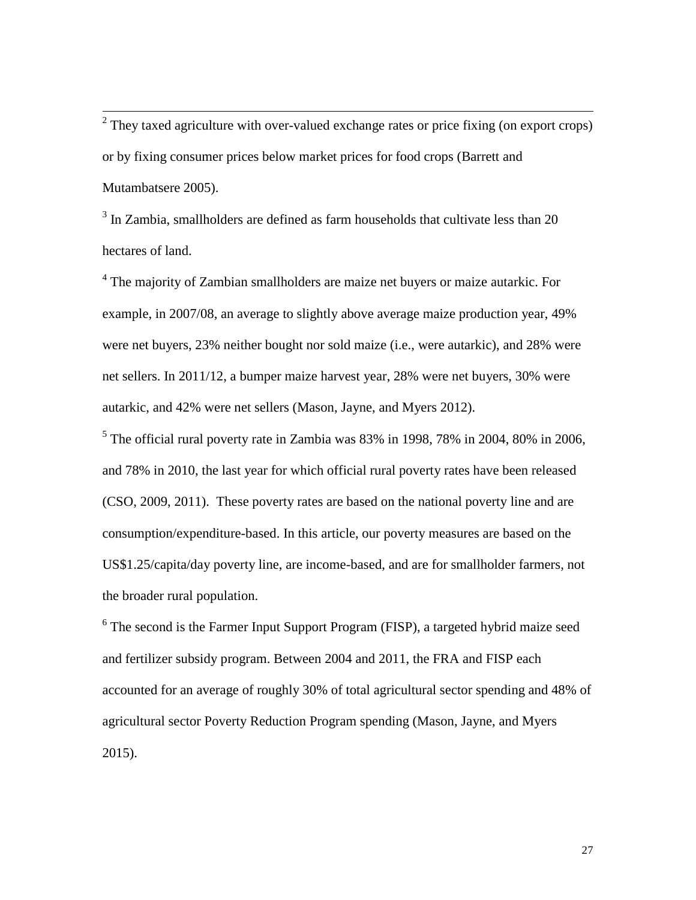[2] They taxed agriculture with over-valued exchange rates or price fixing (on export crops) or by fixing consumer prices below market prices for food crops (Barrett and Mutambatsere 2005).

[3] In Zambia, smallholders are defined as farm households that cultivate less than 20 hectares of land.

[4] The majority of Zambian smallholders are maize net buyers or maize autarkic. For example, in 2007/08, an average to slightly above average maize production year, 49% were net buyers, 23% neither bought nor sold maize (i.e., were autarkic), and 28% were net sellers. In 2011/12, a bumper maize harvest year, 28% were net buyers, 30% were autarkic, and 42% were net sellers (Mason, Jayne, and Myers 2012).

[5] The official rural poverty rate in Zambia was 83% in 1998, 78% in 2004, 80% in 2006, and 78% in 2010, the last year for which official rural poverty rates have been released (CSO, 2009, 2011). These poverty rates are based on the national poverty line and are consumption/expenditure-based. In this article, our poverty measures are based on the US$1.25/capita/day poverty line, are income-based, and are for smallholder farmers, not the broader rural population.

[6] The second is the Farmer Input Support Program (FISP), a targeted hybrid maize seed and fertilizer subsidy program. Between 2004 and 2011, the FRA and FISP each accounted for an average of roughly 30% of total agricultural sector spending and 48% of agricultural sector Poverty Reduction Program spending (Mason, Jayne, and Myers 2015).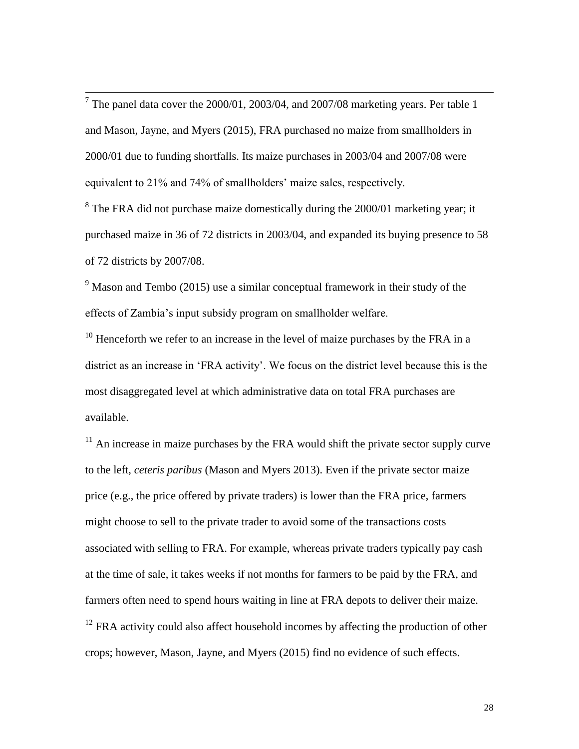[7] The panel data cover the 2000/01, 2003/04, and 2007/08 marketing years. Per table 1 and Mason, Jayne, and Myers (2015), FRA purchased no maize from smallholders in 2000/01 due to funding shortfalls. Its maize purchases in 2003/04 and 2007/08 were equivalent to 21% and 74% of smallholders' maize sales, respectively.

[8] The FRA did not purchase maize domestically during the 2000/01 marketing year; it purchased maize in 36 of 72 districts in 2003/04, and expanded its buying presence to 58 of 72 districts by 2007/08.

[9] Mason and Tembo (2015) use a similar conceptual framework in their study of the effects of Zambia's input subsidy program on smallholder welfare.

[10] Henceforth we refer to an increase in the level of maize purchases by the FRA in a district as an increase in 'FRA activity'. We focus on the district level because this is the most disaggregated level at which administrative data on total FRA purchases are available.

[11] An increase in maize purchases by the FRA would shift the private sector supply curve to the left, *ceteris paribus* (Mason and Myers 2013). Even if the private sector maize price (e.g., the price offered by private traders) is lower than the FRA price, farmers might choose to sell to the private trader to avoid some of the transactions costs associated with selling to FRA. For example, whereas private traders typically pay cash at the time of sale, it takes weeks if not months for farmers to be paid by the FRA, and farmers often need to spend hours waiting in line at FRA depots to deliver their maize.

[12] FRA activity could also affect household incomes by affecting the production of other crops; however, Mason, Jayne, and Myers (2015) find no evidence of such effects.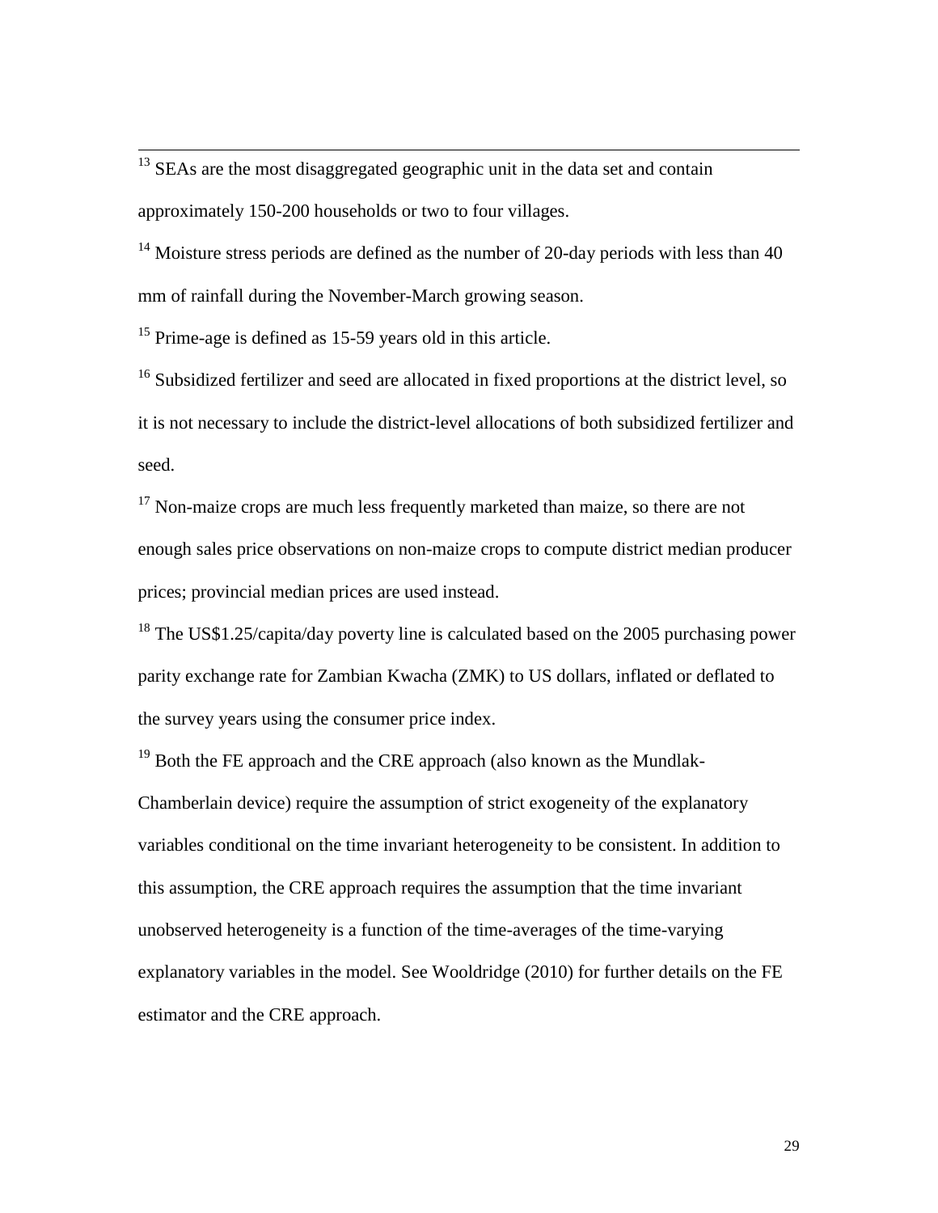[13] SEAs are the most disaggregated geographic unit in the data set and contain approximately 150-200 households or two to four villages.

[14] Moisture stress periods are defined as the number of 20-day periods with less than 40 mm of rainfall during the November-March growing season.

[15] Prime-age is defined as 15-59 years old in this article.

[16] Subsidized fertilizer and seed are allocated in fixed proportions at the district level, so it is not necessary to include the district-level allocations of both subsidized fertilizer and seed.

[17] Non-maize crops are much less frequently marketed than maize, so there are not enough sales price observations on non-maize crops to compute district median producer prices; provincial median prices are used instead.

[18] The US$1.25/capita/day poverty line is calculated based on the 2005 purchasing power parity exchange rate for Zambian Kwacha (ZMK) to US dollars, inflated or deflated to the survey years using the consumer price index.

[19] Both the FE approach and the CRE approach (also known as the Mundlak-Chamberlain device) require the assumption of strict exogeneity of the explanatory variables conditional on the time invariant heterogeneity to be consistent. In addition to this assumption, the CRE approach requires the assumption that the time invariant unobserved heterogeneity is a function of the time-averages of the time-varying explanatory variables in the model. See Wooldridge (2010) for further details on the FE estimator and the CRE approach.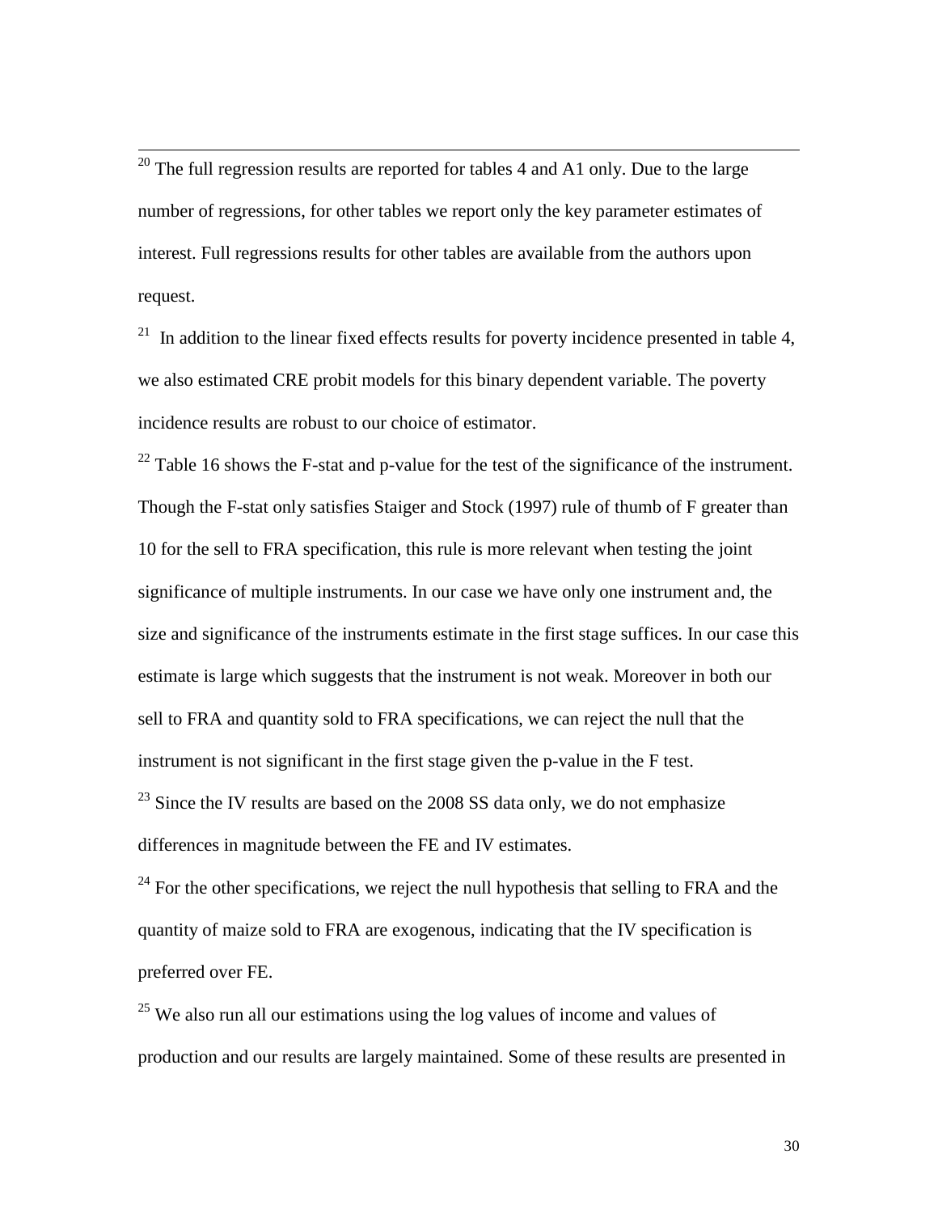[20] The full regression results are reported for tables 4 and A1 only. Due to the large number of regressions, for other tables we report only the key parameter estimates of interest. Full regressions results for other tables are available from the authors upon request.

[21] In addition to the linear fixed effects results for poverty incidence presented in table 4, we also estimated CRE probit models for this binary dependent variable. The poverty incidence results are robust to our choice of estimator.

[22] Table 16 shows the F-stat and p-value for the test of the significance of the instrument. Though the F-stat only satisfies Staiger and Stock (1997) rule of thumb of F greater than 10 for the sell to FRA specification, this rule is more relevant when testing the joint significance of multiple instruments. In our case we have only one instrument and, the size and significance of the instruments estimate in the first stage suffices. In our case this estimate is large which suggests that the instrument is not weak. Moreover in both our sell to FRA and quantity sold to FRA specifications, we can reject the null that the instrument is not significant in the first stage given the p-value in the F test.

[23] Since the IV results are based on the 2008 SS data only, we do not emphasize differences in magnitude between the FE and IV estimates.

[24] For the other specifications, we reject the null hypothesis that selling to FRA and the quantity of maize sold to FRA are exogenous, indicating that the IV specification is preferred over FE.

[25] We also run all our estimations using the log values of income and values of production and our results are largely maintained. Some of these results are presented in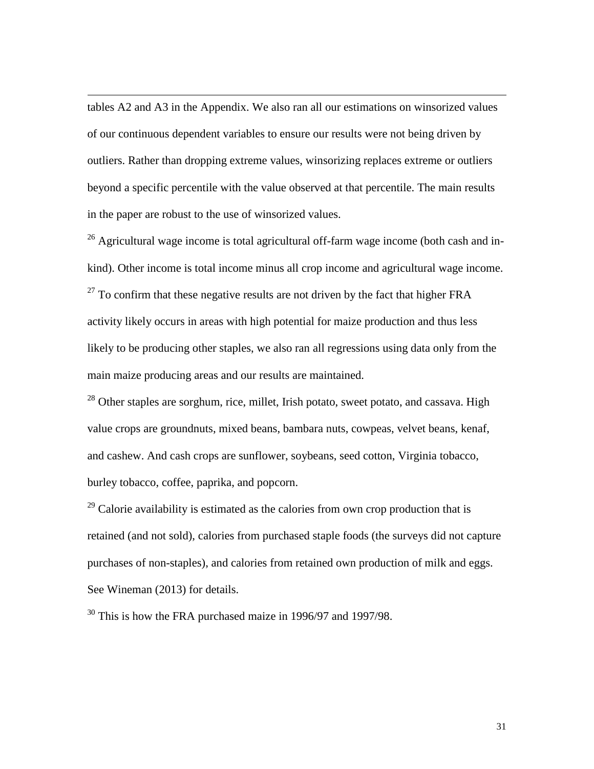tables A2 and A3 in the Appendix. We also ran all our estimations on winsorized values of our continuous dependent variables to ensure our results were not being driven by outliers. Rather than dropping extreme values, winsorizing replaces extreme or outliers beyond a specific percentile with the value observed at that percentile. The main results in the paper are robust to the use of winsorized values.

[26] Agricultural wage income is total agricultural off-farm wage income (both cash and in-kind). Other income is total income minus all crop income and agricultural wage income.

[27] To confirm that these negative results are not driven by the fact that higher FRA activity likely occurs in areas with high potential for maize production and thus less likely to be producing other staples, we also ran all regressions using data only from the main maize producing areas and our results are maintained.

[28] Other staples are sorghum, rice, millet, Irish potato, sweet potato, and cassava. High value crops are groundnuts, mixed beans, bambara nuts, cowpeas, velvet beans, kenaf, and cashew. And cash crops are sunflower, soybeans, seed cotton, Virginia tobacco, burley tobacco, coffee, paprika, and popcorn.

[29] Calorie availability is estimated as the calories from own crop production that is retained (and not sold), calories from purchased staple foods (the surveys did not capture purchases of non-staples), and calories from retained own production of milk and eggs. See Wineman (2013) for details.

[30] This is how the FRA purchased maize in 1996/97 and 1997/98.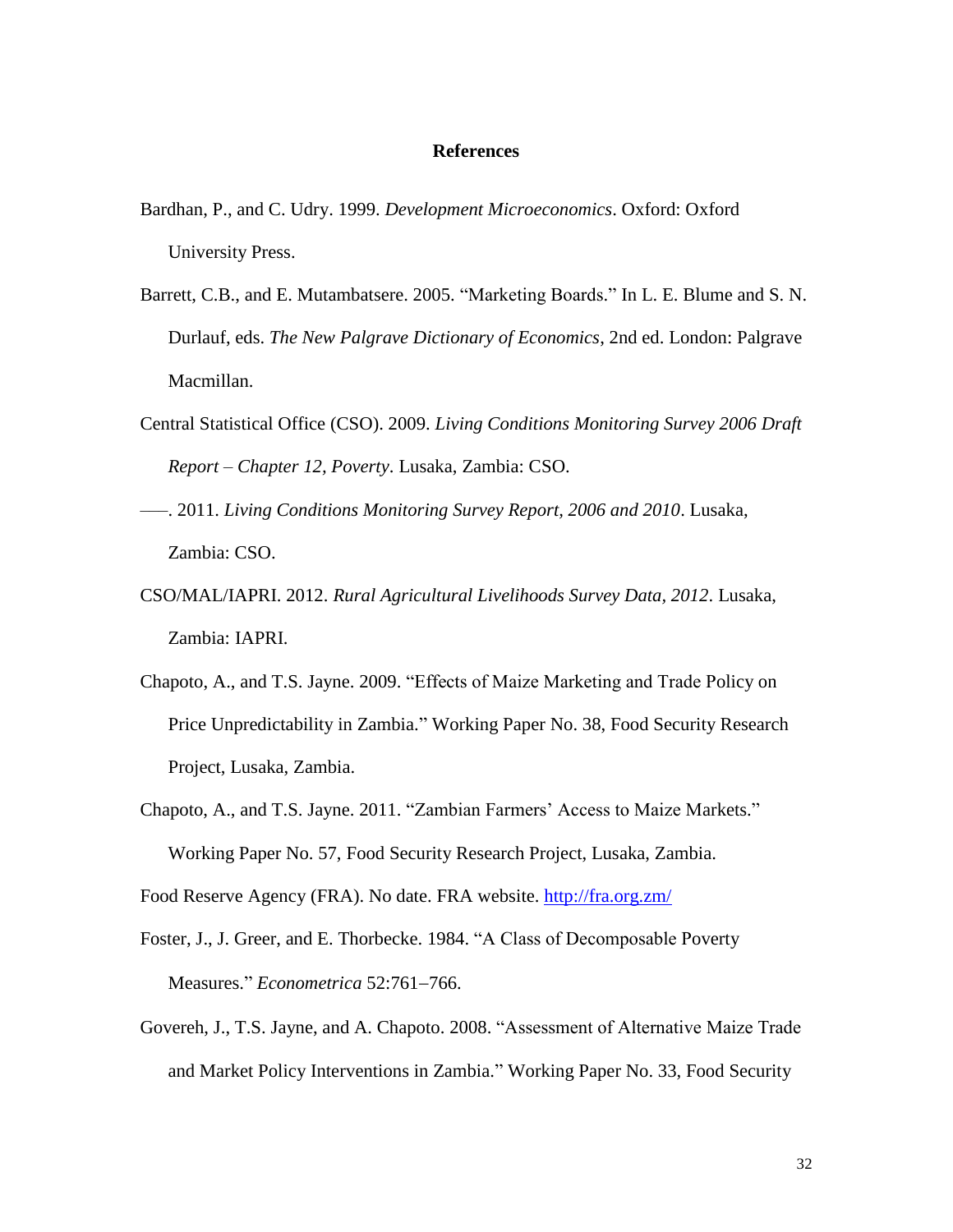# References

Bardhan, P., and C. Udry. 1999. *Development Microeconomics*. Oxford: Oxford University Press.

Barrett, C.B., and E. Mutambatsere. 2005. "Marketing Boards." In L. E. Blume and S. N. Durlauf, eds. *The New Palgrave Dictionary of Economics*, 2nd ed. London: Palgrave Macmillan.

Central Statistical Office (CSO). 2009. *Living Conditions Monitoring Survey 2006 Draft Report – Chapter 12, Poverty*. Lusaka, Zambia: CSO.

–––. 2011. *Living Conditions Monitoring Survey Report, 2006 and 2010*. Lusaka, Zambia: CSO.

CSO/MAL/IAPRI. 2012. *Rural Agricultural Livelihoods Survey Data, 2012*. Lusaka, Zambia: IAPRI.

Chapoto, A., and T.S. Jayne. 2009. "Effects of Maize Marketing and Trade Policy on Price Unpredictability in Zambia." Working Paper No. 38, Food Security Research Project, Lusaka, Zambia.

Chapoto, A., and T.S. Jayne. 2011. "Zambian Farmers' Access to Maize Markets." Working Paper No. 57, Food Security Research Project, Lusaka, Zambia.

Food Reserve Agency (FRA). No date. FRA website. http://fra.org.zm/

Foster, J., J. Greer, and E. Thorbecke. 1984. "A Class of Decomposable Poverty Measures." *Econometrica* 52:761–766.

Govereh, J., T.S. Jayne, and A. Chapoto. 2008. "Assessment of Alternative Maize Trade and Market Policy Interventions in Zambia." Working Paper No. 33, Food Security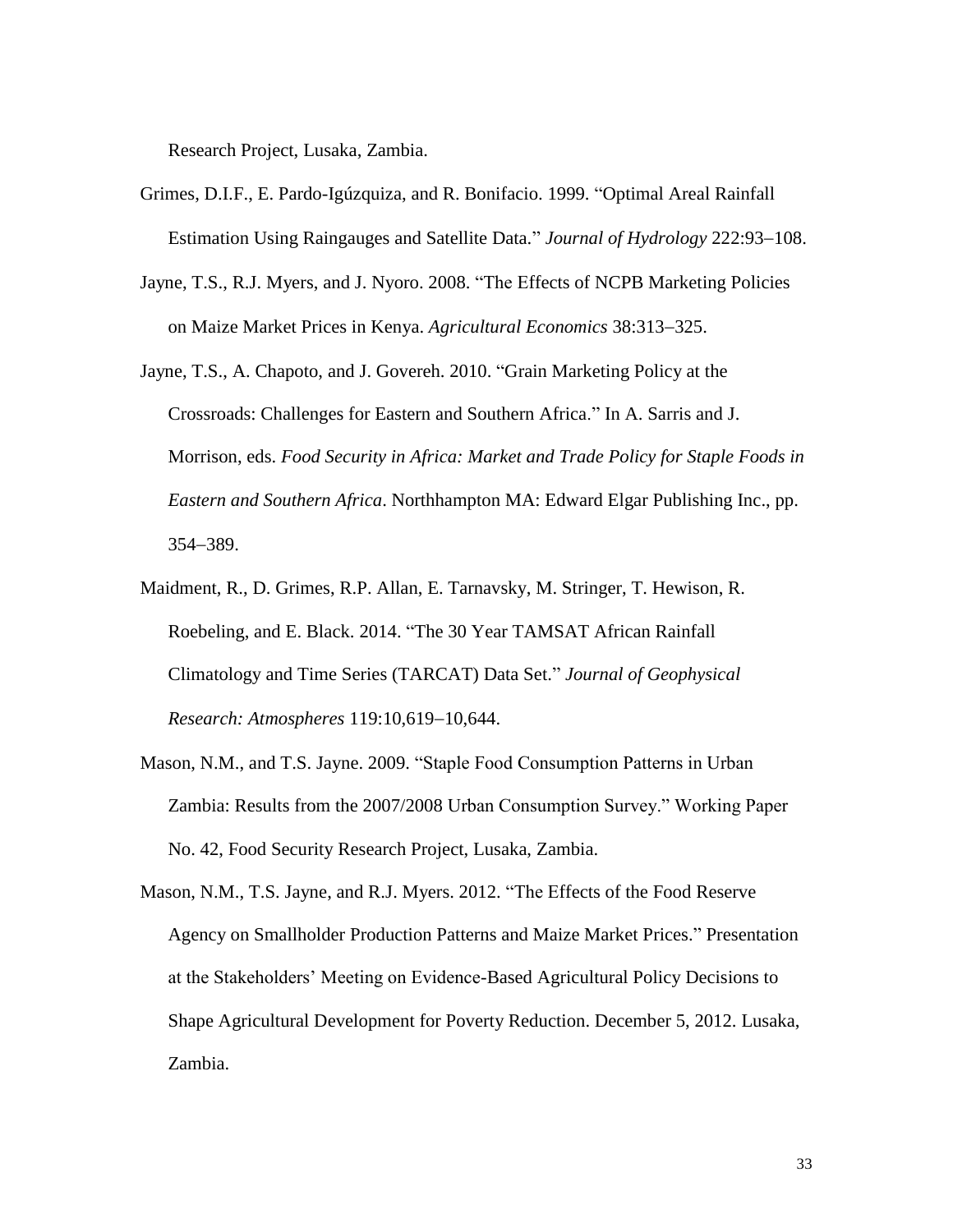Research Project, Lusaka, Zambia.

Grimes, D.I.F., E. Pardo-Igúzquiza, and R. Bonifacio. 1999. "Optimal Areal Rainfall Estimation Using Raingauges and Satellite Data." *Journal of Hydrology* 222:93–108.

Jayne, T.S., R.J. Myers, and J. Nyoro. 2008. "The Effects of NCPB Marketing Policies on Maize Market Prices in Kenya. *Agricultural Economics* 38:313–325.

Jayne, T.S., A. Chapoto, and J. Govereh. 2010. "Grain Marketing Policy at the Crossroads: Challenges for Eastern and Southern Africa." In A. Sarris and J. Morrison, eds. *Food Security in Africa: Market and Trade Policy for Staple Foods in Eastern and Southern Africa*. Northhampton MA: Edward Elgar Publishing Inc., pp. 354–389.

Maidment, R., D. Grimes, R.P. Allan, E. Tarnavsky, M. Stringer, T. Hewison, R. Roebeling, and E. Black. 2014. "The 30 Year TAMSAT African Rainfall Climatology and Time Series (TARCAT) Data Set." *Journal of Geophysical Research: Atmospheres* 119:10,619–10,644.

Mason, N.M., and T.S. Jayne. 2009. "Staple Food Consumption Patterns in Urban Zambia: Results from the 2007/2008 Urban Consumption Survey." Working Paper No. 42, Food Security Research Project, Lusaka, Zambia.

Mason, N.M., T.S. Jayne, and R.J. Myers. 2012. "The Effects of the Food Reserve Agency on Smallholder Production Patterns and Maize Market Prices." Presentation at the Stakeholders' Meeting on Evidence-Based Agricultural Policy Decisions to Shape Agricultural Development for Poverty Reduction. December 5, 2012. Lusaka, Zambia.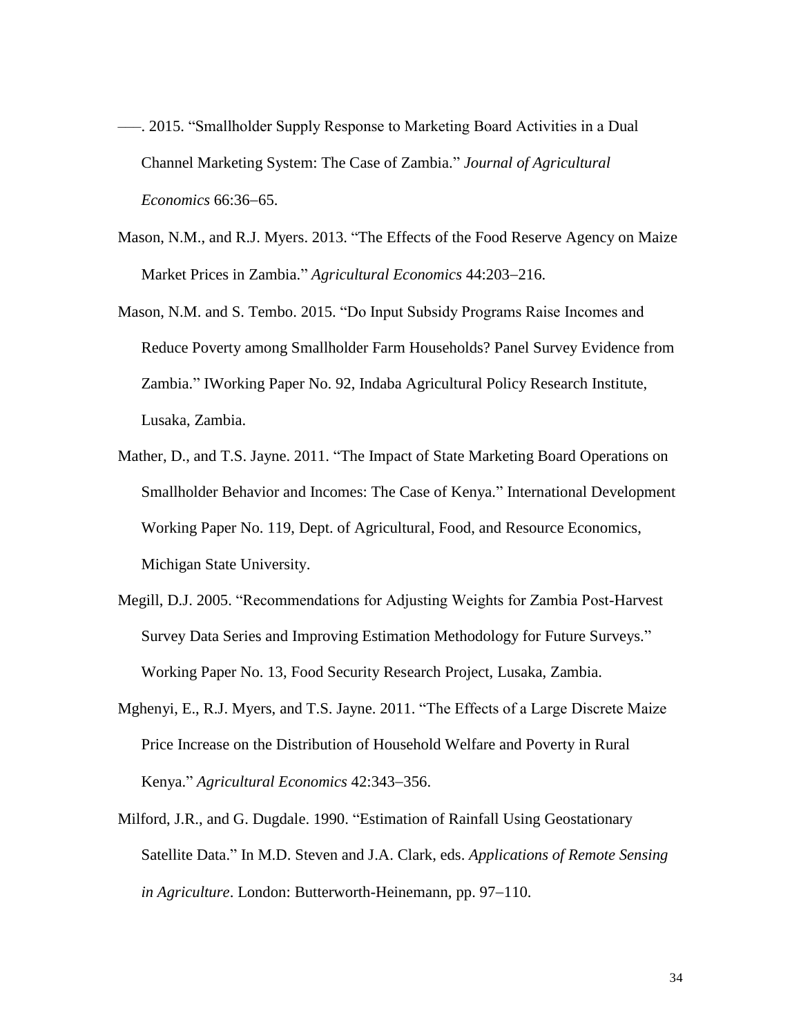–––. 2015. “Smallholder Supply Response to Marketing Board Activities in a Dual Channel Marketing System: The Case of Zambia.” *Journal of Agricultural Economics* 66:36–65.

Mason, N.M., and R.J. Myers. 2013. “The Effects of the Food Reserve Agency on Maize Market Prices in Zambia.” *Agricultural Economics* 44:203–216.

Mason, N.M. and S. Tembo. 2015. “Do Input Subsidy Programs Raise Incomes and Reduce Poverty among Smallholder Farm Households? Panel Survey Evidence from Zambia.” IWorking Paper No. 92, Indaba Agricultural Policy Research Institute, Lusaka, Zambia.

Mather, D., and T.S. Jayne. 2011. “The Impact of State Marketing Board Operations on Smallholder Behavior and Incomes: The Case of Kenya.” International Development Working Paper No. 119, Dept. of Agricultural, Food, and Resource Economics, Michigan State University.

Megill, D.J. 2005. “Recommendations for Adjusting Weights for Zambia Post-Harvest Survey Data Series and Improving Estimation Methodology for Future Surveys.” Working Paper No. 13, Food Security Research Project, Lusaka, Zambia.

Mghenyi, E., R.J. Myers, and T.S. Jayne. 2011. “The Effects of a Large Discrete Maize Price Increase on the Distribution of Household Welfare and Poverty in Rural Kenya.” *Agricultural Economics* 42:343–356.

Milford, J.R., and G. Dugdale. 1990. “Estimation of Rainfall Using Geostationary Satellite Data.” In M.D. Steven and J.A. Clark, eds. *Applications of Remote Sensing in Agriculture*. London: Butterworth-Heinemann, pp. 97–110.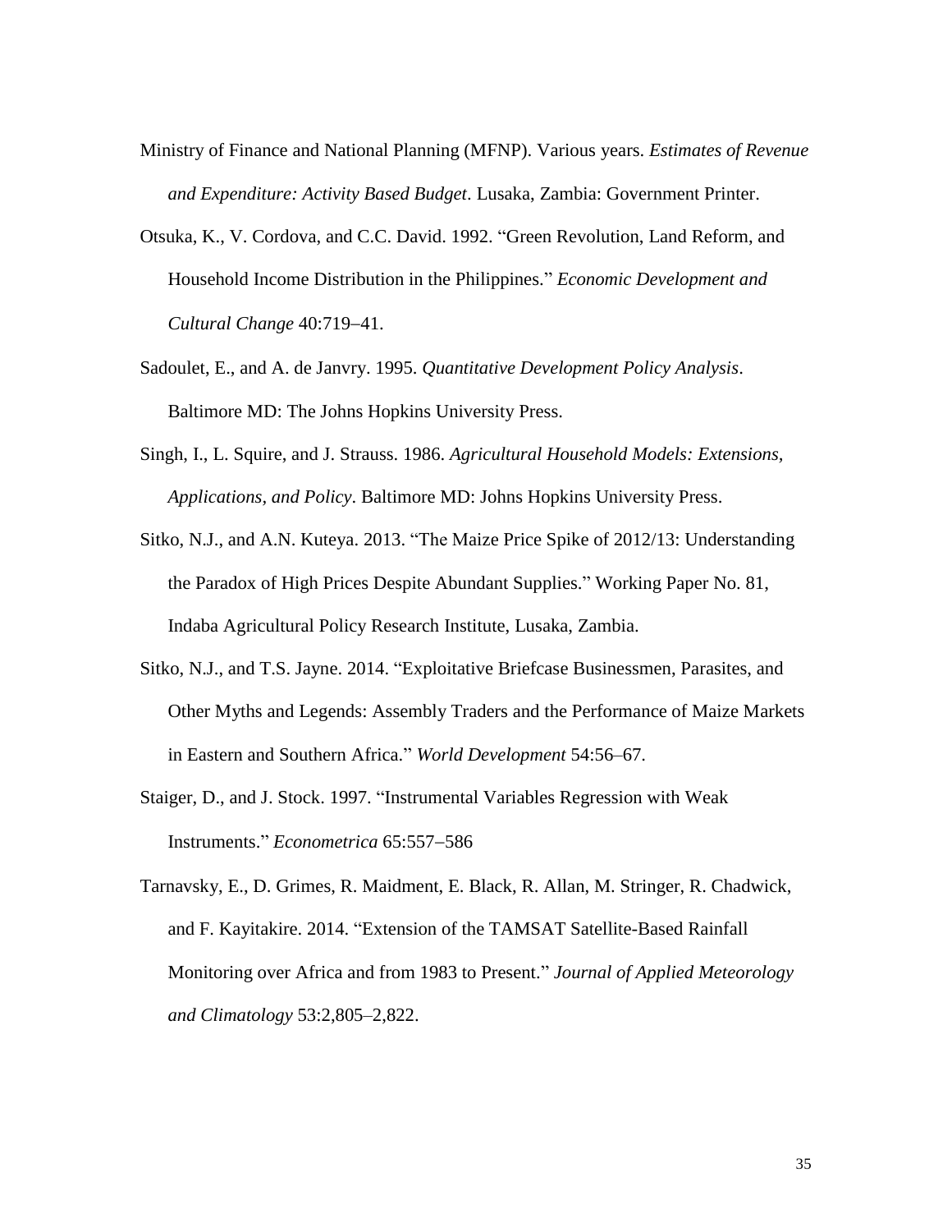Ministry of Finance and National Planning (MFNP). Various years. *Estimates of Revenue and Expenditure: Activity Based Budget*. Lusaka, Zambia: Government Printer.

Otsuka, K., V. Cordova, and C.C. David. 1992. "Green Revolution, Land Reform, and Household Income Distribution in the Philippines." *Economic Development and Cultural Change* 40:719–41.

Sadoulet, E., and A. de Janvry. 1995. *Quantitative Development Policy Analysis*. Baltimore MD: The Johns Hopkins University Press.

Singh, I., L. Squire, and J. Strauss. 1986. *Agricultural Household Models: Extensions, Applications, and Policy*. Baltimore MD: Johns Hopkins University Press.

Sitko, N.J., and A.N. Kuteya. 2013. "The Maize Price Spike of 2012/13: Understanding the Paradox of High Prices Despite Abundant Supplies." Working Paper No. 81, Indaba Agricultural Policy Research Institute, Lusaka, Zambia.

Sitko, N.J., and T.S. Jayne. 2014. "Exploitative Briefcase Businessmen, Parasites, and Other Myths and Legends: Assembly Traders and the Performance of Maize Markets in Eastern and Southern Africa." *World Development* 54:56–67.

Staiger, D., and J. Stock. 1997. "Instrumental Variables Regression with Weak Instruments." *Econometrica* 65:557–586

Tarnavsky, E., D. Grimes, R. Maidment, E. Black, R. Allan, M. Stringer, R. Chadwick, and F. Kayitakire. 2014. "Extension of the TAMSAT Satellite-Based Rainfall Monitoring over Africa and from 1983 to Present." *Journal of Applied Meteorology and Climatology* 53:2,805–2,822.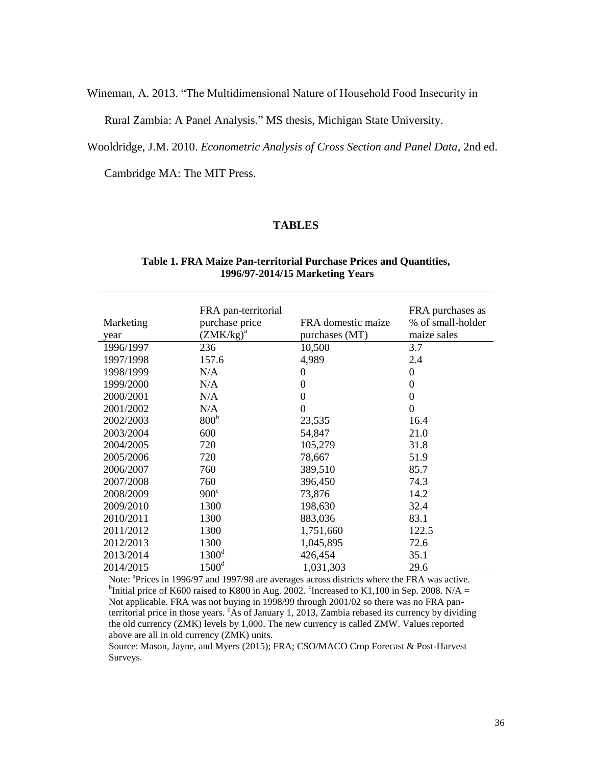Wineman, A. 2013. "The Multidimensional Nature of Household Food Insecurity in Rural Zambia: A Panel Analysis." MS thesis, Michigan State University.

Wooldridge, J.M. 2010. *Econometric Analysis of Cross Section and Panel Data*, 2nd ed. Cambridge MA: The MIT Press.

## TABLES

**Table 1. FRA Maize Pan-territorial Purchase Prices and Quantities, 1996/97-2014/15 Marketing Years**

| Marketing year | FRA pan-territorial purchase price (ZMK/kg)[a] | FRA domestic maize purchases (MT) | FRA purchases as % of small-holder maize sales |
|---|---|---|---|
| 1996/1997 | 236 | 10,500 | 3.7 |
| 1997/1998 | 157.6 | 4,989 | 2.4 |
| 1998/1999 | N/A | 0 | 0 |
| 1999/2000 | N/A | 0 | 0 |
| 2000/2001 | N/A | 0 | 0 |
| 2001/2002 | N/A | 0 | 0 |
| 2002/2003 | 800[b] | 23,535 | 16.4 |
| 2003/2004 | 600 | 54,847 | 21.0 |
| 2004/2005 | 720 | 105,279 | 31.8 |
| 2005/2006 | 720 | 78,667 | 51.9 |
| 2006/2007 | 760 | 389,510 | 85.7 |
| 2007/2008 | 760 | 396,450 | 74.3 |
| 2008/2009 | 900[c] | 73,876 | 14.2 |
| 2009/2010 | 1300 | 198,630 | 32.4 |
| 2010/2011 | 1300 | 883,036 | 83.1 |
| 2011/2012 | 1300 | 1,751,660 | 122.5 |
| 2012/2013 | 1300 | 1,045,895 | 72.6 |
| 2013/2014 | 1300[d] | 426,454 | 35.1 |
| 2014/2015 | 1500[d] | 1,031,303 | 29.6 |

Note: [a]Prices in 1996/97 and 1997/98 are averages across districts where the FRA was active. [b]Initial price of K600 raised to K800 in Aug. 2002. [c]Increased to K1,100 in Sep. 2008. N/A = Not applicable. FRA was not buying in 1998/99 through 2001/02 so there was no FRA pan-territorial price in those years. [d]As of January 1, 2013, Zambia rebased its currency by dividing the old currency (ZMK) levels by 1,000. The new currency is called ZMW. Values reported above are all in old currency (ZMK) units.

Source: Mason, Jayne, and Myers (2015); FRA; CSO/MACO Crop Forecast & Post-Harvest Surveys.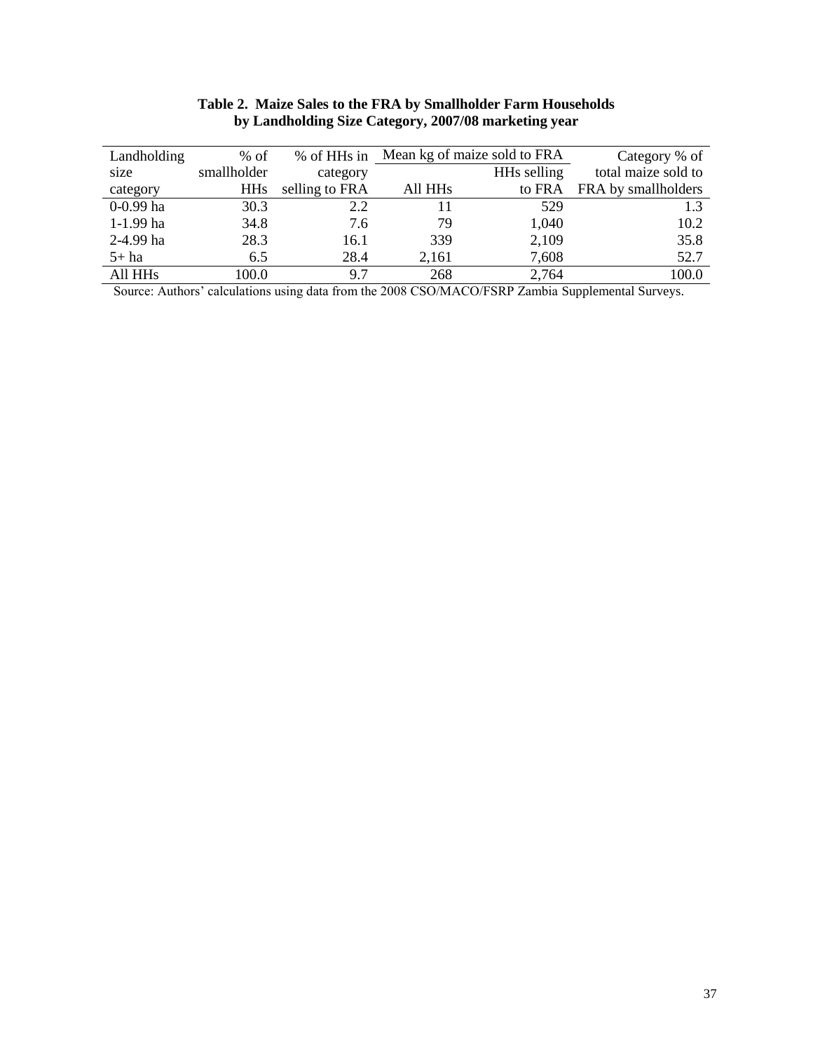**Table 2. Maize Sales to the FRA by Smallholder Farm Households by Landholding Size Category, 2007/08 marketing year**

| Landholding size category | % of smallholder HHs | % of HHs in category selling to FRA | Mean kg of maize sold to FRA | | Category % of total maize sold to FRA by smallholders |
|---|---|---|---|---|---|
| | | | All HHs | HHs selling to FRA | |
| 0-0.99 ha | 30.3 | 2.2 | 11 | 529 | 1.3 |
| 1-1.99 ha | 34.8 | 7.6 | 79 | 1,040 | 10.2 |
| 2-4.99 ha | 28.3 | 16.1 | 339 | 2,109 | 35.8 |
| 5+ ha | 6.5 | 28.4 | 2,161 | 7,608 | 52.7 |
| All HHs | 100.0 | 9.7 | 268 | 2,764 | 100.0 |

Source: Authors' calculations using data from the 2008 CSO/MACO/FSRP Zambia Supplemental Surveys.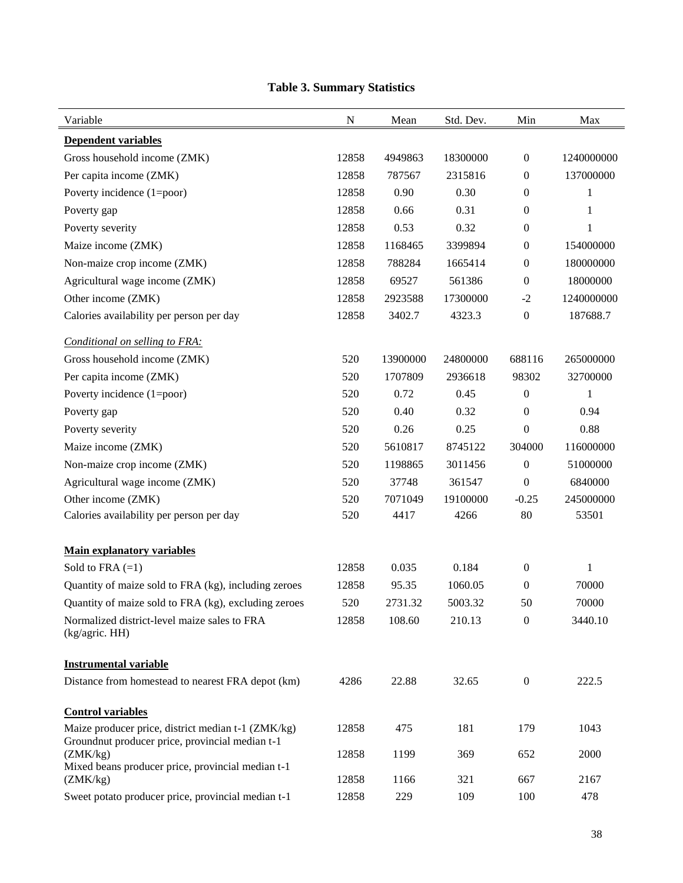**Table 3. Summary Statistics**

| Variable | N | Mean | Std. Dev. | Min | Max |
|---|---|---|---|---|---|
| **Dependent variables** | | | | | |
| Gross household income (ZMK) | 12858 | 4949863 | 18300000 | 0 | 1240000000 |
| Per capita income (ZMK) | 12858 | 787567 | 2315816 | 0 | 137000000 |
| Poverty incidence (1=poor) | 12858 | 0.90 | 0.30 | 0 | 1 |
| Poverty gap | 12858 | 0.66 | 0.31 | 0 | 1 |
| Poverty severity | 12858 | 0.53 | 0.32 | 0 | 1 |
| Maize income (ZMK) | 12858 | 1168465 | 3399894 | 0 | 154000000 |
| Non-maize crop income (ZMK) | 12858 | 788284 | 1665414 | 0 | 180000000 |
| Agricultural wage income (ZMK) | 12858 | 69527 | 561386 | 0 | 18000000 |
| Other income (ZMK) | 12858 | 2923588 | 17300000 | -2 | 1240000000 |
| Calories availability per person per day | 12858 | 3402.7 | 4323.3 | 0 | 187688.7 |
| *Conditional on selling to FRA:* | | | | | |
| Gross household income (ZMK) | 520 | 13900000 | 24800000 | 688116 | 265000000 |
| Per capita income (ZMK) | 520 | 1707809 | 2936618 | 98302 | 32700000 |
| Poverty incidence (1=poor) | 520 | 0.72 | 0.45 | 0 | 1 |
| Poverty gap | 520 | 0.40 | 0.32 | 0 | 0.94 |
| Poverty severity | 520 | 0.26 | 0.25 | 0 | 0.88 |
| Maize income (ZMK) | 520 | 5610817 | 8745122 | 304000 | 116000000 |
| Non-maize crop income (ZMK) | 520 | 1198865 | 3011456 | 0 | 51000000 |
| Agricultural wage income (ZMK) | 520 | 37748 | 361547 | 0 | 6840000 |
| Other income (ZMK) | 520 | 7071049 | 19100000 | -0.25 | 245000000 |
| Calories availability per person per day | 520 | 4417 | 4266 | 80 | 53501 |
| **Main explanatory variables** | | | | | |
| Sold to FRA (=1) | 12858 | 0.035 | 0.184 | 0 | 1 |
| Quantity of maize sold to FRA (kg), including zeroes | 12858 | 95.35 | 1060.05 | 0 | 70000 |
| Quantity of maize sold to FRA (kg), excluding zeroes | 520 | 2731.32 | 5003.32 | 50 | 70000 |
| Normalized district-level maize sales to FRA (kg/agric. HH) | 12858 | 108.60 | 210.13 | 0 | 3440.10 |
| **Instrumental variable** | | | | | |
| Distance from homestead to nearest FRA depot (km) | 4286 | 22.88 | 32.65 | 0 | 222.5 |
| **Control variables** | | | | | |
| Maize producer price, district median t-1 (ZMK/kg) | 12858 | 475 | 181 | 179 | 1043 |
| Groundnut producer price, provincial median t-1 (ZMK/kg) | 12858 | 1199 | 369 | 652 | 2000 |
| Mixed beans producer price, provincial median t-1 (ZMK/kg) | 12858 | 1166 | 321 | 667 | 2167 |
| Sweet potato producer price, provincial median t-1 | 12858 | 229 | 109 | 100 | 478 |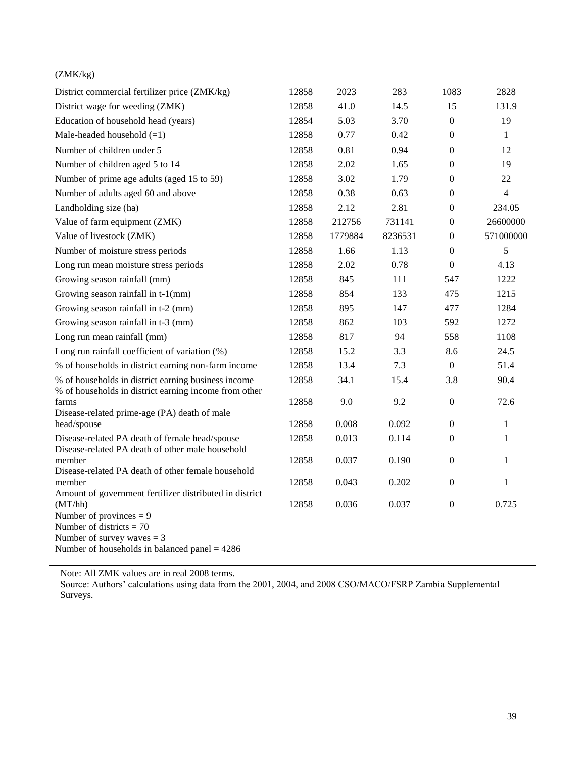| | | | | | |
|---|---|---|---|---|---|
| (ZMK/kg) | | | | | |
| District commercial fertilizer price (ZMK/kg) | 12858 | 2023 | 283 | 1083 | 2828 |
| District wage for weeding (ZMK) | 12858 | 41.0 | 14.5 | 15 | 131.9 |
| Education of household head (years) | 12854 | 5.03 | 3.70 | 0 | 19 |
| Male-headed household (=1) | 12858 | 0.77 | 0.42 | 0 | 1 |
| Number of children under 5 | 12858 | 0.81 | 0.94 | 0 | 12 |
| Number of children aged 5 to 14 | 12858 | 2.02 | 1.65 | 0 | 19 |
| Number of prime age adults (aged 15 to 59) | 12858 | 3.02 | 1.79 | 0 | 22 |
| Number of adults aged 60 and above | 12858 | 0.38 | 0.63 | 0 | 4 |
| Landholding size (ha) | 12858 | 2.12 | 2.81 | 0 | 234.05 |
| Value of farm equipment (ZMK) | 12858 | 212756 | 731141 | 0 | 26600000 |
| Value of livestock (ZMK) | 12858 | 1779884 | 8236531 | 0 | 571000000 |
| Number of moisture stress periods | 12858 | 1.66 | 1.13 | 0 | 5 |
| Long run mean moisture stress periods | 12858 | 2.02 | 0.78 | 0 | 4.13 |
| Growing season rainfall (mm) | 12858 | 845 | 111 | 547 | 1222 |
| Growing season rainfall in t-1(mm) | 12858 | 854 | 133 | 475 | 1215 |
| Growing season rainfall in t-2 (mm) | 12858 | 895 | 147 | 477 | 1284 |
| Growing season rainfall in t-3 (mm) | 12858 | 862 | 103 | 592 | 1272 |
| Long run mean rainfall (mm) | 12858 | 817 | 94 | 558 | 1108 |
| Long run rainfall coefficient of variation (%) | 12858 | 15.2 | 3.3 | 8.6 | 24.5 |
| % of households in district earning non-farm income | 12858 | 13.4 | 7.3 | 0 | 51.4 |
| % of households in district earning business income | 12858 | 34.1 | 15.4 | 3.8 | 90.4 |
| % of households in district earning income from other farms | 12858 | 9.0 | 9.2 | 0 | 72.6 |
| Disease-related prime-age (PA) death of male head/spouse | 12858 | 0.008 | 0.092 | 0 | 1 |
| Disease-related PA death of female head/spouse | 12858 | 0.013 | 0.114 | 0 | 1 |
| Disease-related PA death of other male household member | 12858 | 0.037 | 0.190 | 0 | 1 |
| Disease-related PA death of other female household member | 12858 | 0.043 | 0.202 | 0 | 1 |
| Amount of government fertilizer distributed in district (MT/hh) | 12858 | 0.036 | 0.037 | 0 | 0.725 |

Number of provinces = 9
Number of districts = 70
Number of survey waves = 3
Number of households in balanced panel = 4286

Note: All ZMK values are in real 2008 terms.
Source: Authors' calculations using data from the 2001, 2004, and 2008 CSO/MACO/FSRP Zambia Supplemental Surveys.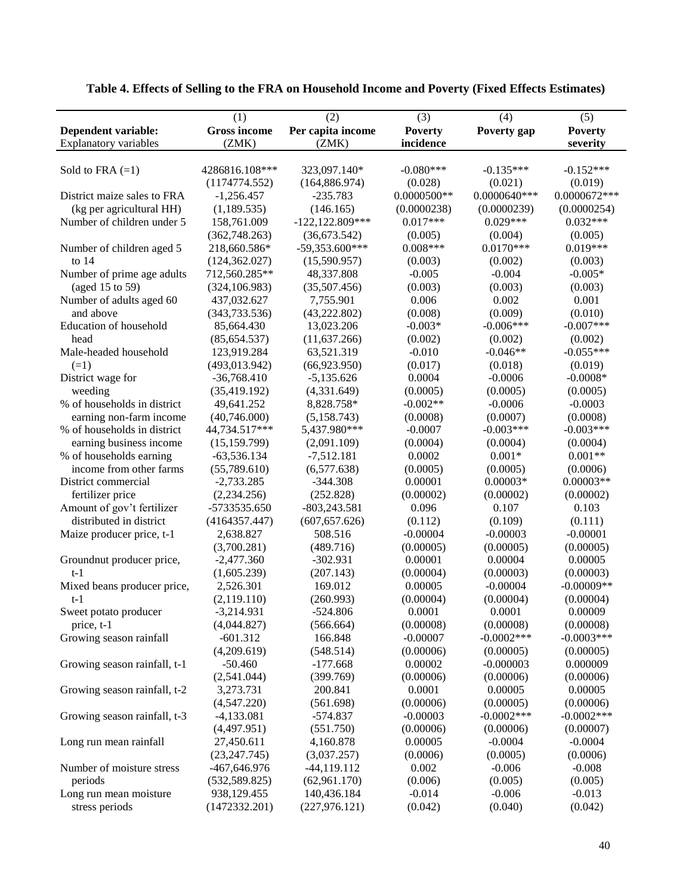**Table 4. Effects of Selling to the FRA on Household Income and Poverty (Fixed Effects Estimates)**

| | (1) | (2) | (3) | (4) | (5) |
|---|---|---|---|---|---|
| **Dependent variable:** | **Gross income** | **Per capita income** | **Poverty** | **Poverty gap** | **Poverty** |
| Explanatory variables | (ZMK) | (ZMK) | **incidence** | | **severity** |
| Sold to FRA (=1) | 4286816.108*** | 323,097.140* | -0.080*** | -0.135*** | -0.152*** |
| | (1174774.552) | (164,886.974) | (0.028) | (0.021) | (0.019) |
| District maize sales to FRA | -1,256.457 | -235.783 | 0.0000500** | 0.0000640*** | 0.0000672*** |
| (kg per agricultural HH) | (1,189.535) | (146.165) | (0.0000238) | (0.0000239) | (0.0000254) |
| Number of children under 5 | 158,761.009 | -122,122.809*** | 0.017*** | 0.029*** | 0.032*** |
| | (362,748.263) | (36,673.542) | (0.005) | (0.004) | (0.005) |
| Number of children aged 5 to 14 | 218,660.586* | -59,353.600*** | 0.008*** | 0.0170*** | 0.019*** |
| | (124,362.027) | (15,590.957) | (0.003) | (0.002) | (0.003) |
| Number of prime age adults (aged 15 to 59) | 712,560.285** | 48,337.808 | -0.005 | -0.004 | -0.005* |
| | (324,106.983) | (35,507.456) | (0.003) | (0.003) | (0.003) |
| Number of adults aged 60 and above | 437,032.627 | 7,755.901 | 0.006 | 0.002 | 0.001 |
| | (343,733.536) | (43,222.802) | (0.008) | (0.009) | (0.010) |
| Education of household head | 85,664.430 | 13,023.206 | -0.003* | -0.006*** | -0.007*** |
| | (85,654.537) | (11,637.266) | (0.002) | (0.002) | (0.002) |
| Male-headed household (=1) | 123,919.284 | 63,521.319 | -0.010 | -0.046** | -0.055*** |
| | (493,013.942) | (66,923.950) | (0.017) | (0.018) | (0.019) |
| District wage for weeding | -36,768.410 | -5,135.626 | 0.0004 | -0.0006 | -0.0008* |
| | (35,419.192) | (4,331.649) | (0.0005) | (0.0005) | (0.0005) |
| % of households in district earning non-farm income | 49,641.252 | 8,828.758* | -0.002** | -0.0006 | -0.0003 |
| | (40,746.000) | (5,158.743) | (0.0008) | (0.0007) | (0.0008) |
| % of households in district earning business income | 44,734.517*** | 5,437.980*** | -0.0007 | -0.003*** | -0.003*** |
| | (15,159.799) | (2,091.109) | (0.0004) | (0.0004) | (0.0004) |
| % of households earning income from other farms | -63,536.134 | -7,512.181 | 0.0002 | 0.001* | 0.001** |
| | (55,789.610) | (6,577.638) | (0.0005) | (0.0005) | (0.0006) |
| District commercial fertilizer price | -2,733.285 | -344.308 | 0.00001 | 0.00003* | 0.00003** |
| | (2,234.256) | (252.828) | (0.00002) | (0.00002) | (0.00002) |
| Amount of gov't fertilizer distributed in district | -5733535.650 | -803,243.581 | 0.096 | 0.107 | 0.103 |
| | (4164357.447) | (607,657.626) | (0.112) | (0.109) | (0.111) |
| Maize producer price, t-1 | 2,638.827 | 508.516 | -0.00004 | -0.00003 | -0.00001 |
| | (3,700.281) | (489.716) | (0.00005) | (0.00005) | (0.00005) |
| Groundnut producer price, t-1 | -2,477.360 | -302.931 | 0.00001 | 0.00004 | 0.00005 |
| | (1,605.239) | (207.143) | (0.00004) | (0.00003) | (0.00003) |
| Mixed beans producer price, t-1 | 2,526.301 | 169.012 | 0.00005 | -0.00004 | -0.00009** |
| | (2,119.110) | (260.993) | (0.00004) | (0.00004) | (0.00004) |
| Sweet potato producer price, t-1 | -3,214.931 | -524.806 | 0.0001 | 0.0001 | 0.00009 |
| | (4,044.827) | (566.664) | (0.00008) | (0.00008) | (0.00008) |
| Growing season rainfall | -601.312 | 166.848 | -0.00007 | -0.0002*** | -0.0003*** |
| | (4,209.619) | (548.514) | (0.00006) | (0.00005) | (0.00005) |
| Growing season rainfall, t-1 | -50.460 | -177.668 | 0.00002 | -0.000003 | 0.000009 |
| | (2,541.044) | (399.769) | (0.00006) | (0.00006) | (0.00006) |
| Growing season rainfall, t-2 | 3,273.731 | 200.841 | 0.0001 | 0.00005 | 0.00005 |
| | (4,547.220) | (561.698) | (0.00006) | (0.00005) | (0.00006) |
| Growing season rainfall, t-3 | -4,133.081 | -574.837 | -0.00003 | -0.0002*** | -0.0002*** |
| | (4,497.951) | (551.750) | (0.00006) | (0.00006) | (0.00007) |
| Long run mean rainfall | 27,450.611 | 4,160.878 | 0.00005 | -0.0004 | -0.0004 |
| | (23,247.745) | (3,037.257) | (0.0006) | (0.0005) | (0.0006) |
| Number of moisture stress periods | -467,646.976 | -44,119.112 | 0.002 | -0.006 | -0.008 |
| | (532,589.825) | (62,961.170) | (0.006) | (0.005) | (0.005) |
| Long run mean moisture stress periods | 938,129.455 | 140,436.184 | -0.014 | -0.006 | -0.013 |
| | (1472332.201) | (227,976.121) | (0.042) | (0.040) | (0.042) |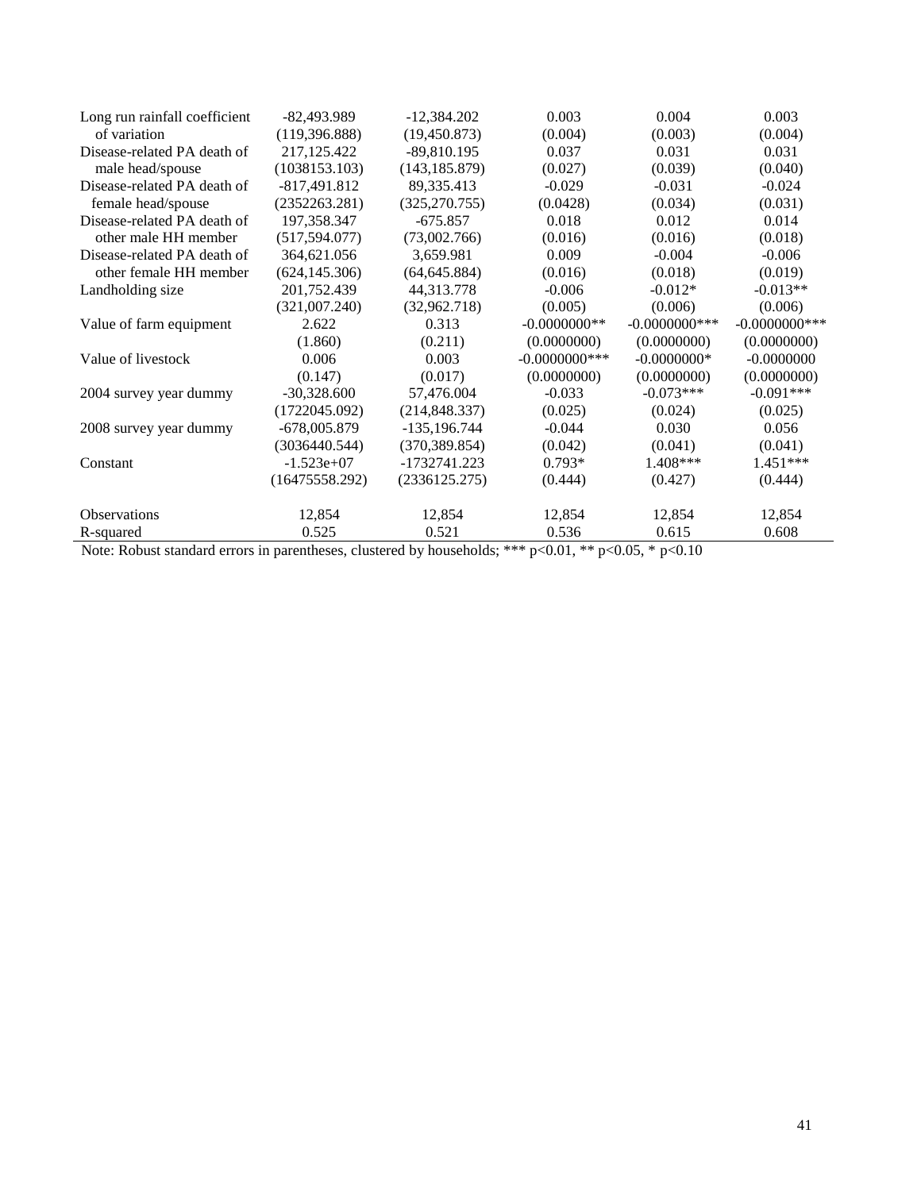| | | | | | |
|---|---|---|---|---|---|
| Long run rainfall coefficient of variation | -82,493.989 | -12,384.202 | 0.003 | 0.004 | 0.003 |
| | (119,396.888) | (19,450.873) | (0.004) | (0.003) | (0.004) |
| Disease-related PA death of male head/spouse | 217,125.422 | -89,810.195 | 0.037 | 0.031 | 0.031 |
| | (1038153.103) | (143,185.879) | (0.027) | (0.039) | (0.040) |
| Disease-related PA death of female head/spouse | -817,491.812 | 89,335.413 | -0.029 | -0.031 | -0.024 |
| | (2352263.281) | (325,270.755) | (0.0428) | (0.034) | (0.031) |
| Disease-related PA death of other male HH member | 197,358.347 | -675.857 | 0.018 | 0.012 | 0.014 |
| | (517,594.077) | (73,002.766) | (0.016) | (0.016) | (0.018) |
| Disease-related PA death of other female HH member | 364,621.056 | 3,659.981 | 0.009 | -0.004 | -0.006 |
| | (624,145.306) | (64,645.884) | (0.016) | (0.018) | (0.019) |
| Landholding size | 201,752.439 | 44,313.778 | -0.006 | -0.012* | -0.013** |
| | (321,007.240) | (32,962.718) | (0.005) | (0.006) | (0.006) |
| Value of farm equipment | 2.622 | 0.313 | -0.0000000** | -0.0000000*** | -0.0000000*** |
| | (1.860) | (0.211) | (0.0000000) | (0.0000000) | (0.0000000) |
| Value of livestock | 0.006 | 0.003 | -0.0000000*** | -0.0000000* | -0.0000000 |
| | (0.147) | (0.017) | (0.0000000) | (0.0000000) | (0.0000000) |
| 2004 survey year dummy | -30,328.600 | 57,476.004 | -0.033 | -0.073*** | -0.091*** |
| | (1722045.092) | (214,848.337) | (0.025) | (0.024) | (0.025) |
| 2008 survey year dummy | -678,005.879 | -135,196.744 | -0.044 | 0.030 | 0.056 |
| | (3036440.544) | (370,389.854) | (0.042) | (0.041) | (0.041) |
| Constant | -1.523e+07 | -1732741.223 | 0.793* | 1.408*** | 1.451*** |
| | (16475558.292) | (2336125.275) | (0.444) | (0.427) | (0.444) |
| Observations | 12,854 | 12,854 | 12,854 | 12,854 | 12,854 |
| R-squared | 0.525 | 0.521 | 0.536 | 0.615 | 0.608 |

Note: Robust standard errors in parentheses, clustered by households; *** p<0.01, ** p<0.05, * p<0.10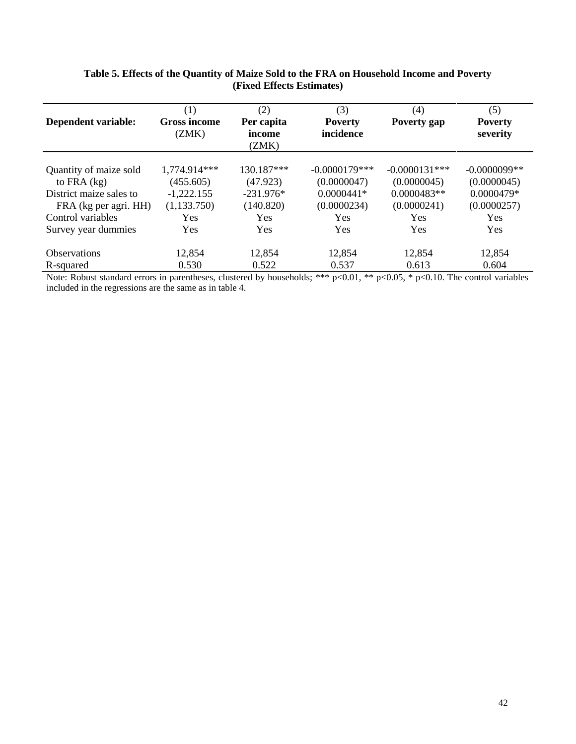**Table 5. Effects of the Quantity of Maize Sold to the FRA on Household Income and Poverty (Fixed Effects Estimates)**

| Dependent variable: | (1) Gross income (ZMK) | (2) Per capita income (ZMK) | (3) Poverty incidence | (4) Poverty gap | (5) Poverty severity |
|---|---|---|---|---|---|
| Quantity of maize sold to FRA (kg) | 1,774.914*** | 130.187*** | -0.0000179*** | -0.0000131*** | -0.0000099** |
| | (455.605) | (47.923) | (0.0000047) | (0.0000045) | (0.0000045) |
| District maize sales to FRA (kg per agri. HH) | -1,222.155 | -231.976* | 0.0000441* | 0.0000483** | 0.0000479* |
| | (1,133.750) | (140.820) | (0.0000234) | (0.0000241) | (0.0000257) |
| Control variables | Yes | Yes | Yes | Yes | Yes |
| Survey year dummies | Yes | Yes | Yes | Yes | Yes |
| Observations | 12,854 | 12,854 | 12,854 | 12,854 | 12,854 |
| R-squared | 0.530 | 0.522 | 0.537 | 0.613 | 0.604 |

Note: Robust standard errors in parentheses, clustered by households; *** p<0.01, ** p<0.05, * p<0.10. The control variables included in the regressions are the same as in table 4.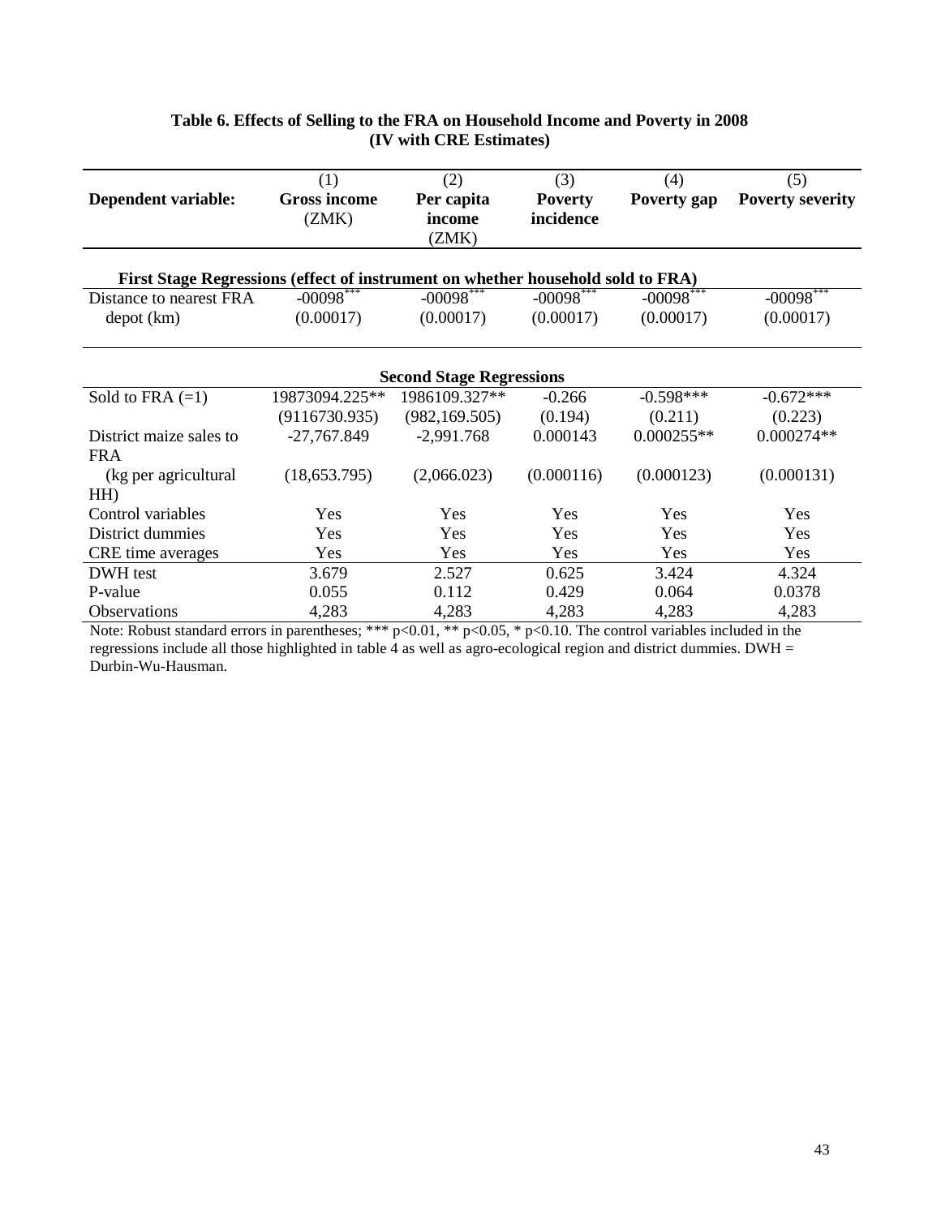**Table 6. Effects of Selling to the FRA on Household Income and Poverty in 2008 (IV with CRE Estimates)**

| Dependent variable: | (1) Gross income (ZMK) | (2) Per capita income (ZMK) | (3) Poverty incidence | (4) Poverty gap | (5) Poverty severity |
|---|---|---|---|---|---|
| **First Stage Regressions (effect of instrument on whether household sold to FRA)** | | | | | |
| Distance to nearest FRA depot (km) | -00098*** | -00098*** | -00098*** | -00098*** | -00098*** |
| | (0.00017) | (0.00017) | (0.00017) | (0.00017) | (0.00017) |
| **Second Stage Regressions** | | | | | |
| Sold to FRA (=1) | 19873094.225** | 1986109.327** | -0.266 | -0.598*** | -0.672*** |
| | (9116730.935) | (982,169.505) | (0.194) | (0.211) | (0.223) |
| District maize sales to FRA | -27,767.849 | -2,991.768 | 0.000143 | 0.000255** | 0.000274** |
| (kg per agricultural HH) | (18,653.795) | (2,066.023) | (0.000116) | (0.000123) | (0.000131) |
| Control variables | Yes | Yes | Yes | Yes | Yes |
| District dummies | Yes | Yes | Yes | Yes | Yes |
| CRE time averages | Yes | Yes | Yes | Yes | Yes |
| DWH test | 3.679 | 2.527 | 0.625 | 3.424 | 4.324 |
| P-value | 0.055 | 0.112 | 0.429 | 0.064 | 0.0378 |
| Observations | 4,283 | 4,283 | 4,283 | 4,283 | 4,283 |

Note: Robust standard errors in parentheses; *** p<0.01, ** p<0.05, * p<0.10. The control variables included in the regressions include all those highlighted in table 4 as well as agro-ecological region and district dummies. DWH = Durbin-Wu-Hausman.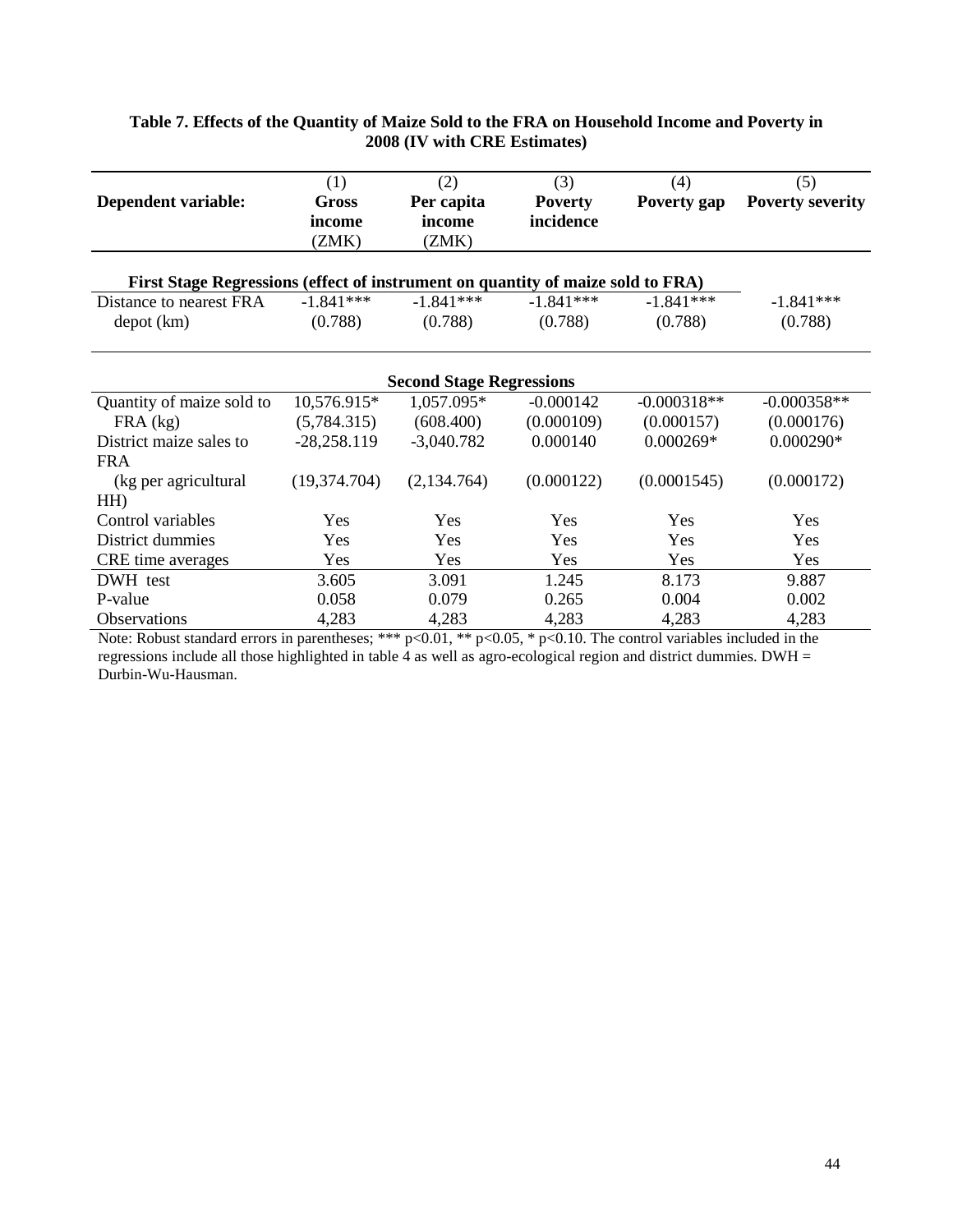**Table 7. Effects of the Quantity of Maize Sold to the FRA on Household Income and Poverty in 2008 (IV with CRE Estimates)**

| Dependent variable: | (1) Gross income (ZMK) | (2) Per capita income (ZMK) | (3) Poverty incidence | (4) Poverty gap | (5) Poverty severity |
|---|---|---|---|---|---|
| **First Stage Regressions (effect of instrument on quantity of maize sold to FRA)** | | | | | |
| Distance to nearest FRA depot (km) | -1.841*** | -1.841*** | -1.841*** | -1.841*** | -1.841*** |
| | (0.788) | (0.788) | (0.788) | (0.788) | (0.788) |
| **Second Stage Regressions** | | | | | |
| Quantity of maize sold to FRA (kg) | 10,576.915* | 1,057.095* | -0.000142 | -0.000318** | -0.000358** |
| | (5,784.315) | (608.400) | (0.000109) | (0.000157) | (0.000176) |
| District maize sales to FRA (kg per agricultural HH) | -28,258.119 | -3,040.782 | 0.000140 | 0.000269* | 0.000290* |
| | (19,374.704) | (2,134.764) | (0.000122) | (0.0001545) | (0.000172) |
| Control variables | Yes | Yes | Yes | Yes | Yes |
| District dummies | Yes | Yes | Yes | Yes | Yes |
| CRE time averages | Yes | Yes | Yes | Yes | Yes |
| DWH test | 3.605 | 3.091 | 1.245 | 8.173 | 9.887 |
| P-value | 0.058 | 0.079 | 0.265 | 0.004 | 0.002 |
| Observations | 4,283 | 4,283 | 4,283 | 4,283 | 4,283 |

Note: Robust standard errors in parentheses; *** p<0.01, ** p<0.05, * p<0.10. The control variables included in the regressions include all those highlighted in table 4 as well as agro-ecological region and district dummies. DWH = Durbin-Wu-Hausman.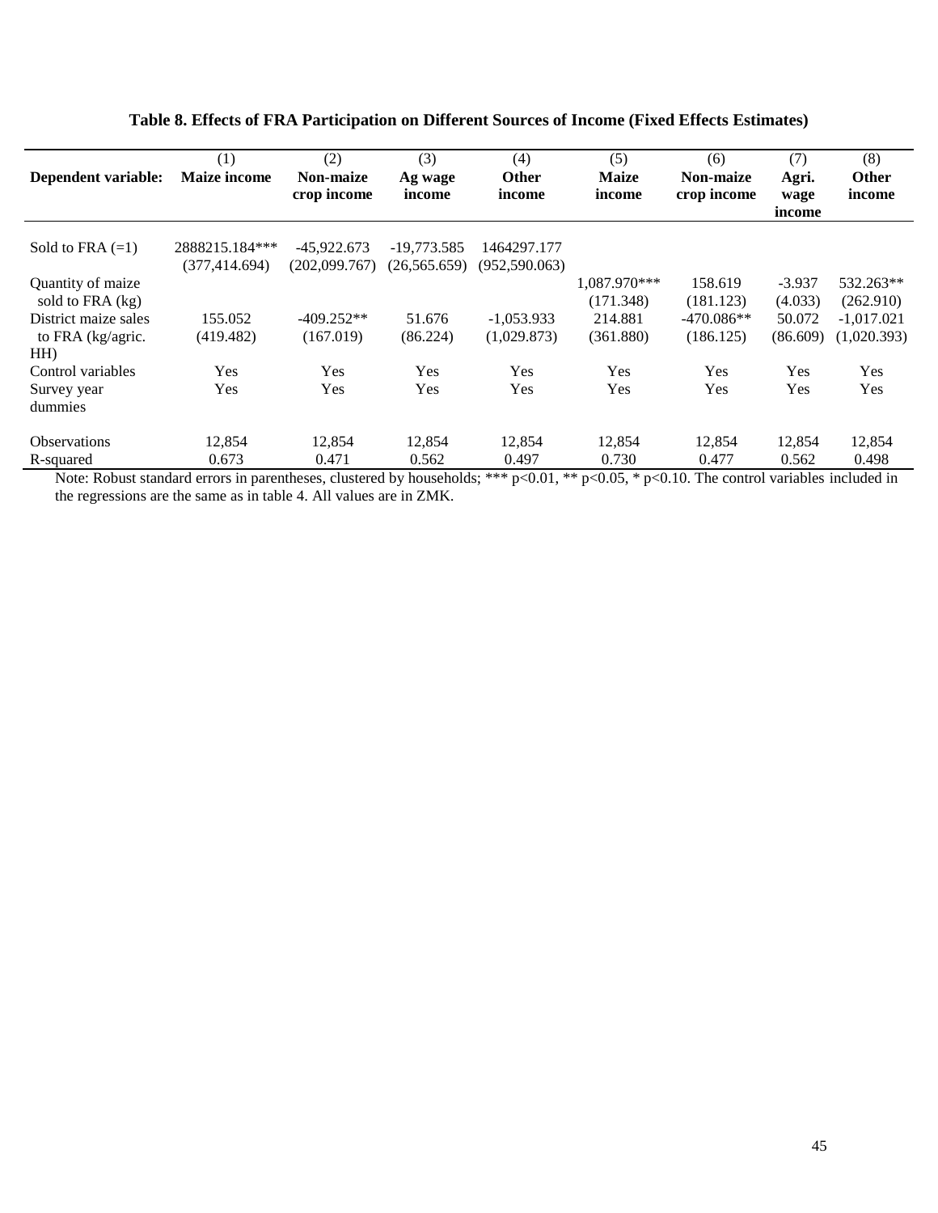**Table 8. Effects of FRA Participation on Different Sources of Income (Fixed Effects Estimates)**

| Dependent variable: | (1) **Maize income** | (2) **Non-maize crop income** | (3) **Ag wage income** | (4) **Other income** | (5) **Maize income** | (6) **Non-maize crop income** | (7) **Agri. wage income** | (8) **Other income** |
|---|---|---|---|---|---|---|---|---|
| Sold to FRA (=1) | 2888215.184*** | -45,922.673 | -19,773.585 | 1464297.177 | | | | |
| | (377,414.694) | (202,099.767) | (26,565.659) | (952,590.063) | | | | |
| Quantity of maize sold to FRA (kg) | | | | | 1,087.970*** | 158.619 | -3.937 | 532.263** |
| | | | | | (171.348) | (181.123) | (4.033) | (262.910) |
| District maize sales to FRA (kg/agric. HH) | 155.052 | -409.252** | 51.676 | -1,053.933 | 214.881 | -470.086** | 50.072 | -1,017.021 |
| | (419.482) | (167.019) | (86.224) | (1,029.873) | (361.880) | (186.125) | (86.609) | (1,020.393) |
| Control variables | Yes | Yes | Yes | Yes | Yes | Yes | Yes | Yes |
| Survey year dummies | Yes | Yes | Yes | Yes | Yes | Yes | Yes | Yes |
| Observations | 12,854 | 12,854 | 12,854 | 12,854 | 12,854 | 12,854 | 12,854 | 12,854 |
| R-squared | 0.673 | 0.471 | 0.562 | 0.497 | 0.730 | 0.477 | 0.562 | 0.498 |

Note: Robust standard errors in parentheses, clustered by households; *** p<0.01, ** p<0.05, * p<0.10. The control variables included in the regressions are the same as in table 4. All values are in ZMK.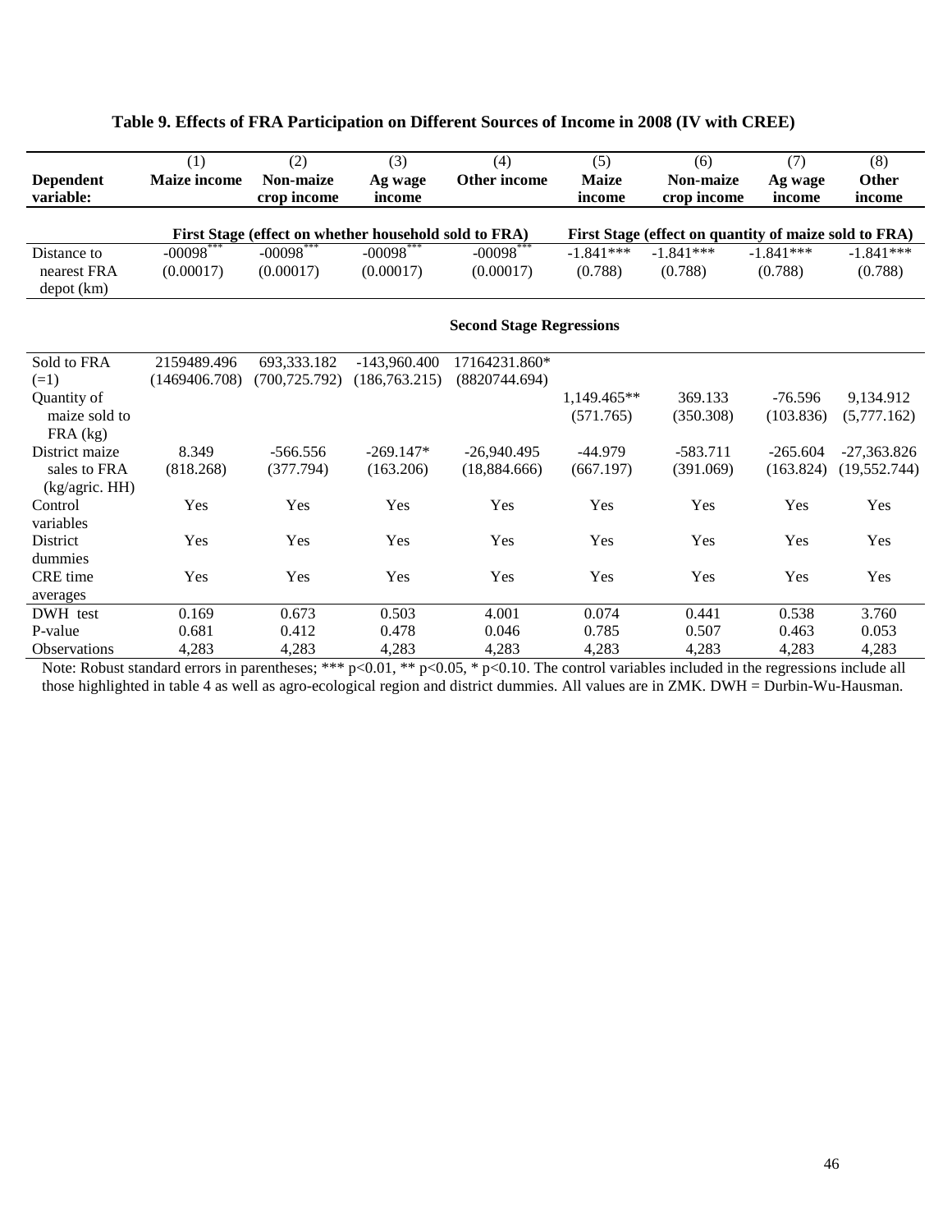**Table 9. Effects of FRA Participation on Different Sources of Income in 2008 (IV with CREE)**

| | (1) | (2) | (3) | (4) | (5) | (6) | (7) | (8) |
|---|---|---|---|---|---|---|---|---|
| **Dependent variable:** | **Maize income** | **Non-maize crop income** | **Ag wage income** | **Other income** | **Maize income** | **Non-maize crop income** | **Ag wage income** | **Other income** |
| | **First Stage (effect on whether household sold to FRA)** | | | | **First Stage (effect on quantity of maize sold to FRA)** | | | |
| Distance to nearest FRA depot (km) | -00098*** | -00098*** | -00098*** | -00098*** | -1.841*** | -1.841*** | -1.841*** | -1.841*** |
| | (0.00017) | (0.00017) | (0.00017) | (0.00017) | (0.788) | (0.788) | (0.788) | (0.788) |
| | **Second Stage Regressions** | | | | | | | |
| Sold to FRA (=1) | 2159489.496 | 693,333.182 | -143,960.400 | 17164231.860* | | | | |
| | (1469406.708) | (700,725.792) | (186,763.215) | (8820744.694) | | | | |
| Quantity of maize sold to FRA (kg) | | | | | 1,149.465** | 369.133 | -76.596 | 9,134.912 |
| | | | | | (571.765) | (350.308) | (103.836) | (5,777.162) |
| District maize sales to FRA (kg/agric. HH) | 8.349 | -566.556 | -269.147* | -26,940.495 | -44.979 | -583.711 | -265.604 | -27,363.826 |
| | (818.268) | (377.794) | (163.206) | (18,884.666) | (667.197) | (391.069) | (163.824) | (19,552.744) |
| Control variables | Yes | Yes | Yes | Yes | Yes | Yes | Yes | Yes |
| District dummies | Yes | Yes | Yes | Yes | Yes | Yes | Yes | Yes |
| CRE time averages | Yes | Yes | Yes | Yes | Yes | Yes | Yes | Yes |
| DWH test | 0.169 | 0.673 | 0.503 | 4.001 | 0.074 | 0.441 | 0.538 | 3.760 |
| P-value | 0.681 | 0.412 | 0.478 | 0.046 | 0.785 | 0.507 | 0.463 | 0.053 |
| Observations | 4,283 | 4,283 | 4,283 | 4,283 | 4,283 | 4,283 | 4,283 | 4,283 |

Note: Robust standard errors in parentheses; *** p<0.01, ** p<0.05, * p<0.10. The control variables included in the regressions include all those highlighted in table 4 as well as agro-ecological region and district dummies. All values are in ZMK. DWH = Durbin-Wu-Hausman.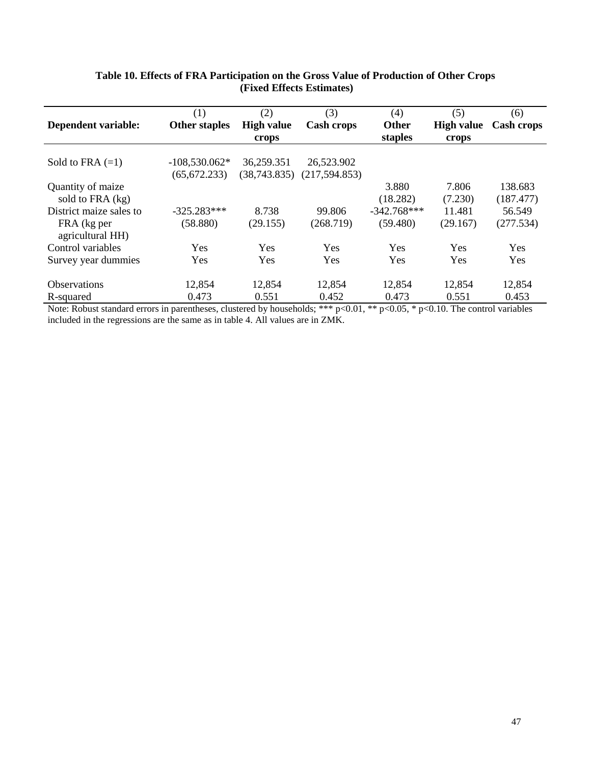**Table 10. Effects of FRA Participation on the Gross Value of Production of Other Crops (Fixed Effects Estimates)**

| Dependent variable: | (1) Other staples | (2) High value crops | (3) Cash crops | (4) Other staples | (5) High value crops | (6) Cash crops |
|---|---|---|---|---|---|---|
| Sold to FRA (=1) | -108,530.062* | 36,259.351 | 26,523.902 | | | |
| | (65,672.233) | (38,743.835) | (217,594.853) | | | |
| Quantity of maize sold to FRA (kg) | | | | 3.880 | 7.806 | 138.683 |
| | | | | (18.282) | (7.230) | (187.477) |
| District maize sales to FRA (kg per agricultural HH) | -325.283*** | 8.738 | 99.806 | -342.768*** | 11.481 | 56.549 |
| | (58.880) | (29.155) | (268.719) | (59.480) | (29.167) | (277.534) |
| Control variables | Yes | Yes | Yes | Yes | Yes | Yes |
| Survey year dummies | Yes | Yes | Yes | Yes | Yes | Yes |
| Observations | 12,854 | 12,854 | 12,854 | 12,854 | 12,854 | 12,854 |
| R-squared | 0.473 | 0.551 | 0.452 | 0.473 | 0.551 | 0.453 |

Note: Robust standard errors in parentheses, clustered by households; *** p<0.01, ** p<0.05, * p<0.10. The control variables included in the regressions are the same as in table 4. All values are in ZMK.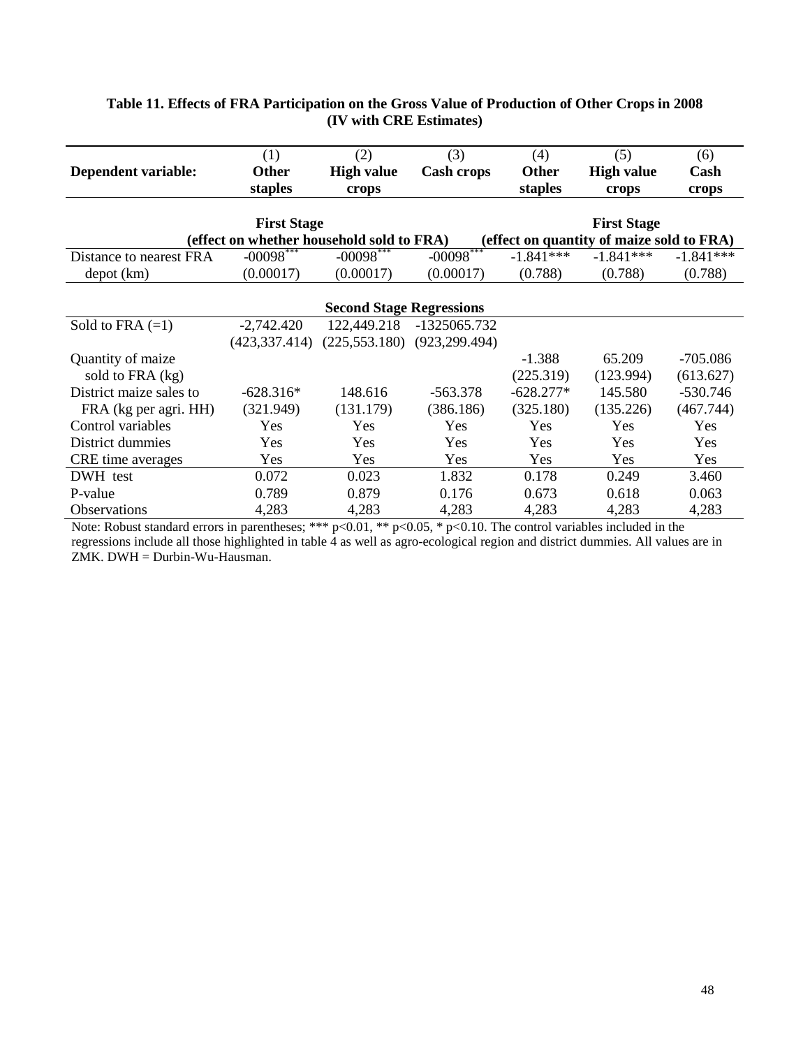**Table 11. Effects of FRA Participation on the Gross Value of Production of Other Crops in 2008 (IV with CRE Estimates)**

| Dependent variable: | (1) Other staples | (2) High value crops | (3) Cash crops | (4) Other staples | (5) High value crops | (6) Cash crops |
|---|---|---|---|---|---|---|
| | First Stage (effect on whether household sold to FRA) | | | First Stage (effect on quantity of maize sold to FRA) | | |
| Distance to nearest FRA depot (km) | -00098*** | -00098*** | -00098*** | -1.841*** | -1.841*** | -1.841*** |
| | (0.00017) | (0.00017) | (0.00017) | (0.788) | (0.788) | (0.788) |
| | Second Stage Regressions | | | | | |
| Sold to FRA (=1) | -2,742.420 | 122,449.218 | -1325065.732 | | | |
| | (423,337.414) | (225,553.180) | (923,299.494) | | | |
| Quantity of maize sold to FRA (kg) | | | | -1.388 | 65.209 | -705.086 |
| | | | | (225.319) | (123.994) | (613.627) |
| District maize sales to FRA (kg per agri. HH) | -628.316* | 148.616 | -563.378 | -628.277* | 145.580 | -530.746 |
| | (321.949) | (131.179) | (386.186) | (325.180) | (135.226) | (467.744) |
| Control variables | Yes | Yes | Yes | Yes | Yes | Yes |
| District dummies | Yes | Yes | Yes | Yes | Yes | Yes |
| CRE time averages | Yes | Yes | Yes | Yes | Yes | Yes |
| DWH test | 0.072 | 0.023 | 1.832 | 0.178 | 0.249 | 3.460 |
| P-value | 0.789 | 0.879 | 0.176 | 0.673 | 0.618 | 0.063 |
| Observations | 4,283 | 4,283 | 4,283 | 4,283 | 4,283 | 4,283 |

Note: Robust standard errors in parentheses; *** p<0.01, ** p<0.05, * p<0.10. The control variables included in the regressions include all those highlighted in table 4 as well as agro-ecological region and district dummies. All values are in ZMK. DWH = Durbin-Wu-Hausman.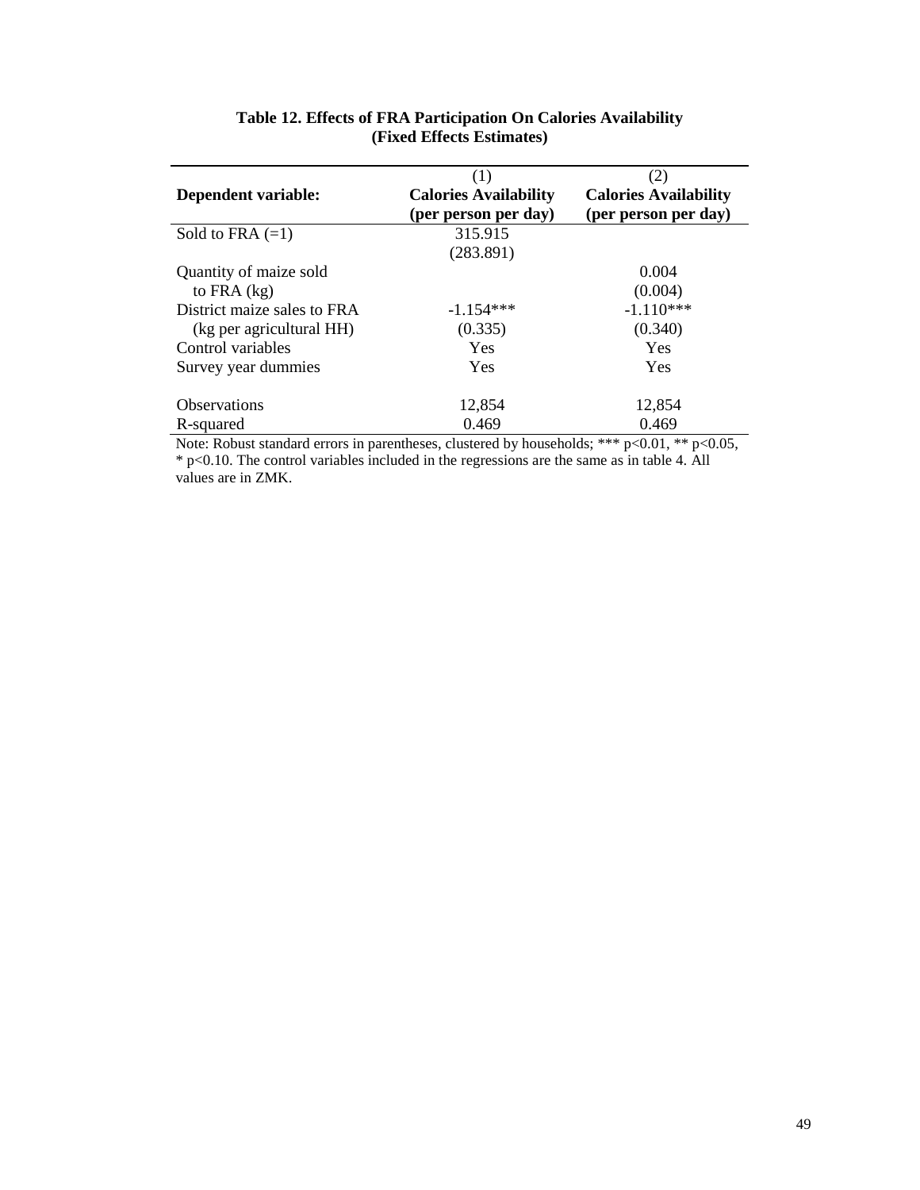**Table 12. Effects of FRA Participation On Calories Availability (Fixed Effects Estimates)**

| | (1) | (2) |
|---|---|---|
| **Dependent variable:** | **Calories Availability (per person per day)** | **Calories Availability (per person per day)** |
| Sold to FRA (=1) | 315.915 | |
| | (283.891) | |
| Quantity of maize sold to FRA (kg) | | 0.004 |
| | | (0.004) |
| District maize sales to FRA (kg per agricultural HH) | -1.154*** | -1.110*** |
| | (0.335) | (0.340) |
| Control variables | Yes | Yes |
| Survey year dummies | Yes | Yes |
| Observations | 12,854 | 12,854 |
| R-squared | 0.469 | 0.469 |

Note: Robust standard errors in parentheses, clustered by households; *** p<0.01, ** p<0.05, * p<0.10. The control variables included in the regressions are the same as in table 4. All values are in ZMK.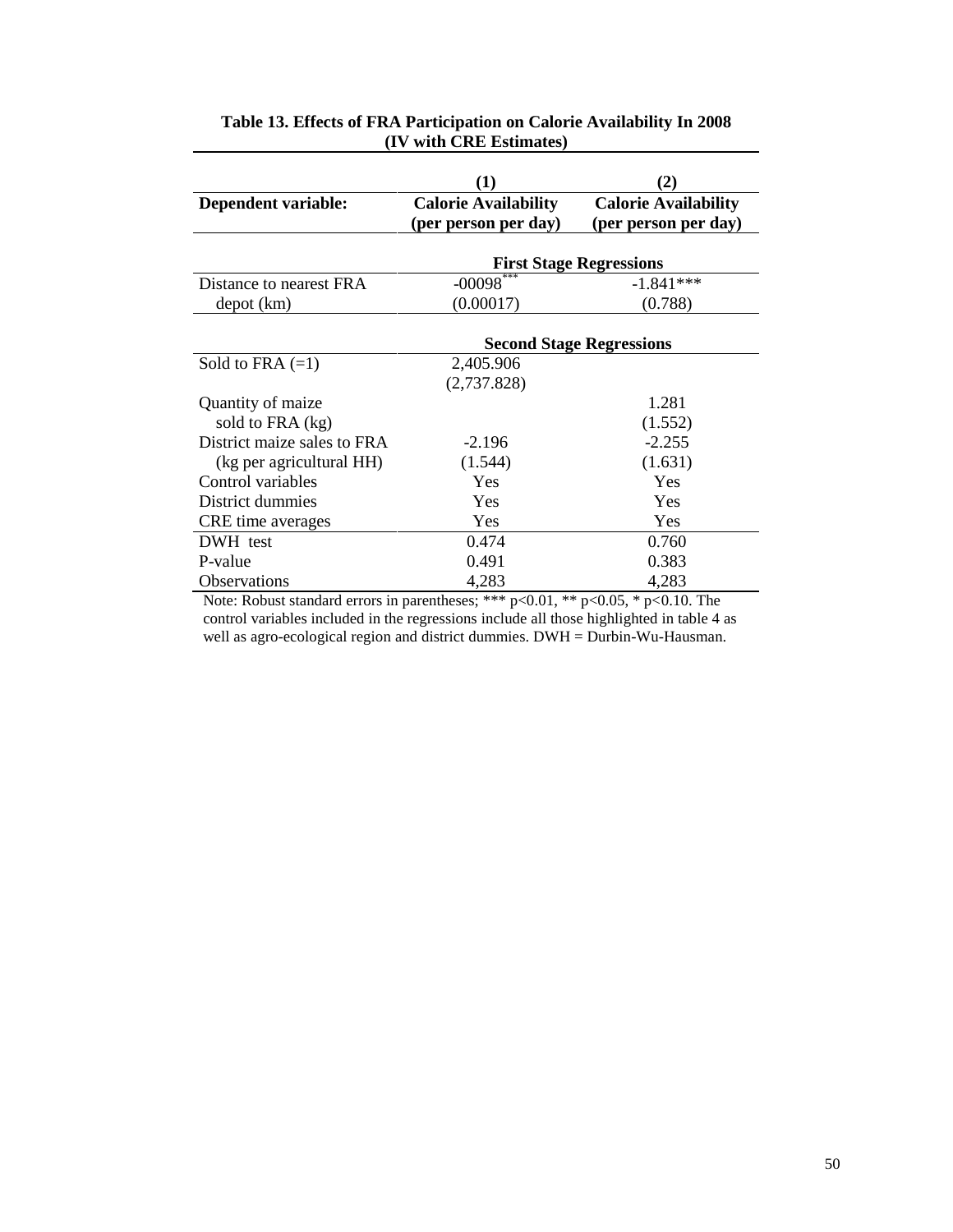**Table 13. Effects of FRA Participation on Calorie Availability In 2008 (IV with CRE Estimates)**

| | (1) | (2) |
|---|---|---|
| **Dependent variable:** | **Calorie Availability (per person per day)** | **Calorie Availability (per person per day)** |
| | **First Stage Regressions** | |
| Distance to nearest FRA depot (km) | -00098*** | -1.841*** |
| | (0.00017) | (0.788) |
| | **Second Stage Regressions** | |
| Sold to FRA (=1) | 2,405.906 | |
| | (2,737.828) | |
| Quantity of maize sold to FRA (kg) | | 1.281 |
| | | (1.552) |
| District maize sales to FRA (kg per agricultural HH) | -2.196 | -2.255 |
| | (1.544) | (1.631) |
| Control variables | Yes | Yes |
| District dummies | Yes | Yes |
| CRE time averages | Yes | Yes |
| DWH test | 0.474 | 0.760 |
| P-value | 0.491 | 0.383 |
| Observations | 4,283 | 4,283 |

Note: Robust standard errors in parentheses; *** p<0.01, ** p<0.05, * p<0.10. The control variables included in the regressions include all those highlighted in table 4 as well as agro-ecological region and district dummies. DWH = Durbin-Wu-Hausman.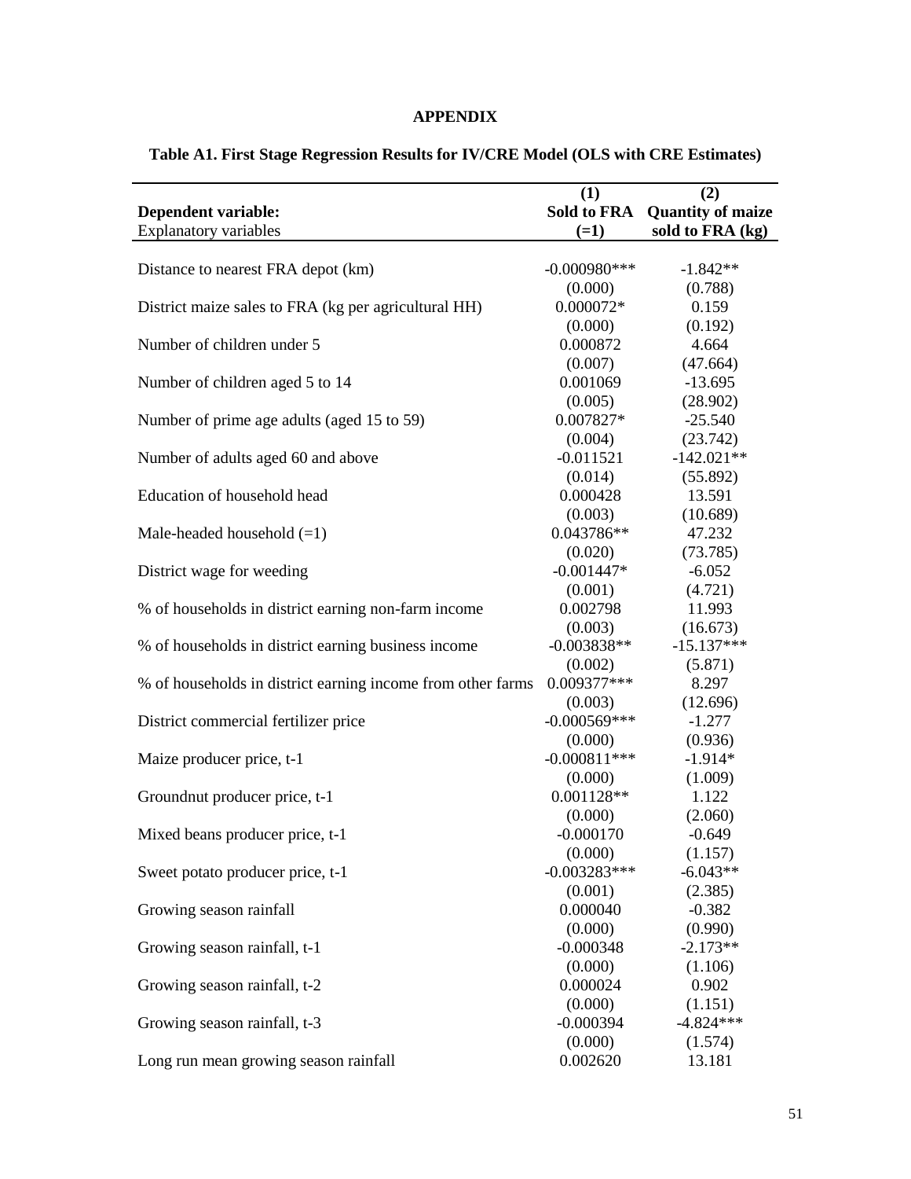## APPENDIX

**Table A1. First Stage Regression Results for IV/CRE Model (OLS with CRE Estimates)**

| **Dependent variable:** Explanatory variables | **(1) Sold to FRA (=1)** | **(2) Quantity of maize sold to FRA (kg)** |
|---|---|---|
| Distance to nearest FRA depot (km) | -0.000980*** | -1.842** |
| | (0.000) | (0.788) |
| District maize sales to FRA (kg per agricultural HH) | 0.000072* | 0.159 |
| | (0.000) | (0.192) |
| Number of children under 5 | 0.000872 | 4.664 |
| | (0.007) | (47.664) |
| Number of children aged 5 to 14 | 0.001069 | -13.695 |
| | (0.005) | (28.902) |
| Number of prime age adults (aged 15 to 59) | 0.007827* | -25.540 |
| | (0.004) | (23.742) |
| Number of adults aged 60 and above | -0.011521 | -142.021** |
| | (0.014) | (55.892) |
| Education of household head | 0.000428 | 13.591 |
| | (0.003) | (10.689) |
| Male-headed household (=1) | 0.043786** | 47.232 |
| | (0.020) | (73.785) |
| District wage for weeding | -0.001447* | -6.052 |
| | (0.001) | (4.721) |
| % of households in district earning non-farm income | 0.002798 | 11.993 |
| | (0.003) | (16.673) |
| % of households in district earning business income | -0.003838** | -15.137*** |
| | (0.002) | (5.871) |
| % of households in district earning income from other farms | 0.009377*** | 8.297 |
| | (0.003) | (12.696) |
| District commercial fertilizer price | -0.000569*** | -1.277 |
| | (0.000) | (0.936) |
| Maize producer price, t-1 | -0.000811*** | -1.914* |
| | (0.000) | (1.009) |
| Groundnut producer price, t-1 | 0.001128** | 1.122 |
| | (0.000) | (2.060) |
| Mixed beans producer price, t-1 | -0.000170 | -0.649 |
| | (0.000) | (1.157) |
| Sweet potato producer price, t-1 | -0.003283*** | -6.043** |
| | (0.001) | (2.385) |
| Growing season rainfall | 0.000040 | -0.382 |
| | (0.000) | (0.990) |
| Growing season rainfall, t-1 | -0.000348 | -2.173** |
| | (0.000) | (1.106) |
| Growing season rainfall, t-2 | 0.000024 | 0.902 |
| | (0.000) | (1.151) |
| Growing season rainfall, t-3 | -0.000394 | -4.824*** |
| | (0.000) | (1.574) |
| Long run mean growing season rainfall | 0.002620 | 13.181 |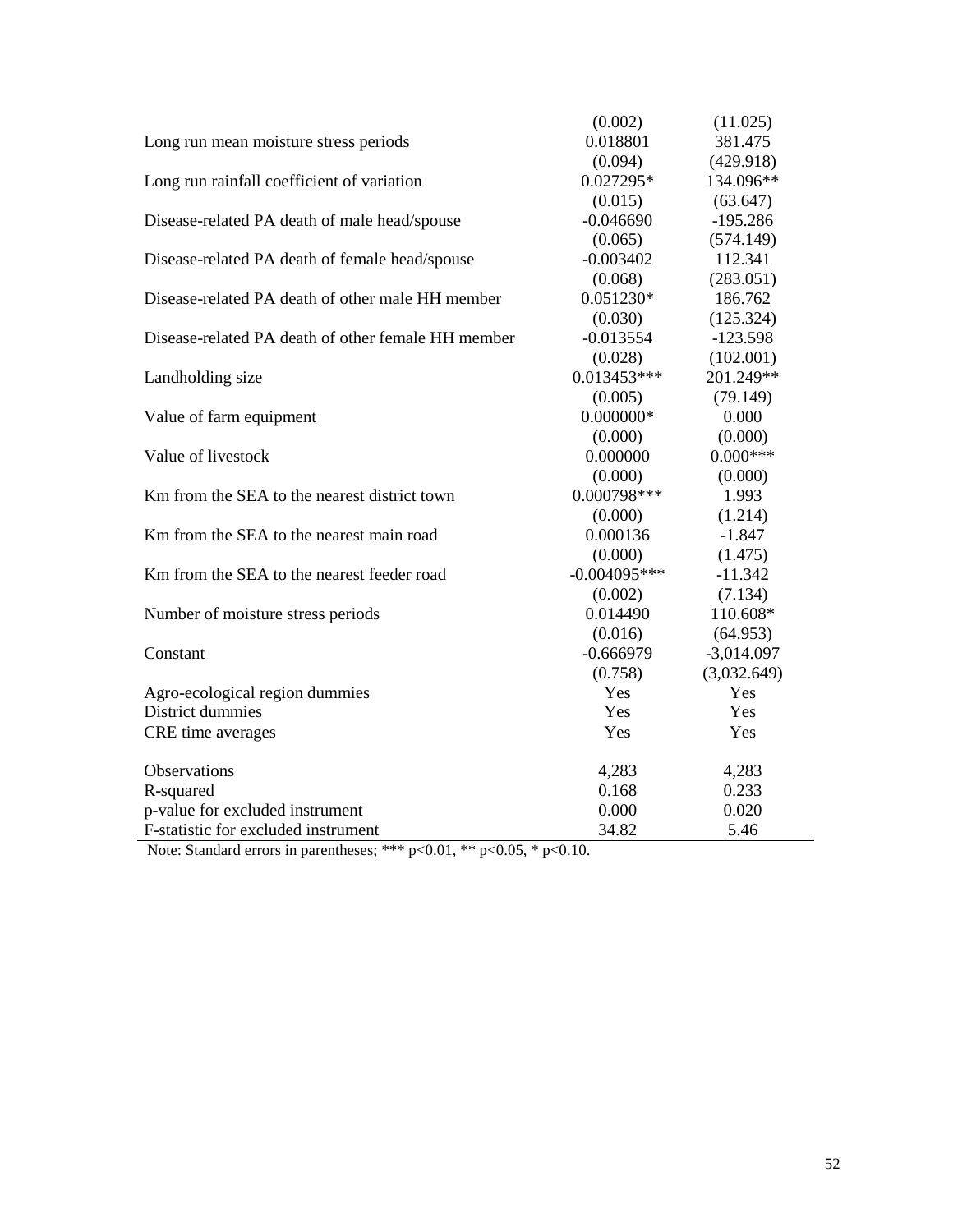| | | |
|---|---|---|
| | (0.002) | (11.025) |
| Long run mean moisture stress periods | 0.018801 | 381.475 |
| | (0.094) | (429.918) |
| Long run rainfall coefficient of variation | 0.027295* | 134.096** |
| | (0.015) | (63.647) |
| Disease-related PA death of male head/spouse | -0.046690 | -195.286 |
| | (0.065) | (574.149) |
| Disease-related PA death of female head/spouse | -0.003402 | 112.341 |
| | (0.068) | (283.051) |
| Disease-related PA death of other male HH member | 0.051230* | 186.762 |
| | (0.030) | (125.324) |
| Disease-related PA death of other female HH member | -0.013554 | -123.598 |
| | (0.028) | (102.001) |
| Landholding size | 0.013453*** | 201.249** |
| | (0.005) | (79.149) |
| Value of farm equipment | 0.000000* | 0.000 |
| | (0.000) | (0.000) |
| Value of livestock | 0.000000 | 0.000*** |
| | (0.000) | (0.000) |
| Km from the SEA to the nearest district town | 0.000798*** | 1.993 |
| | (0.000) | (1.214) |
| Km from the SEA to the nearest main road | 0.000136 | -1.847 |
| | (0.000) | (1.475) |
| Km from the SEA to the nearest feeder road | -0.004095*** | -11.342 |
| | (0.002) | (7.134) |
| Number of moisture stress periods | 0.014490 | 110.608* |
| | (0.016) | (64.953) |
| Constant | -0.666979 | -3,014.097 |
| | (0.758) | (3,032.649) |
| Agro-ecological region dummies | Yes | Yes |
| District dummies | Yes | Yes |
| CRE time averages | Yes | Yes |
| Observations | 4,283 | 4,283 |
| R-squared | 0.168 | 0.233 |
| p-value for excluded instrument | 0.000 | 0.020 |
| F-statistic for excluded instrument | 34.82 | 5.46 |

Note: Standard errors in parentheses; *** p<0.01, ** p<0.05, * p<0.10.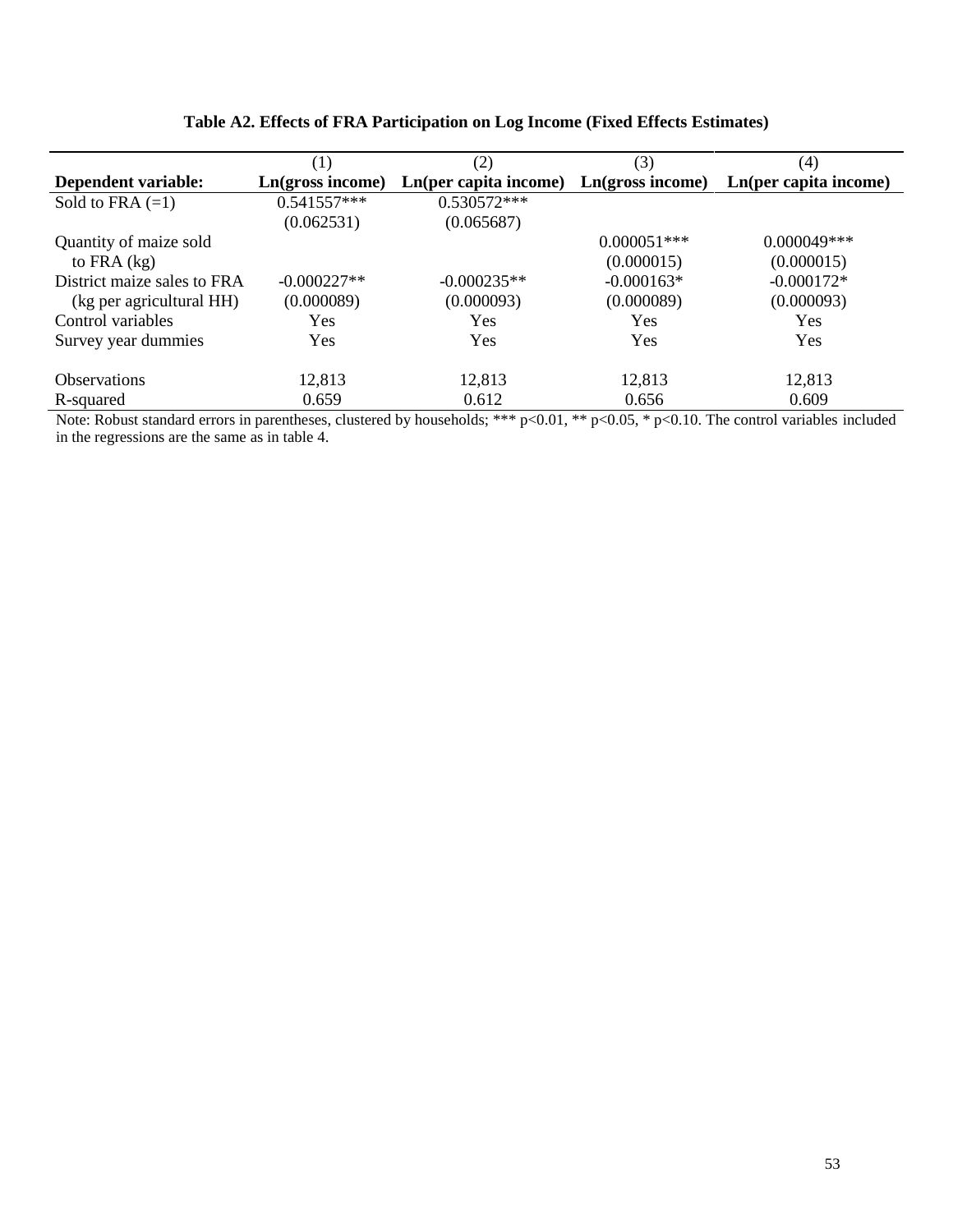**Table A2. Effects of FRA Participation on Log Income (Fixed Effects Estimates)**

| | (1) | (2) | (3) | (4) |
|---|---|---|---|---|
| **Dependent variable:** | **Ln(gross income)** | **Ln(per capita income)** | **Ln(gross income)** | **Ln(per capita income)** |
| Sold to FRA (=1) | 0.541557*** | 0.530572*** | | |
| | (0.062531) | (0.065687) | | |
| Quantity of maize sold to FRA (kg) | | | 0.000051*** | 0.000049*** |
| | | | (0.000015) | (0.000015) |
| District maize sales to FRA (kg per agricultural HH) | -0.000227** | -0.000235** | -0.000163* | -0.000172* |
| | (0.000089) | (0.000093) | (0.000089) | (0.000093) |
| Control variables | Yes | Yes | Yes | Yes |
| Survey year dummies | Yes | Yes | Yes | Yes |
| Observations | 12,813 | 12,813 | 12,813 | 12,813 |
| R-squared | 0.659 | 0.612 | 0.656 | 0.609 |

Note: Robust standard errors in parentheses, clustered by households; *** p<0.01, ** p<0.05, * p<0.10. The control variables included in the regressions are the same as in table 4.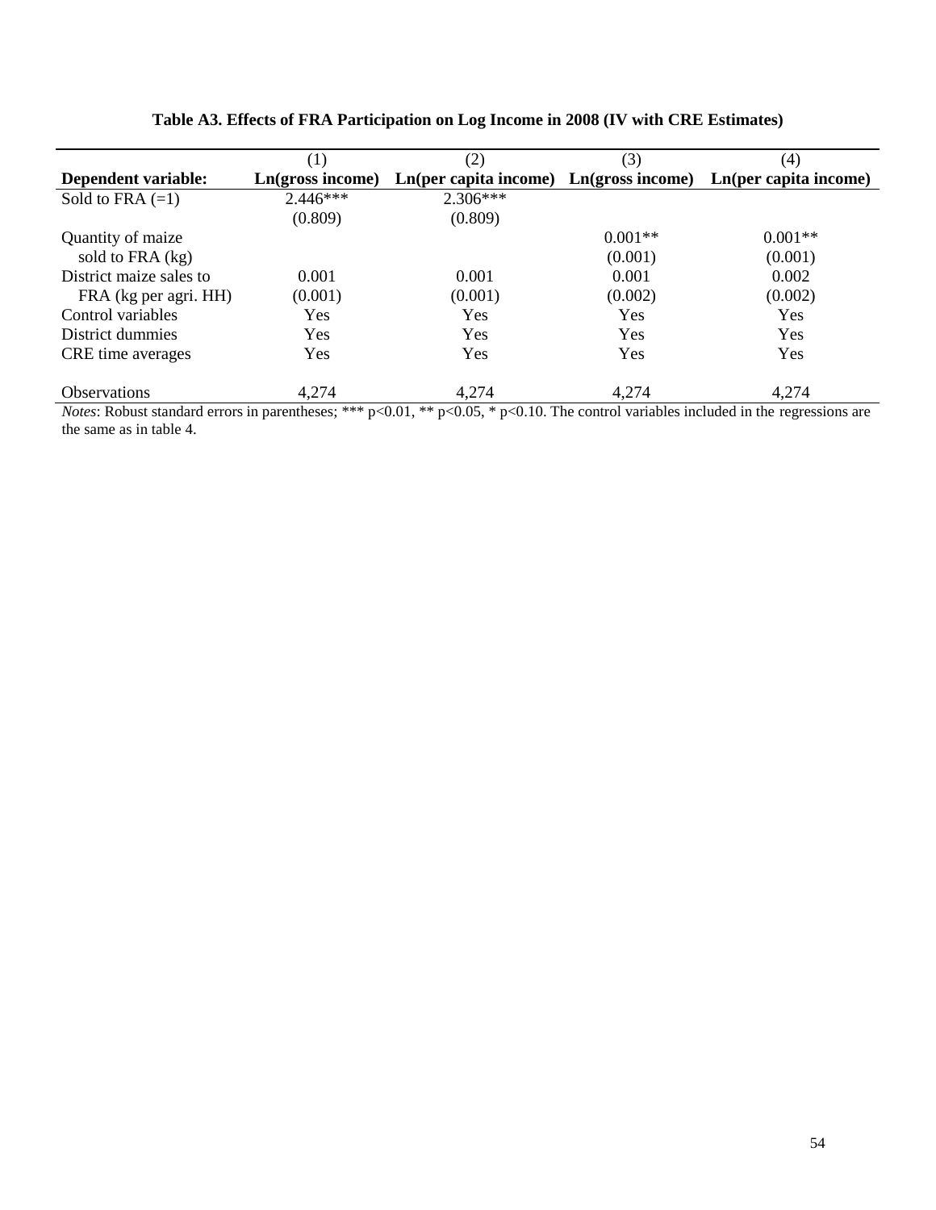**Table A3. Effects of FRA Participation on Log Income in 2008 (IV with CRE Estimates)**

| | (1) | (2) | (3) | (4) |
|---|---|---|---|---|
| **Dependent variable:** | **Ln(gross income)** | **Ln(per capita income)** | **Ln(gross income)** | **Ln(per capita income)** |
| Sold to FRA (=1) | 2.446*** | 2.306*** | | |
| | (0.809) | (0.809) | | |
| Quantity of maize sold to FRA (kg) | | | 0.001** | 0.001** |
| | | | (0.001) | (0.001) |
| District maize sales to FRA (kg per agri. HH) | 0.001 | 0.001 | 0.001 | 0.002 |
| | (0.001) | (0.001) | (0.002) | (0.002) |
| Control variables | Yes | Yes | Yes | Yes |
| District dummies | Yes | Yes | Yes | Yes |
| CRE time averages | Yes | Yes | Yes | Yes |
| Observations | 4,274 | 4,274 | 4,274 | 4,274 |

*Notes*: Robust standard errors in parentheses; *** p<0.01, ** p<0.05, * p<0.10. The control variables included in the regressions are the same as in table 4.